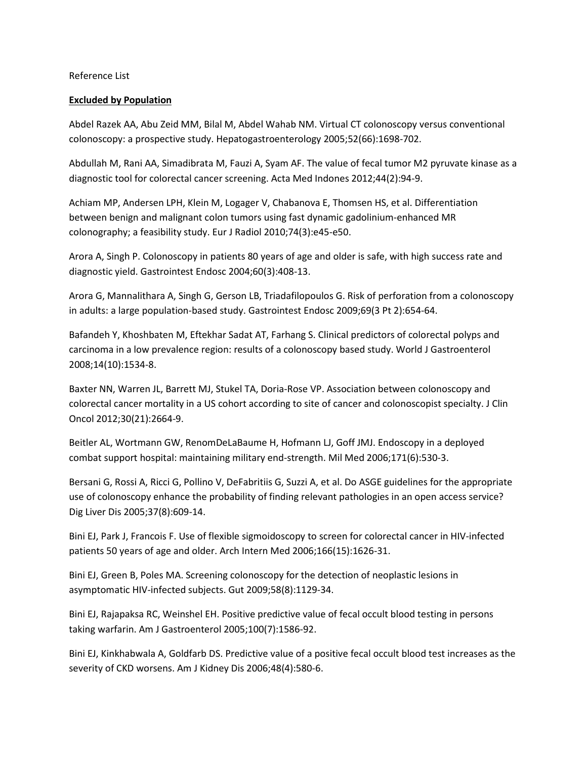Reference List

**Excluded by Population**

Abdel Razek AA, Abu Zeid MM, Bilal M, Abdel Wahab NM. Virtual CT colonoscopy versus conventional colonoscopy: a prospective study. Hepatogastroenterology 2005;52(66):1698-702.

Abdullah M, Rani AA, Simadibrata M, Fauzi A, Syam AF. The value of fecal tumor M2 pyruvate kinase as a diagnostic tool for colorectal cancer screening. Acta Med Indones 2012;44(2):94-9.

Achiam MP, Andersen LPH, Klein M, Logager V, Chabanova E, Thomsen HS, et al. Differentiation between benign and malignant colon tumors using fast dynamic gadolinium-enhanced MR colonography; a feasibility study. Eur J Radiol 2010;74(3):e45-e50.

Arora A, Singh P. Colonoscopy in patients 80 years of age and older is safe, with high success rate and diagnostic yield. Gastrointest Endosc 2004;60(3):408-13.

Arora G, Mannalithara A, Singh G, Gerson LB, Triadafilopoulos G. Risk of perforation from a colonoscopy in adults: a large population-based study. Gastrointest Endosc 2009;69(3 Pt 2):654-64.

Bafandeh Y, Khoshbaten M, Eftekhar Sadat AT, Farhang S. Clinical predictors of colorectal polyps and carcinoma in a low prevalence region: results of a colonoscopy based study. World J Gastroenterol 2008;14(10):1534-8.

Baxter NN, Warren JL, Barrett MJ, Stukel TA, Doria-Rose VP. Association between colonoscopy and colorectal cancer mortality in a US cohort according to site of cancer and colonoscopist specialty. J Clin Oncol 2012;30(21):2664-9.

Beitler AL, Wortmann GW, RenomDeLaBaume H, Hofmann LJ, Goff JMJ. Endoscopy in a deployed combat support hospital: maintaining military end-strength. Mil Med 2006;171(6):530-3.

Bersani G, Rossi A, Ricci G, Pollino V, DeFabritiis G, Suzzi A, et al. Do ASGE guidelines for the appropriate use of colonoscopy enhance the probability of finding relevant pathologies in an open access service? Dig Liver Dis 2005;37(8):609-14.

Bini EJ, Park J, Francois F. Use of flexible sigmoidoscopy to screen for colorectal cancer in HIV-infected patients 50 years of age and older. Arch Intern Med 2006;166(15):1626-31.

Bini EJ, Green B, Poles MA. Screening colonoscopy for the detection of neoplastic lesions in asymptomatic HIV-infected subjects. Gut 2009;58(8):1129-34.

Bini EJ, Rajapaksa RC, Weinshel EH. Positive predictive value of fecal occult blood testing in persons taking warfarin. Am J Gastroenterol 2005;100(7):1586-92.

Bini EJ, Kinkhabwala A, Goldfarb DS. Predictive value of a positive fecal occult blood test increases as the severity of CKD worsens. Am J Kidney Dis 2006;48(4):580-6.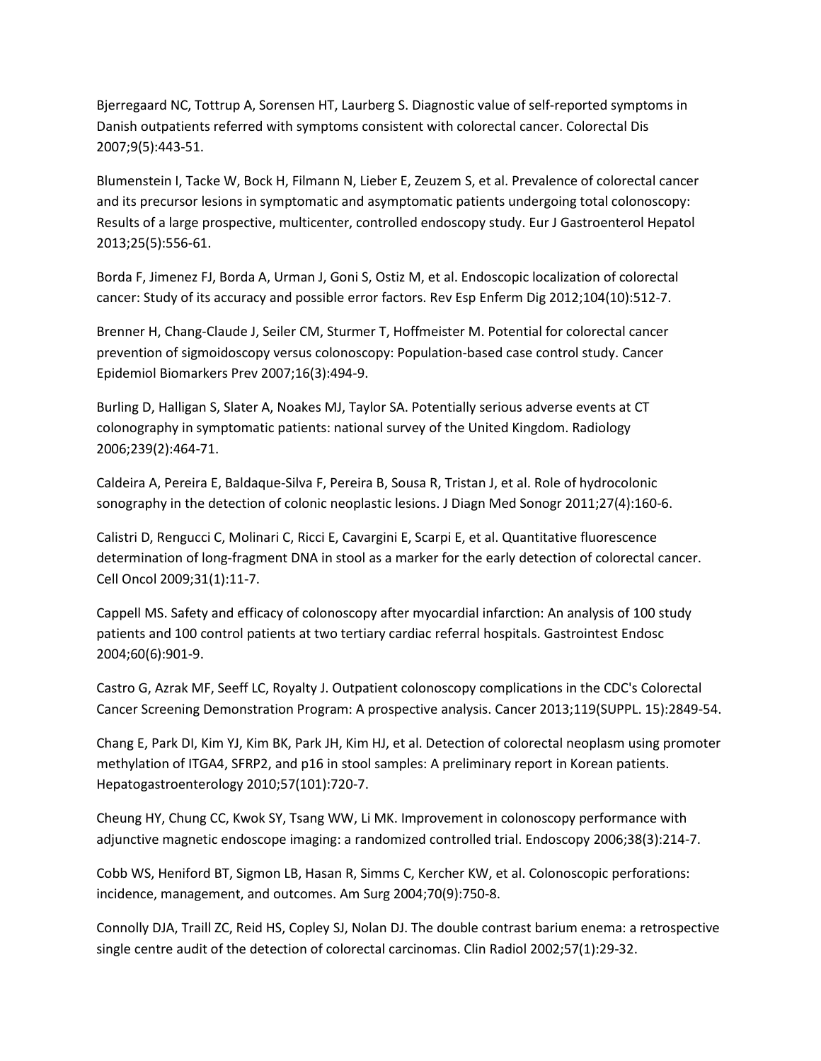Bjerregaard NC, Tottrup A, Sorensen HT, Laurberg S. Diagnostic value of self-reported symptoms in Danish outpatients referred with symptoms consistent with colorectal cancer. Colorectal Dis 2007;9(5):443-51.

Blumenstein I, Tacke W, Bock H, Filmann N, Lieber E, Zeuzem S, et al. Prevalence of colorectal cancer and its precursor lesions in symptomatic and asymptomatic patients undergoing total colonoscopy: Results of a large prospective, multicenter, controlled endoscopy study. Eur J Gastroenterol Hepatol 2013;25(5):556-61.

Borda F, Jimenez FJ, Borda A, Urman J, Goni S, Ostiz M, et al. Endoscopic localization of colorectal cancer: Study of its accuracy and possible error factors. Rev Esp Enferm Dig 2012;104(10):512-7.

Brenner H, Chang-Claude J, Seiler CM, Sturmer T, Hoffmeister M. Potential for colorectal cancer prevention of sigmoidoscopy versus colonoscopy: Population-based case control study. Cancer Epidemiol Biomarkers Prev 2007;16(3):494-9.

Burling D, Halligan S, Slater A, Noakes MJ, Taylor SA. Potentially serious adverse events at CT colonography in symptomatic patients: national survey of the United Kingdom. Radiology 2006;239(2):464-71.

Caldeira A, Pereira E, Baldaque-Silva F, Pereira B, Sousa R, Tristan J, et al. Role of hydrocolonic sonography in the detection of colonic neoplastic lesions. J Diagn Med Sonogr 2011;27(4):160-6.

Calistri D, Rengucci C, Molinari C, Ricci E, Cavargini E, Scarpi E, et al. Quantitative fluorescence determination of long-fragment DNA in stool as a marker for the early detection of colorectal cancer. Cell Oncol 2009;31(1):11-7.

Cappell MS. Safety and efficacy of colonoscopy after myocardial infarction: An analysis of 100 study patients and 100 control patients at two tertiary cardiac referral hospitals. Gastrointest Endosc 2004;60(6):901-9.

Castro G, Azrak MF, Seeff LC, Royalty J. Outpatient colonoscopy complications in the CDC's Colorectal Cancer Screening Demonstration Program: A prospective analysis. Cancer 2013;119(SUPPL. 15):2849-54.

Chang E, Park DI, Kim YJ, Kim BK, Park JH, Kim HJ, et al. Detection of colorectal neoplasm using promoter methylation of ITGA4, SFRP2, and p16 in stool samples: A preliminary report in Korean patients. Hepatogastroenterology 2010;57(101):720-7.

Cheung HY, Chung CC, Kwok SY, Tsang WW, Li MK. Improvement in colonoscopy performance with adjunctive magnetic endoscope imaging: a randomized controlled trial. Endoscopy 2006;38(3):214-7.

Cobb WS, Heniford BT, Sigmon LB, Hasan R, Simms C, Kercher KW, et al. Colonoscopic perforations: incidence, management, and outcomes. Am Surg 2004;70(9):750-8.

Connolly DJA, Traill ZC, Reid HS, Copley SJ, Nolan DJ. The double contrast barium enema: a retrospective single centre audit of the detection of colorectal carcinomas. Clin Radiol 2002;57(1):29-32.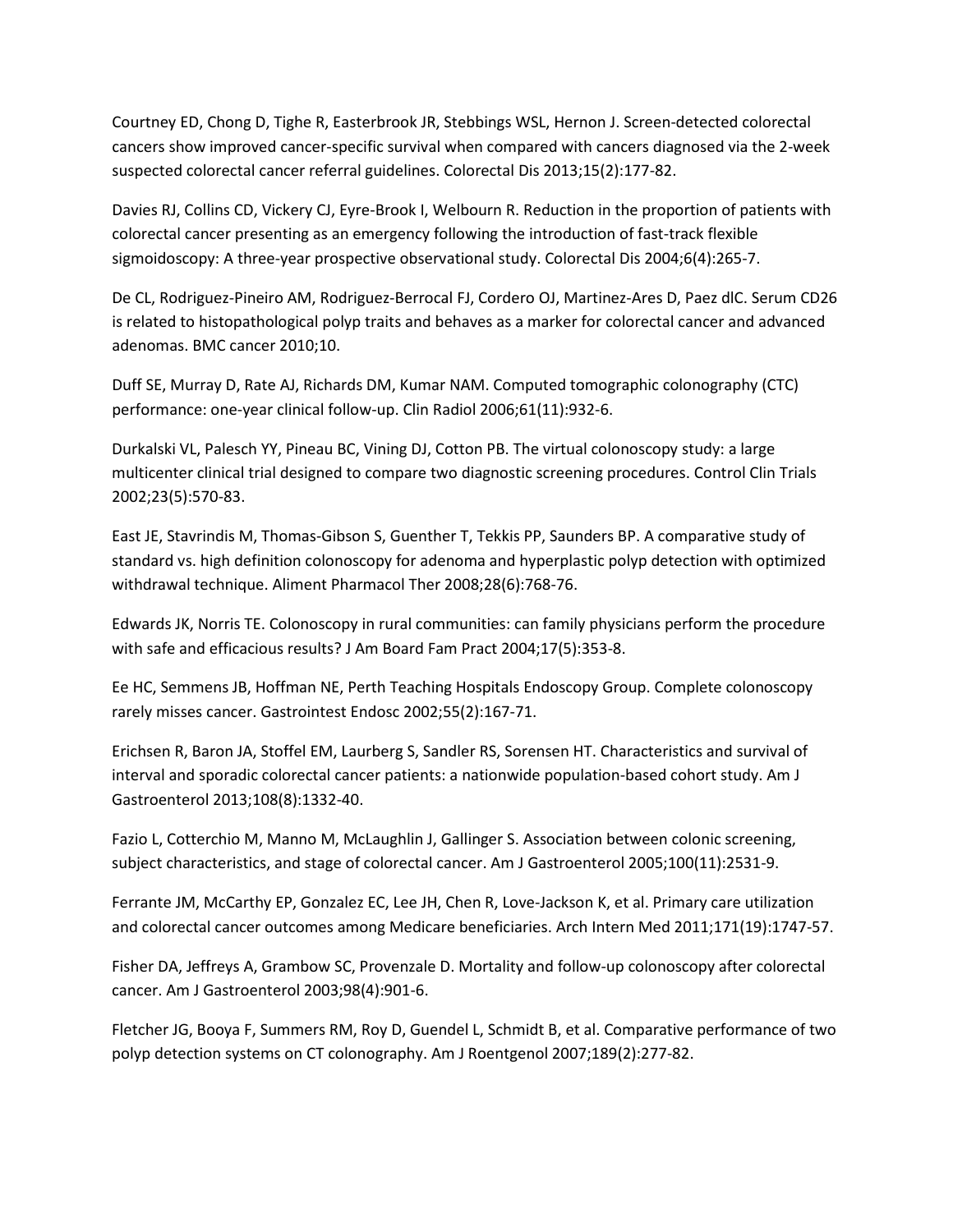Courtney ED, Chong D, Tighe R, Easterbrook JR, Stebbings WSL, Hernon J. Screen-detected colorectal cancers show improved cancer-specific survival when compared with cancers diagnosed via the 2-week suspected colorectal cancer referral guidelines. Colorectal Dis 2013;15(2):177-82.

Davies RJ, Collins CD, Vickery CJ, Eyre-Brook I, Welbourn R. Reduction in the proportion of patients with colorectal cancer presenting as an emergency following the introduction of fast-track flexible sigmoidoscopy: A three-year prospective observational study. Colorectal Dis 2004;6(4):265-7.

De CL, Rodriguez-Pineiro AM, Rodriguez-Berrocal FJ, Cordero OJ, Martinez-Ares D, Paez dlC. Serum CD26 is related to histopathological polyp traits and behaves as a marker for colorectal cancer and advanced adenomas. BMC cancer 2010;10.

Duff SE, Murray D, Rate AJ, Richards DM, Kumar NAM. Computed tomographic colonography (CTC) performance: one-year clinical follow-up. Clin Radiol 2006;61(11):932-6.

Durkalski VL, Palesch YY, Pineau BC, Vining DJ, Cotton PB. The virtual colonoscopy study: a large multicenter clinical trial designed to compare two diagnostic screening procedures. Control Clin Trials 2002;23(5):570-83.

East JE, Stavrindis M, Thomas-Gibson S, Guenther T, Tekkis PP, Saunders BP. A comparative study of standard vs. high definition colonoscopy for adenoma and hyperplastic polyp detection with optimized withdrawal technique. Aliment Pharmacol Ther 2008;28(6):768-76.

Edwards JK, Norris TE. Colonoscopy in rural communities: can family physicians perform the procedure with safe and efficacious results? J Am Board Fam Pract 2004;17(5):353-8.

Ee HC, Semmens JB, Hoffman NE, Perth Teaching Hospitals Endoscopy Group. Complete colonoscopy rarely misses cancer. Gastrointest Endosc 2002;55(2):167-71.

Erichsen R, Baron JA, Stoffel EM, Laurberg S, Sandler RS, Sorensen HT. Characteristics and survival of interval and sporadic colorectal cancer patients: a nationwide population-based cohort study. Am J Gastroenterol 2013;108(8):1332-40.

Fazio L, Cotterchio M, Manno M, McLaughlin J, Gallinger S. Association between colonic screening, subject characteristics, and stage of colorectal cancer. Am J Gastroenterol 2005;100(11):2531-9.

Ferrante JM, McCarthy EP, Gonzalez EC, Lee JH, Chen R, Love-Jackson K, et al. Primary care utilization and colorectal cancer outcomes among Medicare beneficiaries. Arch Intern Med 2011;171(19):1747-57.

Fisher DA, Jeffreys A, Grambow SC, Provenzale D. Mortality and follow-up colonoscopy after colorectal cancer. Am J Gastroenterol 2003;98(4):901-6.

Fletcher JG, Booya F, Summers RM, Roy D, Guendel L, Schmidt B, et al. Comparative performance of two polyp detection systems on CT colonography. Am J Roentgenol 2007;189(2):277-82.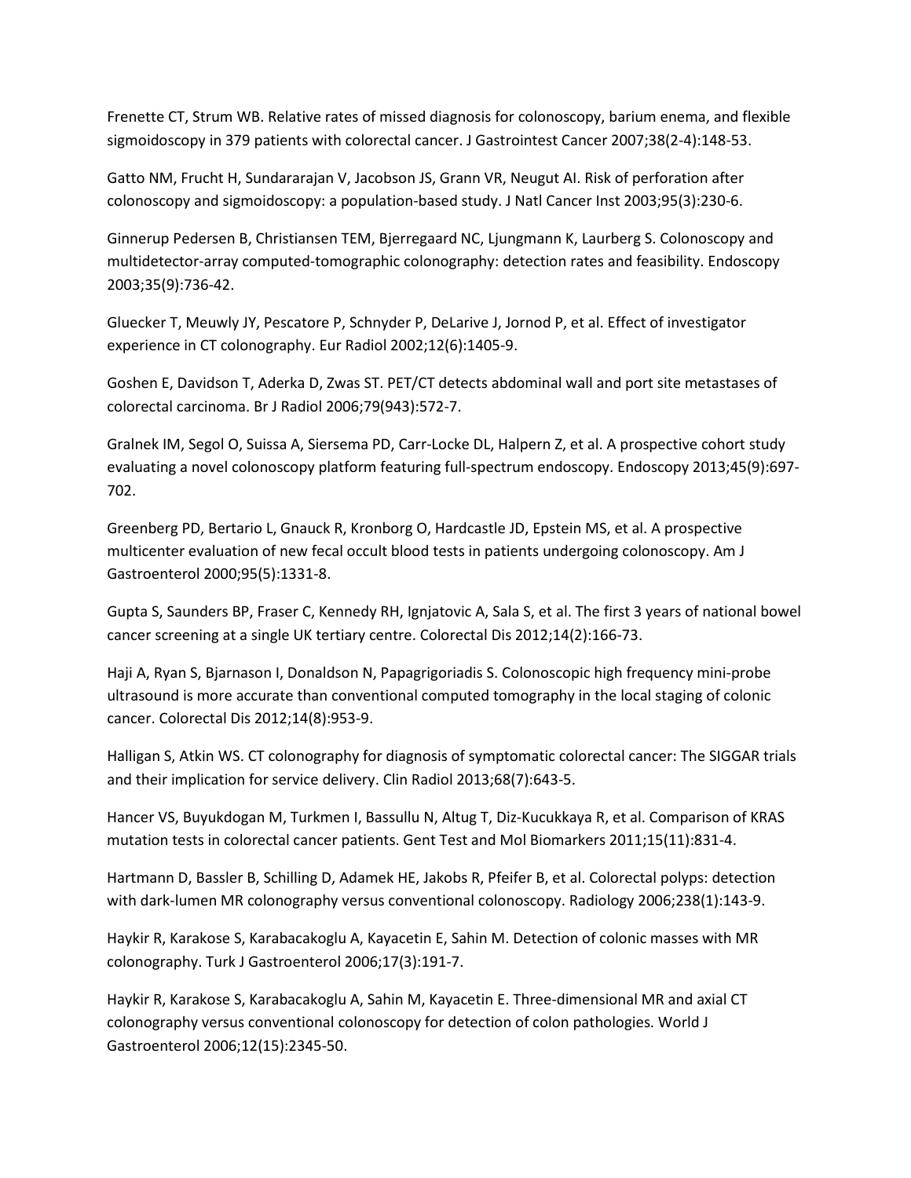Frenette CT, Strum WB. Relative rates of missed diagnosis for colonoscopy, barium enema, and flexible sigmoidoscopy in 379 patients with colorectal cancer. J Gastrointest Cancer 2007;38(2-4):148-53.

Gatto NM, Frucht H, Sundararajan V, Jacobson JS, Grann VR, Neugut AI. Risk of perforation after colonoscopy and sigmoidoscopy: a population-based study. J Natl Cancer Inst 2003;95(3):230-6.

Ginnerup Pedersen B, Christiansen TEM, Bjerregaard NC, Ljungmann K, Laurberg S. Colonoscopy and multidetector-array computed-tomographic colonography: detection rates and feasibility. Endoscopy 2003;35(9):736-42.

Gluecker T, Meuwly JY, Pescatore P, Schnyder P, DeLarive J, Jornod P, et al. Effect of investigator experience in CT colonography. Eur Radiol 2002;12(6):1405-9.

Goshen E, Davidson T, Aderka D, Zwas ST. PET/CT detects abdominal wall and port site metastases of colorectal carcinoma. Br J Radiol 2006;79(943):572-7.

Gralnek IM, Segol O, Suissa A, Siersema PD, Carr-Locke DL, Halpern Z, et al. A prospective cohort study evaluating a novel colonoscopy platform featuring full-spectrum endoscopy. Endoscopy 2013;45(9):697-702.

Greenberg PD, Bertario L, Gnauck R, Kronborg O, Hardcastle JD, Epstein MS, et al. A prospective multicenter evaluation of new fecal occult blood tests in patients undergoing colonoscopy. Am J Gastroenterol 2000;95(5):1331-8.

Gupta S, Saunders BP, Fraser C, Kennedy RH, Ignjatovic A, Sala S, et al. The first 3 years of national bowel cancer screening at a single UK tertiary centre. Colorectal Dis 2012;14(2):166-73.

Haji A, Ryan S, Bjarnason I, Donaldson N, Papagrigoriadis S. Colonoscopic high frequency mini-probe ultrasound is more accurate than conventional computed tomography in the local staging of colonic cancer. Colorectal Dis 2012;14(8):953-9.

Halligan S, Atkin WS. CT colonography for diagnosis of symptomatic colorectal cancer: The SIGGAR trials and their implication for service delivery. Clin Radiol 2013;68(7):643-5.

Hancer VS, Buyukdogan M, Turkmen I, Bassullu N, Altug T, Diz-Kucukkaya R, et al. Comparison of KRAS mutation tests in colorectal cancer patients. Gent Test and Mol Biomarkers 2011;15(11):831-4.

Hartmann D, Bassler B, Schilling D, Adamek HE, Jakobs R, Pfeifer B, et al. Colorectal polyps: detection with dark-lumen MR colonography versus conventional colonoscopy. Radiology 2006;238(1):143-9.

Haykir R, Karakose S, Karabacakoglu A, Kayacetin E, Sahin M. Detection of colonic masses with MR colonography. Turk J Gastroenterol 2006;17(3):191-7.

Haykir R, Karakose S, Karabacakoglu A, Sahin M, Kayacetin E. Three-dimensional MR and axial CT colonography versus conventional colonoscopy for detection of colon pathologies. World J Gastroenterol 2006;12(15):2345-50.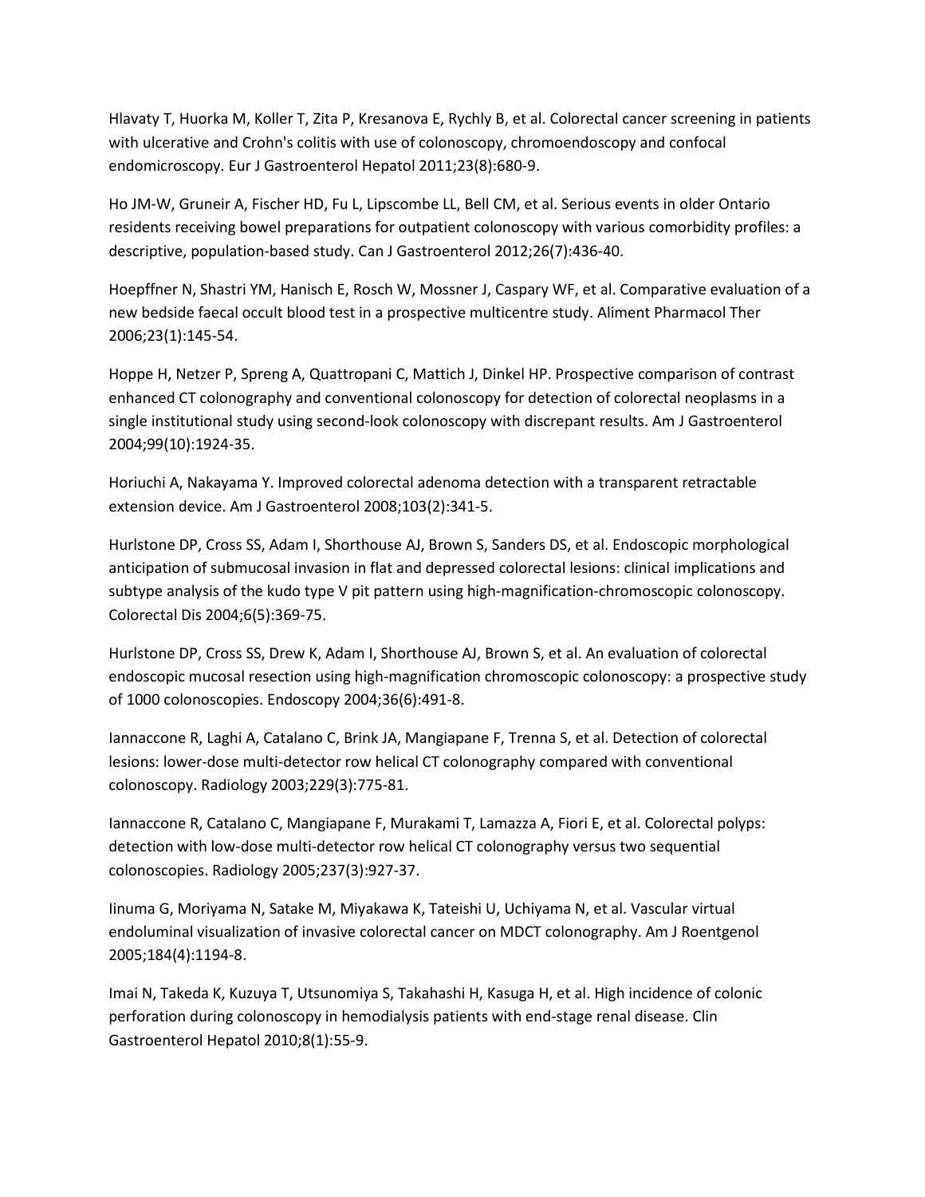Hlavaty T, Huorka M, Koller T, Zita P, Kresanova E, Rychly B, et al. Colorectal cancer screening in patients with ulcerative and Crohn's colitis with use of colonoscopy, chromoendoscopy and confocal endomicroscopy. Eur J Gastroenterol Hepatol 2011;23(8):680-9.

Ho JM-W, Gruneir A, Fischer HD, Fu L, Lipscombe LL, Bell CM, et al. Serious events in older Ontario residents receiving bowel preparations for outpatient colonoscopy with various comorbidity profiles: a descriptive, population-based study. Can J Gastroenterol 2012;26(7):436-40.

Hoepffner N, Shastri YM, Hanisch E, Rosch W, Mossner J, Caspary WF, et al. Comparative evaluation of a new bedside faecal occult blood test in a prospective multicentre study. Aliment Pharmacol Ther 2006;23(1):145-54.

Hoppe H, Netzer P, Spreng A, Quattropani C, Mattich J, Dinkel HP. Prospective comparison of contrast enhanced CT colonography and conventional colonoscopy for detection of colorectal neoplasms in a single institutional study using second-look colonoscopy with discrepant results. Am J Gastroenterol 2004;99(10):1924-35.

Horiuchi A, Nakayama Y. Improved colorectal adenoma detection with a transparent retractable extension device. Am J Gastroenterol 2008;103(2):341-5.

Hurlstone DP, Cross SS, Adam I, Shorthouse AJ, Brown S, Sanders DS, et al. Endoscopic morphological anticipation of submucosal invasion in flat and depressed colorectal lesions: clinical implications and subtype analysis of the kudo type V pit pattern using high-magnification-chromoscopic colonoscopy. Colorectal Dis 2004;6(5):369-75.

Hurlstone DP, Cross SS, Drew K, Adam I, Shorthouse AJ, Brown S, et al. An evaluation of colorectal endoscopic mucosal resection using high-magnification chromoscopic colonoscopy: a prospective study of 1000 colonoscopies. Endoscopy 2004;36(6):491-8.

Iannaccone R, Laghi A, Catalano C, Brink JA, Mangiapane F, Trenna S, et al. Detection of colorectal lesions: lower-dose multi-detector row helical CT colonography compared with conventional colonoscopy. Radiology 2003;229(3):775-81.

Iannaccone R, Catalano C, Mangiapane F, Murakami T, Lamazza A, Fiori E, et al. Colorectal polyps: detection with low-dose multi-detector row helical CT colonography versus two sequential colonoscopies. Radiology 2005;237(3):927-37.

Iinuma G, Moriyama N, Satake M, Miyakawa K, Tateishi U, Uchiyama N, et al. Vascular virtual endoluminal visualization of invasive colorectal cancer on MDCT colonography. Am J Roentgenol 2005;184(4):1194-8.

Imai N, Takeda K, Kuzuya T, Utsunomiya S, Takahashi H, Kasuga H, et al. High incidence of colonic perforation during colonoscopy in hemodialysis patients with end-stage renal disease. Clin Gastroenterol Hepatol 2010;8(1):55-9.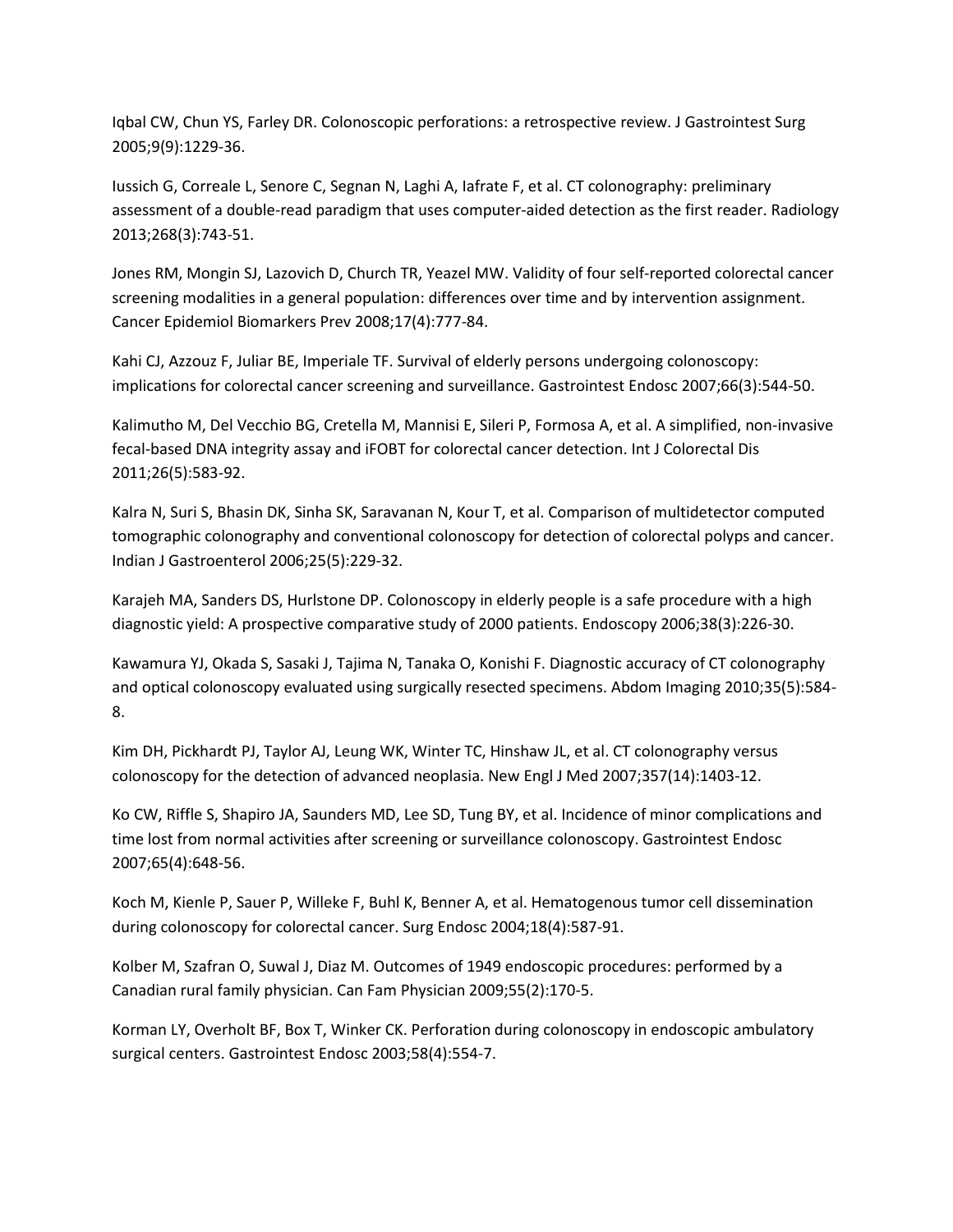Iqbal CW, Chun YS, Farley DR. Colonoscopic perforations: a retrospective review. J Gastrointest Surg 2005;9(9):1229-36.

Iussich G, Correale L, Senore C, Segnan N, Laghi A, Iafrate F, et al. CT colonography: preliminary assessment of a double-read paradigm that uses computer-aided detection as the first reader. Radiology 2013;268(3):743-51.

Jones RM, Mongin SJ, Lazovich D, Church TR, Yeazel MW. Validity of four self-reported colorectal cancer screening modalities in a general population: differences over time and by intervention assignment. Cancer Epidemiol Biomarkers Prev 2008;17(4):777-84.

Kahi CJ, Azzouz F, Juliar BE, Imperiale TF. Survival of elderly persons undergoing colonoscopy: implications for colorectal cancer screening and surveillance. Gastrointest Endosc 2007;66(3):544-50.

Kalimutho M, Del Vecchio BG, Cretella M, Mannisi E, Sileri P, Formosa A, et al. A simplified, non-invasive fecal-based DNA integrity assay and iFOBT for colorectal cancer detection. Int J Colorectal Dis 2011;26(5):583-92.

Kalra N, Suri S, Bhasin DK, Sinha SK, Saravanan N, Kour T, et al. Comparison of multidetector computed tomographic colonography and conventional colonoscopy for detection of colorectal polyps and cancer. Indian J Gastroenterol 2006;25(5):229-32.

Karajeh MA, Sanders DS, Hurlstone DP. Colonoscopy in elderly people is a safe procedure with a high diagnostic yield: A prospective comparative study of 2000 patients. Endoscopy 2006;38(3):226-30.

Kawamura YJ, Okada S, Sasaki J, Tajima N, Tanaka O, Konishi F. Diagnostic accuracy of CT colonography and optical colonoscopy evaluated using surgically resected specimens. Abdom Imaging 2010;35(5):584-8.

Kim DH, Pickhardt PJ, Taylor AJ, Leung WK, Winter TC, Hinshaw JL, et al. CT colonography versus colonoscopy for the detection of advanced neoplasia. New Engl J Med 2007;357(14):1403-12.

Ko CW, Riffle S, Shapiro JA, Saunders MD, Lee SD, Tung BY, et al. Incidence of minor complications and time lost from normal activities after screening or surveillance colonoscopy. Gastrointest Endosc 2007;65(4):648-56.

Koch M, Kienle P, Sauer P, Willeke F, Buhl K, Benner A, et al. Hematogenous tumor cell dissemination during colonoscopy for colorectal cancer. Surg Endosc 2004;18(4):587-91.

Kolber M, Szafran O, Suwal J, Diaz M. Outcomes of 1949 endoscopic procedures: performed by a Canadian rural family physician. Can Fam Physician 2009;55(2):170-5.

Korman LY, Overholt BF, Box T, Winker CK. Perforation during colonoscopy in endoscopic ambulatory surgical centers. Gastrointest Endosc 2003;58(4):554-7.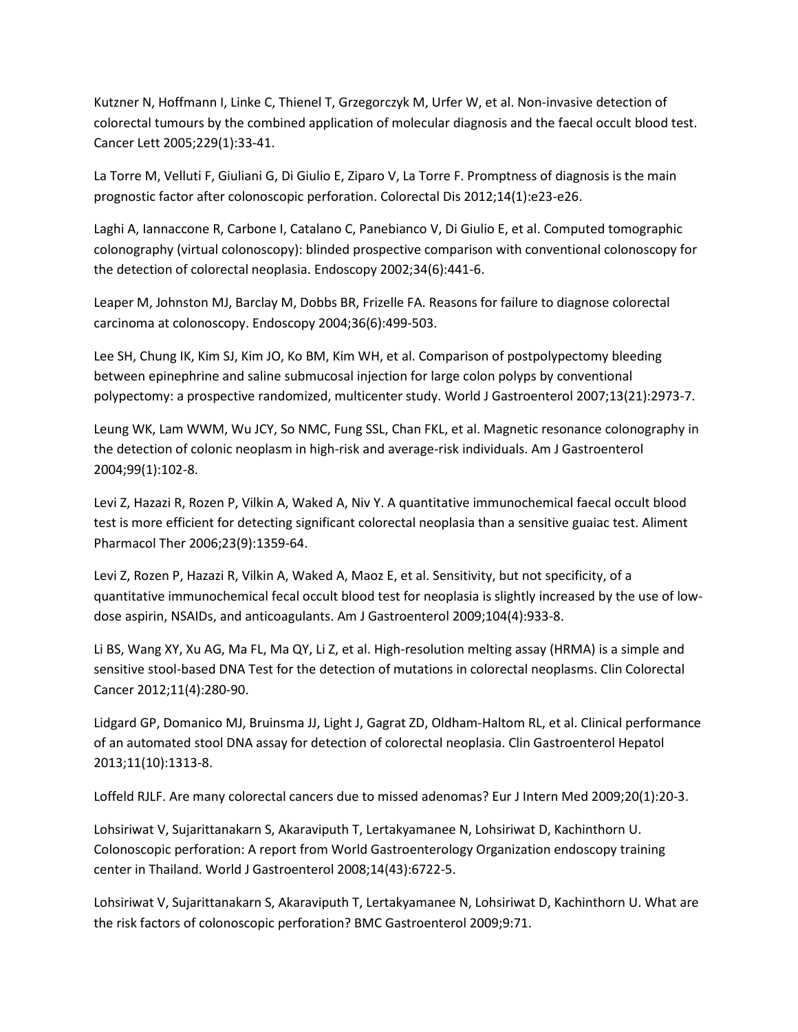Kutzner N, Hoffmann I, Linke C, Thienel T, Grzegorczyk M, Urfer W, et al. Non-invasive detection of colorectal tumours by the combined application of molecular diagnosis and the faecal occult blood test. Cancer Lett 2005;229(1):33-41.

La Torre M, Velluti F, Giuliani G, Di Giulio E, Ziparo V, La Torre F. Promptness of diagnosis is the main prognostic factor after colonoscopic perforation. Colorectal Dis 2012;14(1):e23-e26.

Laghi A, Iannaccone R, Carbone I, Catalano C, Panebianco V, Di Giulio E, et al. Computed tomographic colonography (virtual colonoscopy): blinded prospective comparison with conventional colonoscopy for the detection of colorectal neoplasia. Endoscopy 2002;34(6):441-6.

Leaper M, Johnston MJ, Barclay M, Dobbs BR, Frizelle FA. Reasons for failure to diagnose colorectal carcinoma at colonoscopy. Endoscopy 2004;36(6):499-503.

Lee SH, Chung IK, Kim SJ, Kim JO, Ko BM, Kim WH, et al. Comparison of postpolypectomy bleeding between epinephrine and saline submucosal injection for large colon polyps by conventional polypectomy: a prospective randomized, multicenter study. World J Gastroenterol 2007;13(21):2973-7.

Leung WK, Lam WWM, Wu JCY, So NMC, Fung SSL, Chan FKL, et al. Magnetic resonance colonography in the detection of colonic neoplasm in high-risk and average-risk individuals. Am J Gastroenterol 2004;99(1):102-8.

Levi Z, Hazazi R, Rozen P, Vilkin A, Waked A, Niv Y. A quantitative immunochemical faecal occult blood test is more efficient for detecting significant colorectal neoplasia than a sensitive guaiac test. Aliment Pharmacol Ther 2006;23(9):1359-64.

Levi Z, Rozen P, Hazazi R, Vilkin A, Waked A, Maoz E, et al. Sensitivity, but not specificity, of a quantitative immunochemical fecal occult blood test for neoplasia is slightly increased by the use of low-dose aspirin, NSAIDs, and anticoagulants. Am J Gastroenterol 2009;104(4):933-8.

Li BS, Wang XY, Xu AG, Ma FL, Ma QY, Li Z, et al. High-resolution melting assay (HRMA) is a simple and sensitive stool-based DNA Test for the detection of mutations in colorectal neoplasms. Clin Colorectal Cancer 2012;11(4):280-90.

Lidgard GP, Domanico MJ, Bruinsma JJ, Light J, Gagrat ZD, Oldham-Haltom RL, et al. Clinical performance of an automated stool DNA assay for detection of colorectal neoplasia. Clin Gastroenterol Hepatol 2013;11(10):1313-8.

Loffeld RJLF. Are many colorectal cancers due to missed adenomas? Eur J Intern Med 2009;20(1):20-3.

Lohsiriwat V, Sujarittanakarn S, Akaraviputh T, Lertakyamanee N, Lohsiriwat D, Kachinthorn U. Colonoscopic perforation: A report from World Gastroenterology Organization endoscopy training center in Thailand. World J Gastroenterol 2008;14(43):6722-5.

Lohsiriwat V, Sujarittanakarn S, Akaraviputh T, Lertakyamanee N, Lohsiriwat D, Kachinthorn U. What are the risk factors of colonoscopic perforation? BMC Gastroenterol 2009;9:71.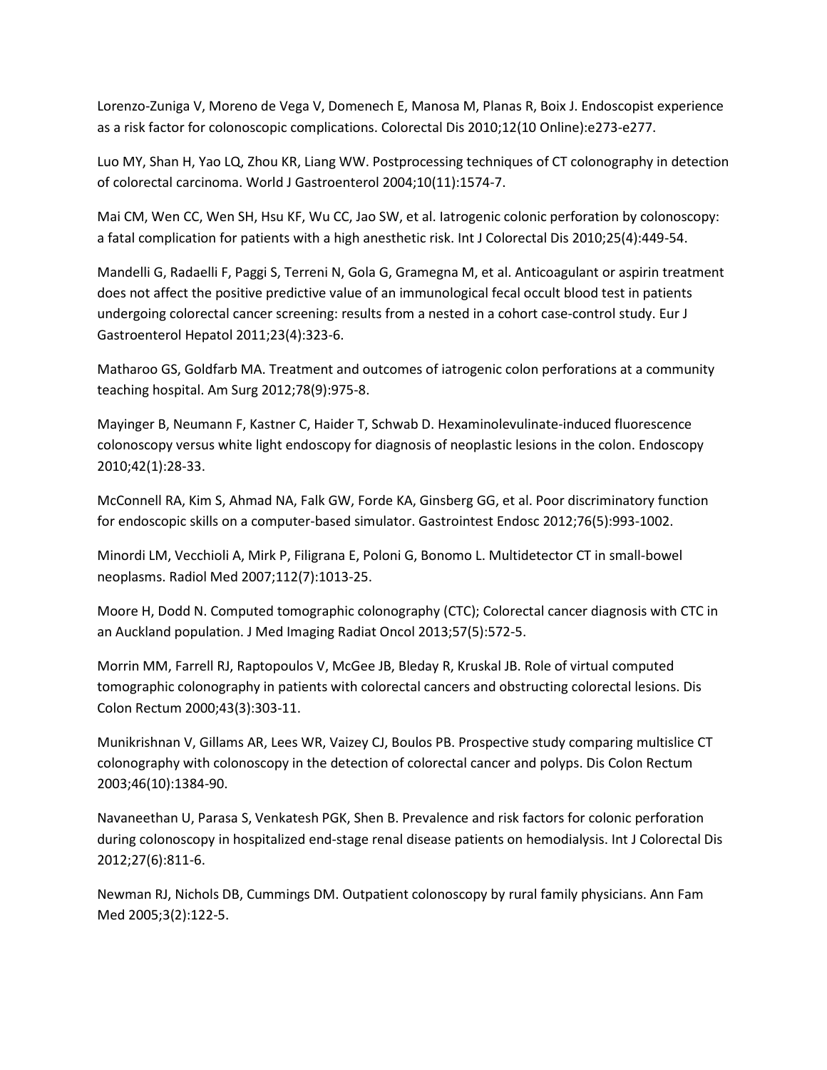Lorenzo-Zuniga V, Moreno de Vega V, Domenech E, Manosa M, Planas R, Boix J. Endoscopist experience as a risk factor for colonoscopic complications. Colorectal Dis 2010;12(10 Online):e273-e277.

Luo MY, Shan H, Yao LQ, Zhou KR, Liang WW. Postprocessing techniques of CT colonography in detection of colorectal carcinoma. World J Gastroenterol 2004;10(11):1574-7.

Mai CM, Wen CC, Wen SH, Hsu KF, Wu CC, Jao SW, et al. Iatrogenic colonic perforation by colonoscopy: a fatal complication for patients with a high anesthetic risk. Int J Colorectal Dis 2010;25(4):449-54.

Mandelli G, Radaelli F, Paggi S, Terreni N, Gola G, Gramegna M, et al. Anticoagulant or aspirin treatment does not affect the positive predictive value of an immunological fecal occult blood test in patients undergoing colorectal cancer screening: results from a nested in a cohort case-control study. Eur J Gastroenterol Hepatol 2011;23(4):323-6.

Matharoo GS, Goldfarb MA. Treatment and outcomes of iatrogenic colon perforations at a community teaching hospital. Am Surg 2012;78(9):975-8.

Mayinger B, Neumann F, Kastner C, Haider T, Schwab D. Hexaminolevulinate-induced fluorescence colonoscopy versus white light endoscopy for diagnosis of neoplastic lesions in the colon. Endoscopy 2010;42(1):28-33.

McConnell RA, Kim S, Ahmad NA, Falk GW, Forde KA, Ginsberg GG, et al. Poor discriminatory function for endoscopic skills on a computer-based simulator. Gastrointest Endosc 2012;76(5):993-1002.

Minordi LM, Vecchioli A, Mirk P, Filigrana E, Poloni G, Bonomo L. Multidetector CT in small-bowel neoplasms. Radiol Med 2007;112(7):1013-25.

Moore H, Dodd N. Computed tomographic colonography (CTC); Colorectal cancer diagnosis with CTC in an Auckland population. J Med Imaging Radiat Oncol 2013;57(5):572-5.

Morrin MM, Farrell RJ, Raptopoulos V, McGee JB, Bleday R, Kruskal JB. Role of virtual computed tomographic colonography in patients with colorectal cancers and obstructing colorectal lesions. Dis Colon Rectum 2000;43(3):303-11.

Munikrishnan V, Gillams AR, Lees WR, Vaizey CJ, Boulos PB. Prospective study comparing multislice CT colonography with colonoscopy in the detection of colorectal cancer and polyps. Dis Colon Rectum 2003;46(10):1384-90.

Navaneethan U, Parasa S, Venkatesh PGK, Shen B. Prevalence and risk factors for colonic perforation during colonoscopy in hospitalized end-stage renal disease patients on hemodialysis. Int J Colorectal Dis 2012;27(6):811-6.

Newman RJ, Nichols DB, Cummings DM. Outpatient colonoscopy by rural family physicians. Ann Fam Med 2005;3(2):122-5.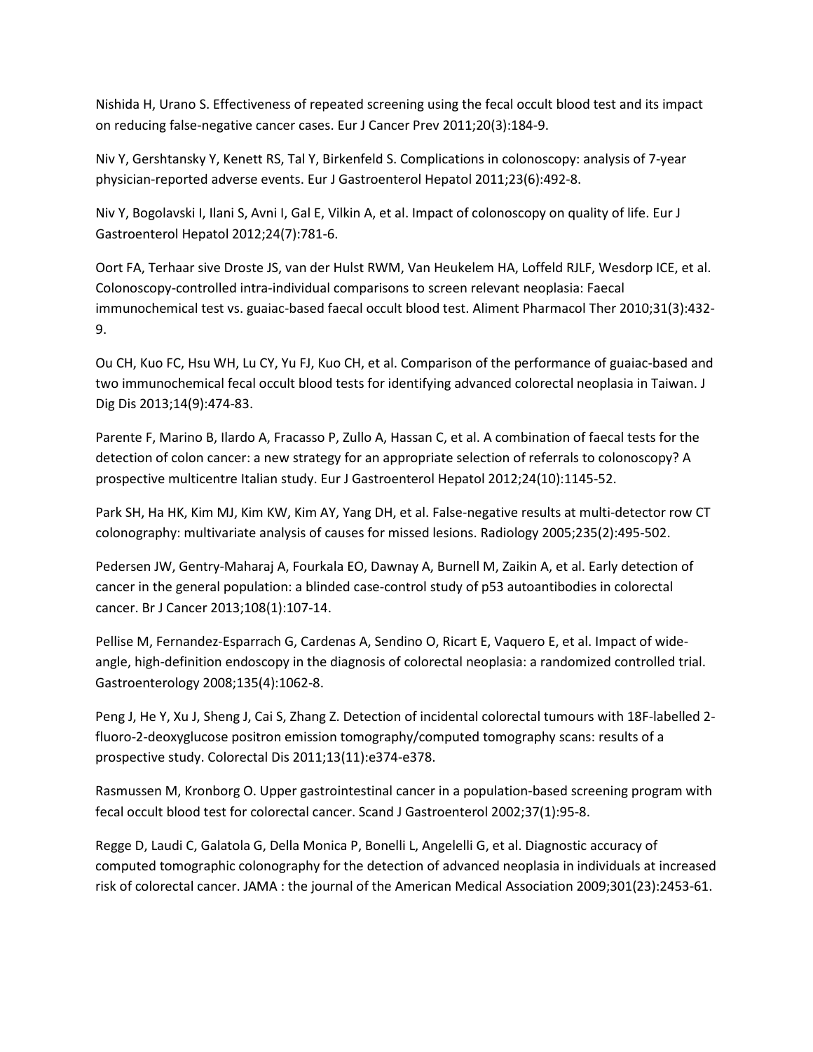Nishida H, Urano S. Effectiveness of repeated screening using the fecal occult blood test and its impact on reducing false-negative cancer cases. Eur J Cancer Prev 2011;20(3):184-9.

Niv Y, Gershtansky Y, Kenett RS, Tal Y, Birkenfeld S. Complications in colonoscopy: analysis of 7-year physician-reported adverse events. Eur J Gastroenterol Hepatol 2011;23(6):492-8.

Niv Y, Bogolavski I, Ilani S, Avni I, Gal E, Vilkin A, et al. Impact of colonoscopy on quality of life. Eur J Gastroenterol Hepatol 2012;24(7):781-6.

Oort FA, Terhaar sive Droste JS, van der Hulst RWM, Van Heukelem HA, Loffeld RJLF, Wesdorp ICE, et al. Colonoscopy-controlled intra-individual comparisons to screen relevant neoplasia: Faecal immunochemical test vs. guaiac-based faecal occult blood test. Aliment Pharmacol Ther 2010;31(3):432-9.

Ou CH, Kuo FC, Hsu WH, Lu CY, Yu FJ, Kuo CH, et al. Comparison of the performance of guaiac-based and two immunochemical fecal occult blood tests for identifying advanced colorectal neoplasia in Taiwan. J Dig Dis 2013;14(9):474-83.

Parente F, Marino B, Ilardo A, Fracasso P, Zullo A, Hassan C, et al. A combination of faecal tests for the detection of colon cancer: a new strategy for an appropriate selection of referrals to colonoscopy? A prospective multicentre Italian study. Eur J Gastroenterol Hepatol 2012;24(10):1145-52.

Park SH, Ha HK, Kim MJ, Kim KW, Kim AY, Yang DH, et al. False-negative results at multi-detector row CT colonography: multivariate analysis of causes for missed lesions. Radiology 2005;235(2):495-502.

Pedersen JW, Gentry-Maharaj A, Fourkala EO, Dawnay A, Burnell M, Zaikin A, et al. Early detection of cancer in the general population: a blinded case-control study of p53 autoantibodies in colorectal cancer. Br J Cancer 2013;108(1):107-14.

Pellise M, Fernandez-Esparrach G, Cardenas A, Sendino O, Ricart E, Vaquero E, et al. Impact of wide-angle, high-definition endoscopy in the diagnosis of colorectal neoplasia: a randomized controlled trial. Gastroenterology 2008;135(4):1062-8.

Peng J, He Y, Xu J, Sheng J, Cai S, Zhang Z. Detection of incidental colorectal tumours with 18F-labelled 2-fluoro-2-deoxyglucose positron emission tomography/computed tomography scans: results of a prospective study. Colorectal Dis 2011;13(11):e374-e378.

Rasmussen M, Kronborg O. Upper gastrointestinal cancer in a population-based screening program with fecal occult blood test for colorectal cancer. Scand J Gastroenterol 2002;37(1):95-8.

Regge D, Laudi C, Galatola G, Della Monica P, Bonelli L, Angelelli G, et al. Diagnostic accuracy of computed tomographic colonography for the detection of advanced neoplasia in individuals at increased risk of colorectal cancer. JAMA : the journal of the American Medical Association 2009;301(23):2453-61.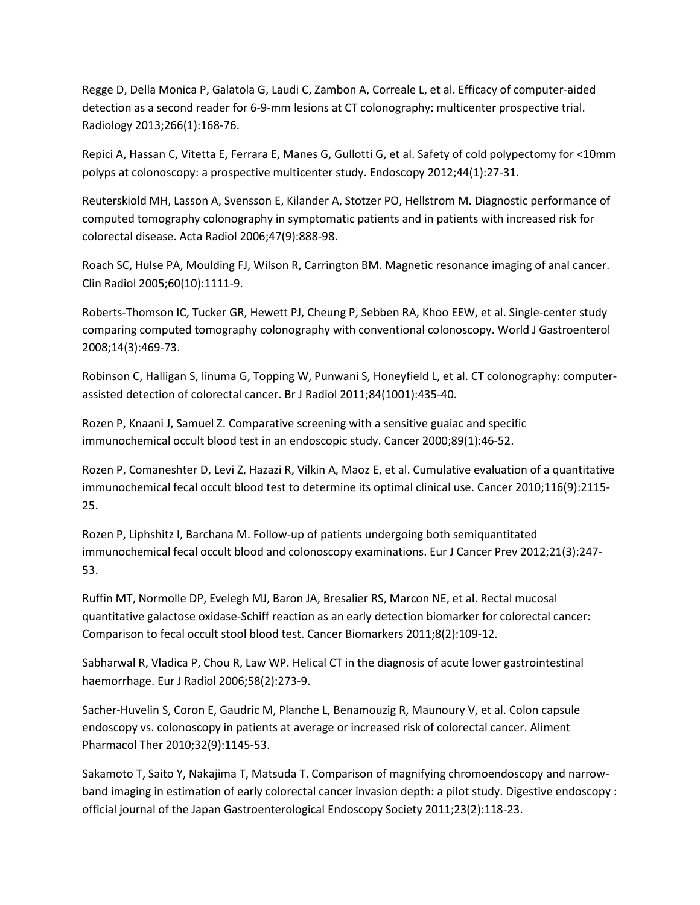Regge D, Della Monica P, Galatola G, Laudi C, Zambon A, Correale L, et al. Efficacy of computer-aided detection as a second reader for 6-9-mm lesions at CT colonography: multicenter prospective trial. Radiology 2013;266(1):168-76.

Repici A, Hassan C, Vitetta E, Ferrara E, Manes G, Gullotti G, et al. Safety of cold polypectomy for <10mm polyps at colonoscopy: a prospective multicenter study. Endoscopy 2012;44(1):27-31.

Reuterskiold MH, Lasson A, Svensson E, Kilander A, Stotzer PO, Hellstrom M. Diagnostic performance of computed tomography colonography in symptomatic patients and in patients with increased risk for colorectal disease. Acta Radiol 2006;47(9):888-98.

Roach SC, Hulse PA, Moulding FJ, Wilson R, Carrington BM. Magnetic resonance imaging of anal cancer. Clin Radiol 2005;60(10):1111-9.

Roberts-Thomson IC, Tucker GR, Hewett PJ, Cheung P, Sebben RA, Khoo EEW, et al. Single-center study comparing computed tomography colonography with conventional colonoscopy. World J Gastroenterol 2008;14(3):469-73.

Robinson C, Halligan S, Iinuma G, Topping W, Punwani S, Honeyfield L, et al. CT colonography: computer-assisted detection of colorectal cancer. Br J Radiol 2011;84(1001):435-40.

Rozen P, Knaani J, Samuel Z. Comparative screening with a sensitive guaiac and specific immunochemical occult blood test in an endoscopic study. Cancer 2000;89(1):46-52.

Rozen P, Comaneshter D, Levi Z, Hazazi R, Vilkin A, Maoz E, et al. Cumulative evaluation of a quantitative immunochemical fecal occult blood test to determine its optimal clinical use. Cancer 2010;116(9):2115-25.

Rozen P, Liphshitz I, Barchana M. Follow-up of patients undergoing both semiquantitated immunochemical fecal occult blood and colonoscopy examinations. Eur J Cancer Prev 2012;21(3):247-53.

Ruffin MT, Normolle DP, Evelegh MJ, Baron JA, Bresalier RS, Marcon NE, et al. Rectal mucosal quantitative galactose oxidase-Schiff reaction as an early detection biomarker for colorectal cancer: Comparison to fecal occult stool blood test. Cancer Biomarkers 2011;8(2):109-12.

Sabharwal R, Vladica P, Chou R, Law WP. Helical CT in the diagnosis of acute lower gastrointestinal haemorrhage. Eur J Radiol 2006;58(2):273-9.

Sacher-Huvelin S, Coron E, Gaudric M, Planche L, Benamouzig R, Maunoury V, et al. Colon capsule endoscopy vs. colonoscopy in patients at average or increased risk of colorectal cancer. Aliment Pharmacol Ther 2010;32(9):1145-53.

Sakamoto T, Saito Y, Nakajima T, Matsuda T. Comparison of magnifying chromoendoscopy and narrow-band imaging in estimation of early colorectal cancer invasion depth: a pilot study. Digestive endoscopy : official journal of the Japan Gastroenterological Endoscopy Society 2011;23(2):118-23.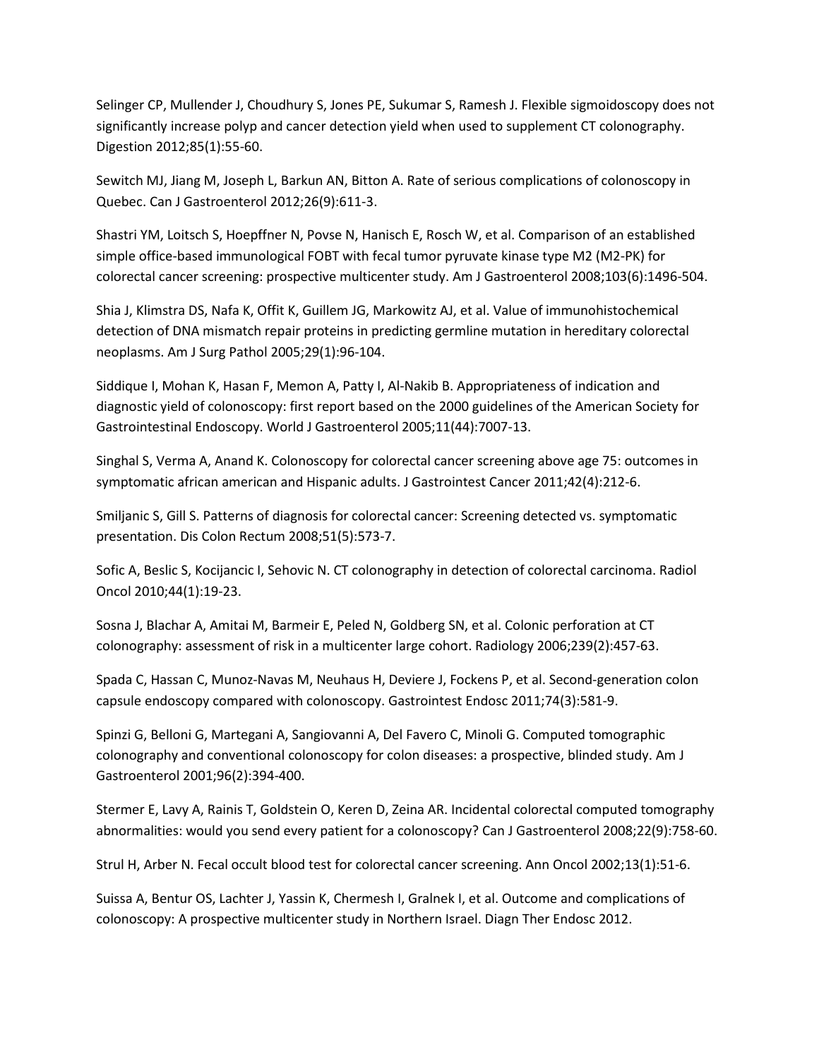Selinger CP, Mullender J, Choudhury S, Jones PE, Sukumar S, Ramesh J. Flexible sigmoidoscopy does not significantly increase polyp and cancer detection yield when used to supplement CT colonography. Digestion 2012;85(1):55-60.

Sewitch MJ, Jiang M, Joseph L, Barkun AN, Bitton A. Rate of serious complications of colonoscopy in Quebec. Can J Gastroenterol 2012;26(9):611-3.

Shastri YM, Loitsch S, Hoepffner N, Povse N, Hanisch E, Rosch W, et al. Comparison of an established simple office-based immunological FOBT with fecal tumor pyruvate kinase type M2 (M2-PK) for colorectal cancer screening: prospective multicenter study. Am J Gastroenterol 2008;103(6):1496-504.

Shia J, Klimstra DS, Nafa K, Offit K, Guillem JG, Markowitz AJ, et al. Value of immunohistochemical detection of DNA mismatch repair proteins in predicting germline mutation in hereditary colorectal neoplasms. Am J Surg Pathol 2005;29(1):96-104.

Siddique I, Mohan K, Hasan F, Memon A, Patty I, Al-Nakib B. Appropriateness of indication and diagnostic yield of colonoscopy: first report based on the 2000 guidelines of the American Society for Gastrointestinal Endoscopy. World J Gastroenterol 2005;11(44):7007-13.

Singhal S, Verma A, Anand K. Colonoscopy for colorectal cancer screening above age 75: outcomes in symptomatic african american and Hispanic adults. J Gastrointest Cancer 2011;42(4):212-6.

Smiljanic S, Gill S. Patterns of diagnosis for colorectal cancer: Screening detected vs. symptomatic presentation. Dis Colon Rectum 2008;51(5):573-7.

Sofic A, Beslic S, Kocijancic I, Sehovic N. CT colonography in detection of colorectal carcinoma. Radiol Oncol 2010;44(1):19-23.

Sosna J, Blachar A, Amitai M, Barmeir E, Peled N, Goldberg SN, et al. Colonic perforation at CT colonography: assessment of risk in a multicenter large cohort. Radiology 2006;239(2):457-63.

Spada C, Hassan C, Munoz-Navas M, Neuhaus H, Deviere J, Fockens P, et al. Second-generation colon capsule endoscopy compared with colonoscopy. Gastrointest Endosc 2011;74(3):581-9.

Spinzi G, Belloni G, Martegani A, Sangiovanni A, Del Favero C, Minoli G. Computed tomographic colonography and conventional colonoscopy for colon diseases: a prospective, blinded study. Am J Gastroenterol 2001;96(2):394-400.

Stermer E, Lavy A, Rainis T, Goldstein O, Keren D, Zeina AR. Incidental colorectal computed tomography abnormalities: would you send every patient for a colonoscopy? Can J Gastroenterol 2008;22(9):758-60.

Strul H, Arber N. Fecal occult blood test for colorectal cancer screening. Ann Oncol 2002;13(1):51-6.

Suissa A, Bentur OS, Lachter J, Yassin K, Chermesh I, Gralnek I, et al. Outcome and complications of colonoscopy: A prospective multicenter study in Northern Israel. Diagn Ther Endosc 2012.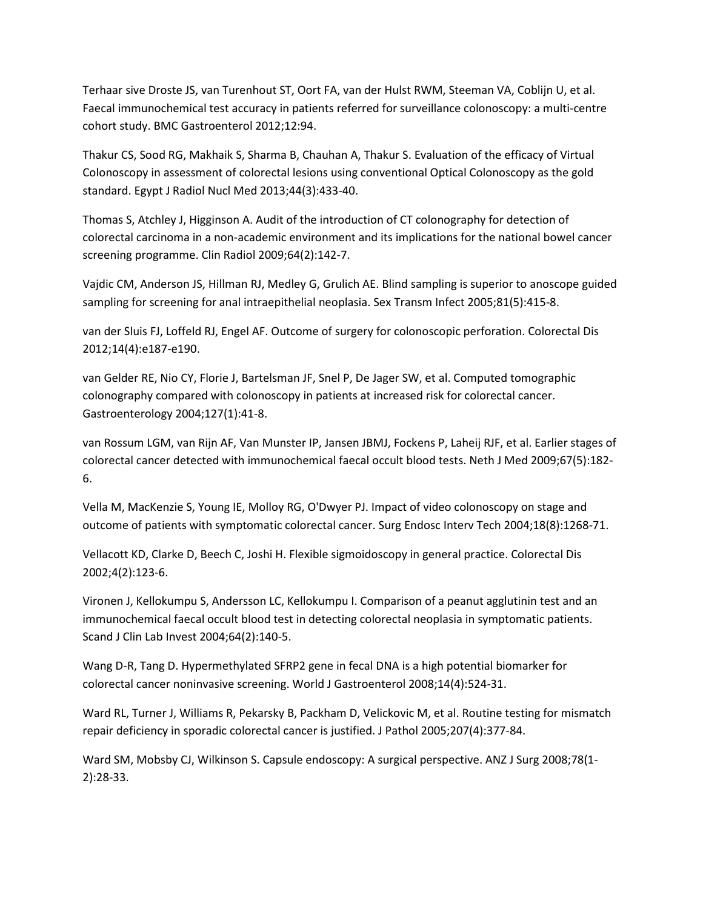Terhaar sive Droste JS, van Turenhout ST, Oort FA, van der Hulst RWM, Steeman VA, Coblijn U, et al. Faecal immunochemical test accuracy in patients referred for surveillance colonoscopy: a multi-centre cohort study. BMC Gastroenterol 2012;12:94.

Thakur CS, Sood RG, Makhaik S, Sharma B, Chauhan A, Thakur S. Evaluation of the efficacy of Virtual Colonoscopy in assessment of colorectal lesions using conventional Optical Colonoscopy as the gold standard. Egypt J Radiol Nucl Med 2013;44(3):433-40.

Thomas S, Atchley J, Higginson A. Audit of the introduction of CT colonography for detection of colorectal carcinoma in a non-academic environment and its implications for the national bowel cancer screening programme. Clin Radiol 2009;64(2):142-7.

Vajdic CM, Anderson JS, Hillman RJ, Medley G, Grulich AE. Blind sampling is superior to anoscope guided sampling for screening for anal intraepithelial neoplasia. Sex Transm Infect 2005;81(5):415-8.

van der Sluis FJ, Loffeld RJ, Engel AF. Outcome of surgery for colonoscopic perforation. Colorectal Dis 2012;14(4):e187-e190.

van Gelder RE, Nio CY, Florie J, Bartelsman JF, Snel P, De Jager SW, et al. Computed tomographic colonography compared with colonoscopy in patients at increased risk for colorectal cancer. Gastroenterology 2004;127(1):41-8.

van Rossum LGM, van Rijn AF, Van Munster IP, Jansen JBMJ, Fockens P, Laheij RJF, et al. Earlier stages of colorectal cancer detected with immunochemical faecal occult blood tests. Neth J Med 2009;67(5):182-6.

Vella M, MacKenzie S, Young IE, Molloy RG, O'Dwyer PJ. Impact of video colonoscopy on stage and outcome of patients with symptomatic colorectal cancer. Surg Endosc Interv Tech 2004;18(8):1268-71.

Vellacott KD, Clarke D, Beech C, Joshi H. Flexible sigmoidoscopy in general practice. Colorectal Dis 2002;4(2):123-6.

Vironen J, Kellokumpu S, Andersson LC, Kellokumpu I. Comparison of a peanut agglutinin test and an immunochemical faecal occult blood test in detecting colorectal neoplasia in symptomatic patients. Scand J Clin Lab Invest 2004;64(2):140-5.

Wang D-R, Tang D. Hypermethylated SFRP2 gene in fecal DNA is a high potential biomarker for colorectal cancer noninvasive screening. World J Gastroenterol 2008;14(4):524-31.

Ward RL, Turner J, Williams R, Pekarsky B, Packham D, Velickovic M, et al. Routine testing for mismatch repair deficiency in sporadic colorectal cancer is justified. J Pathol 2005;207(4):377-84.

Ward SM, Mobsby CJ, Wilkinson S. Capsule endoscopy: A surgical perspective. ANZ J Surg 2008;78(1-2):28-33.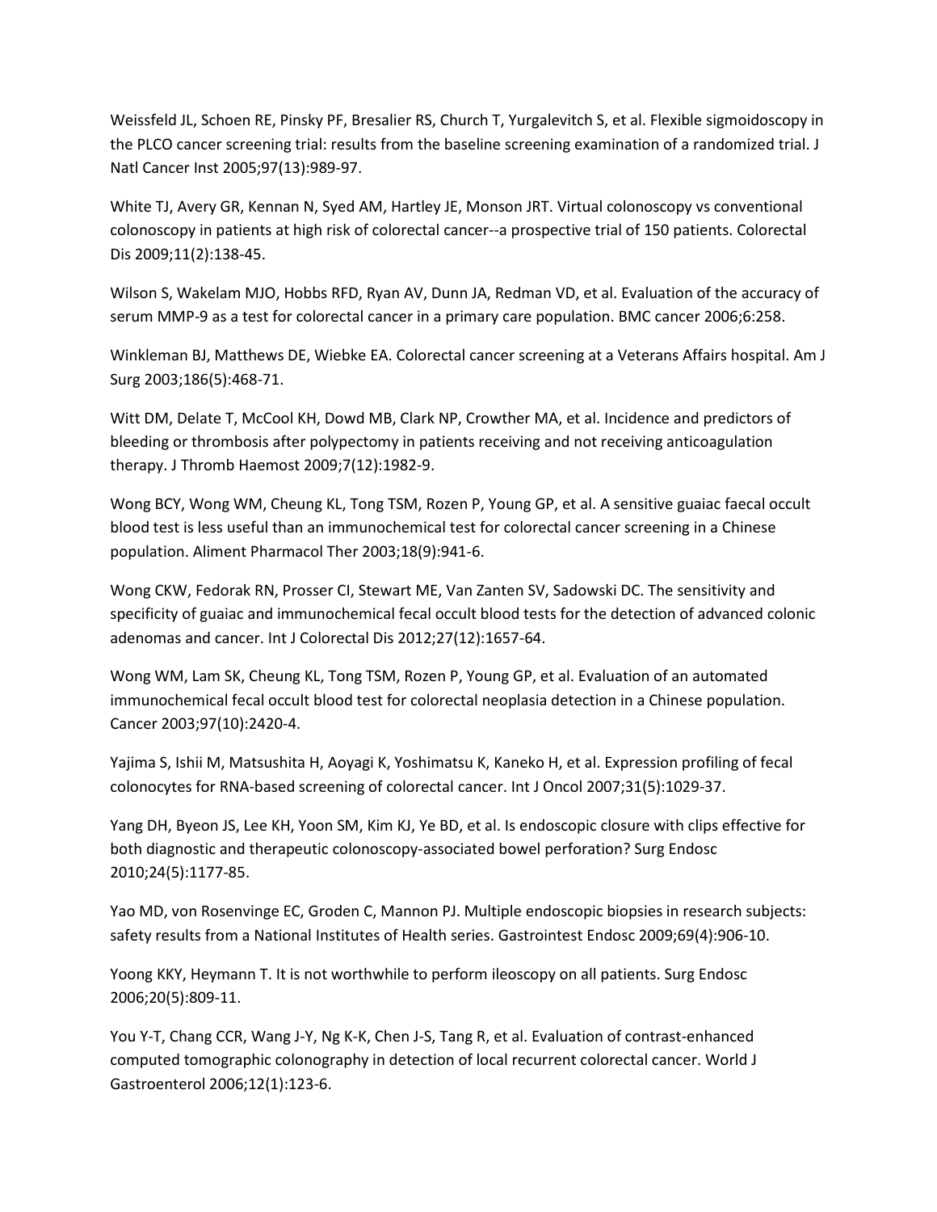Weissfeld JL, Schoen RE, Pinsky PF, Bresalier RS, Church T, Yurgalevitch S, et al. Flexible sigmoidoscopy in the PLCO cancer screening trial: results from the baseline screening examination of a randomized trial. J Natl Cancer Inst 2005;97(13):989-97.

White TJ, Avery GR, Kennan N, Syed AM, Hartley JE, Monson JRT. Virtual colonoscopy vs conventional colonoscopy in patients at high risk of colorectal cancer--a prospective trial of 150 patients. Colorectal Dis 2009;11(2):138-45.

Wilson S, Wakelam MJO, Hobbs RFD, Ryan AV, Dunn JA, Redman VD, et al. Evaluation of the accuracy of serum MMP-9 as a test for colorectal cancer in a primary care population. BMC cancer 2006;6:258.

Winkleman BJ, Matthews DE, Wiebke EA. Colorectal cancer screening at a Veterans Affairs hospital. Am J Surg 2003;186(5):468-71.

Witt DM, Delate T, McCool KH, Dowd MB, Clark NP, Crowther MA, et al. Incidence and predictors of bleeding or thrombosis after polypectomy in patients receiving and not receiving anticoagulation therapy. J Thromb Haemost 2009;7(12):1982-9.

Wong BCY, Wong WM, Cheung KL, Tong TSM, Rozen P, Young GP, et al. A sensitive guaiac faecal occult blood test is less useful than an immunochemical test for colorectal cancer screening in a Chinese population. Aliment Pharmacol Ther 2003;18(9):941-6.

Wong CKW, Fedorak RN, Prosser CI, Stewart ME, Van Zanten SV, Sadowski DC. The sensitivity and specificity of guaiac and immunochemical fecal occult blood tests for the detection of advanced colonic adenomas and cancer. Int J Colorectal Dis 2012;27(12):1657-64.

Wong WM, Lam SK, Cheung KL, Tong TSM, Rozen P, Young GP, et al. Evaluation of an automated immunochemical fecal occult blood test for colorectal neoplasia detection in a Chinese population. Cancer 2003;97(10):2420-4.

Yajima S, Ishii M, Matsushita H, Aoyagi K, Yoshimatsu K, Kaneko H, et al. Expression profiling of fecal colonocytes for RNA-based screening of colorectal cancer. Int J Oncol 2007;31(5):1029-37.

Yang DH, Byeon JS, Lee KH, Yoon SM, Kim KJ, Ye BD, et al. Is endoscopic closure with clips effective for both diagnostic and therapeutic colonoscopy-associated bowel perforation? Surg Endosc 2010;24(5):1177-85.

Yao MD, von Rosenvinge EC, Groden C, Mannon PJ. Multiple endoscopic biopsies in research subjects: safety results from a National Institutes of Health series. Gastrointest Endosc 2009;69(4):906-10.

Yoong KKY, Heymann T. It is not worthwhile to perform ileoscopy on all patients. Surg Endosc 2006;20(5):809-11.

You Y-T, Chang CCR, Wang J-Y, Ng K-K, Chen J-S, Tang R, et al. Evaluation of contrast-enhanced computed tomographic colonography in detection of local recurrent colorectal cancer. World J Gastroenterol 2006;12(1):123-6.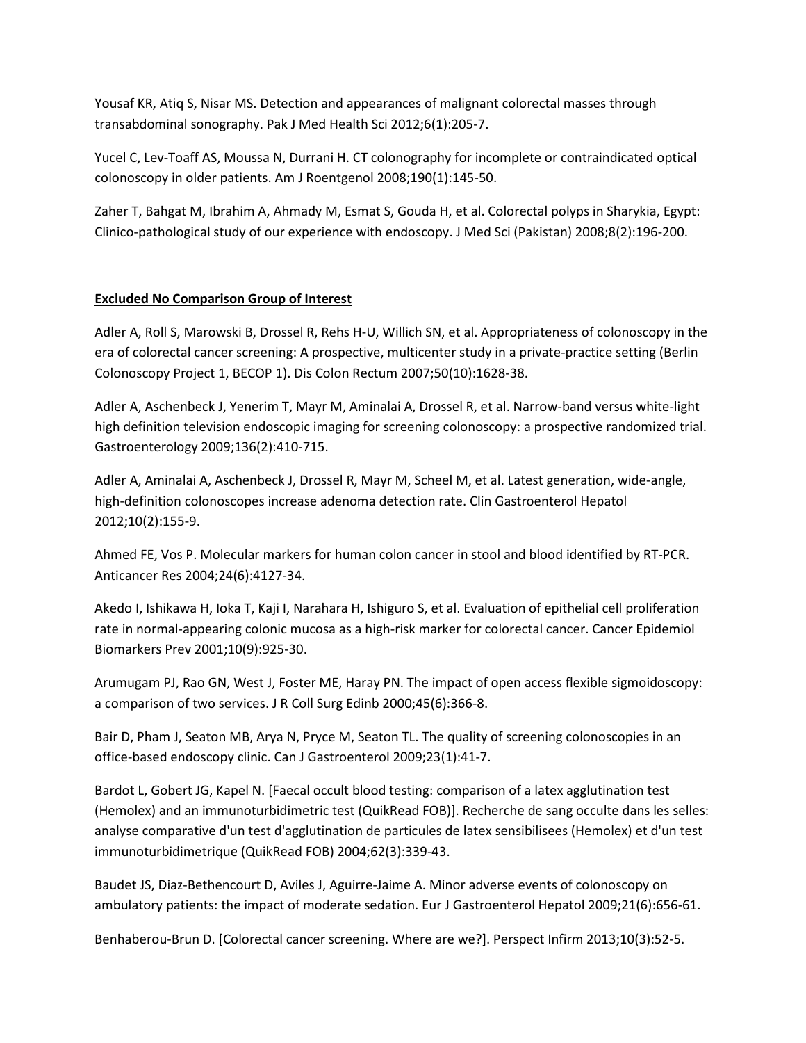Yousaf KR, Atiq S, Nisar MS. Detection and appearances of malignant colorectal masses through transabdominal sonography. Pak J Med Health Sci 2012;6(1):205-7.

Yucel C, Lev-Toaff AS, Moussa N, Durrani H. CT colonography for incomplete or contraindicated optical colonoscopy in older patients. Am J Roentgenol 2008;190(1):145-50.

Zaher T, Bahgat M, Ibrahim A, Ahmady M, Esmat S, Gouda H, et al. Colorectal polyps in Sharykia, Egypt: Clinico-pathological study of our experience with endoscopy. J Med Sci (Pakistan) 2008;8(2):196-200.

**Excluded No Comparison Group of Interest**

Adler A, Roll S, Marowski B, Drossel R, Rehs H-U, Willich SN, et al. Appropriateness of colonoscopy in the era of colorectal cancer screening: A prospective, multicenter study in a private-practice setting (Berlin Colonoscopy Project 1, BECOP 1). Dis Colon Rectum 2007;50(10):1628-38.

Adler A, Aschenbeck J, Yenerim T, Mayr M, Aminalai A, Drossel R, et al. Narrow-band versus white-light high definition television endoscopic imaging for screening colonoscopy: a prospective randomized trial. Gastroenterology 2009;136(2):410-715.

Adler A, Aminalai A, Aschenbeck J, Drossel R, Mayr M, Scheel M, et al. Latest generation, wide-angle, high-definition colonoscopes increase adenoma detection rate. Clin Gastroenterol Hepatol 2012;10(2):155-9.

Ahmed FE, Vos P. Molecular markers for human colon cancer in stool and blood identified by RT-PCR. Anticancer Res 2004;24(6):4127-34.

Akedo I, Ishikawa H, Ioka T, Kaji I, Narahara H, Ishiguro S, et al. Evaluation of epithelial cell proliferation rate in normal-appearing colonic mucosa as a high-risk marker for colorectal cancer. Cancer Epidemiol Biomarkers Prev 2001;10(9):925-30.

Arumugam PJ, Rao GN, West J, Foster ME, Haray PN. The impact of open access flexible sigmoidoscopy: a comparison of two services. J R Coll Surg Edinb 2000;45(6):366-8.

Bair D, Pham J, Seaton MB, Arya N, Pryce M, Seaton TL. The quality of screening colonoscopies in an office-based endoscopy clinic. Can J Gastroenterol 2009;23(1):41-7.

Bardot L, Gobert JG, Kapel N. [Faecal occult blood testing: comparison of a latex agglutination test (Hemolex) and an immunoturbidimetric test (QuikRead FOB)]. Recherche de sang occulte dans les selles: analyse comparative d'un test d'agglutination de particules de latex sensibilisees (Hemolex) et d'un test immunoturbidimetrique (QuikRead FOB) 2004;62(3):339-43.

Baudet JS, Diaz-Bethencourt D, Aviles J, Aguirre-Jaime A. Minor adverse events of colonoscopy on ambulatory patients: the impact of moderate sedation. Eur J Gastroenterol Hepatol 2009;21(6):656-61.

Benhaberou-Brun D. [Colorectal cancer screening. Where are we?]. Perspect Infirm 2013;10(3):52-5.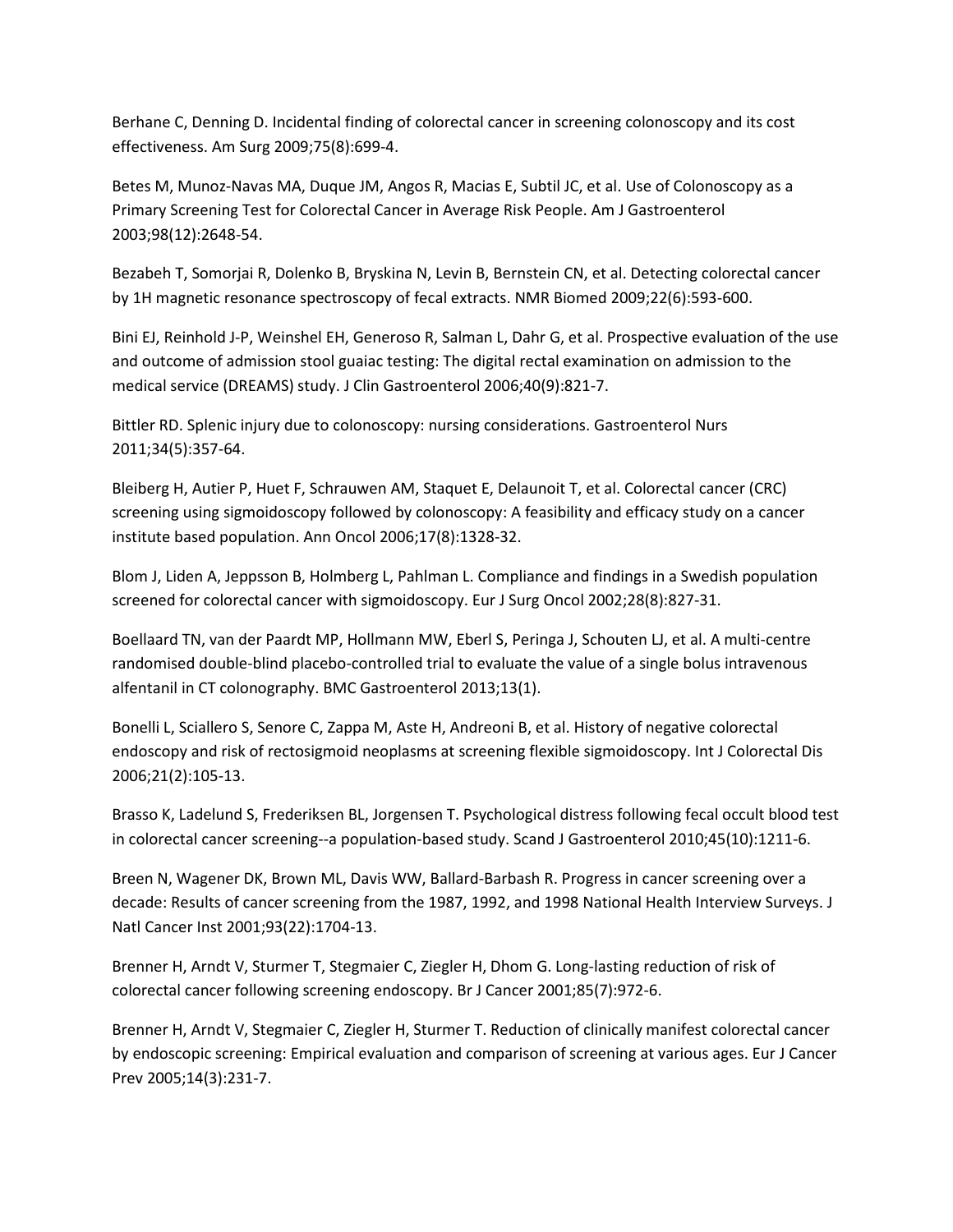Berhane C, Denning D. Incidental finding of colorectal cancer in screening colonoscopy and its cost effectiveness. Am Surg 2009;75(8):699-4.

Betes M, Munoz-Navas MA, Duque JM, Angos R, Macias E, Subtil JC, et al. Use of Colonoscopy as a Primary Screening Test for Colorectal Cancer in Average Risk People. Am J Gastroenterol 2003;98(12):2648-54.

Bezabeh T, Somorjai R, Dolenko B, Bryskina N, Levin B, Bernstein CN, et al. Detecting colorectal cancer by 1H magnetic resonance spectroscopy of fecal extracts. NMR Biomed 2009;22(6):593-600.

Bini EJ, Reinhold J-P, Weinshel EH, Generoso R, Salman L, Dahr G, et al. Prospective evaluation of the use and outcome of admission stool guaiac testing: The digital rectal examination on admission to the medical service (DREAMS) study. J Clin Gastroenterol 2006;40(9):821-7.

Bittler RD. Splenic injury due to colonoscopy: nursing considerations. Gastroenterol Nurs 2011;34(5):357-64.

Bleiberg H, Autier P, Huet F, Schrauwen AM, Staquet E, Delaunoit T, et al. Colorectal cancer (CRC) screening using sigmoidoscopy followed by colonoscopy: A feasibility and efficacy study on a cancer institute based population. Ann Oncol 2006;17(8):1328-32.

Blom J, Liden A, Jeppsson B, Holmberg L, Pahlman L. Compliance and findings in a Swedish population screened for colorectal cancer with sigmoidoscopy. Eur J Surg Oncol 2002;28(8):827-31.

Boellaard TN, van der Paardt MP, Hollmann MW, Eberl S, Peringa J, Schouten LJ, et al. A multi-centre randomised double-blind placebo-controlled trial to evaluate the value of a single bolus intravenous alfentanil in CT colonography. BMC Gastroenterol 2013;13(1).

Bonelli L, Sciallero S, Senore C, Zappa M, Aste H, Andreoni B, et al. History of negative colorectal endoscopy and risk of rectosigmoid neoplasms at screening flexible sigmoidoscopy. Int J Colorectal Dis 2006;21(2):105-13.

Brasso K, Ladelund S, Frederiksen BL, Jorgensen T. Psychological distress following fecal occult blood test in colorectal cancer screening--a population-based study. Scand J Gastroenterol 2010;45(10):1211-6.

Breen N, Wagener DK, Brown ML, Davis WW, Ballard-Barbash R. Progress in cancer screening over a decade: Results of cancer screening from the 1987, 1992, and 1998 National Health Interview Surveys. J Natl Cancer Inst 2001;93(22):1704-13.

Brenner H, Arndt V, Sturmer T, Stegmaier C, Ziegler H, Dhom G. Long-lasting reduction of risk of colorectal cancer following screening endoscopy. Br J Cancer 2001;85(7):972-6.

Brenner H, Arndt V, Stegmaier C, Ziegler H, Sturmer T. Reduction of clinically manifest colorectal cancer by endoscopic screening: Empirical evaluation and comparison of screening at various ages. Eur J Cancer Prev 2005;14(3):231-7.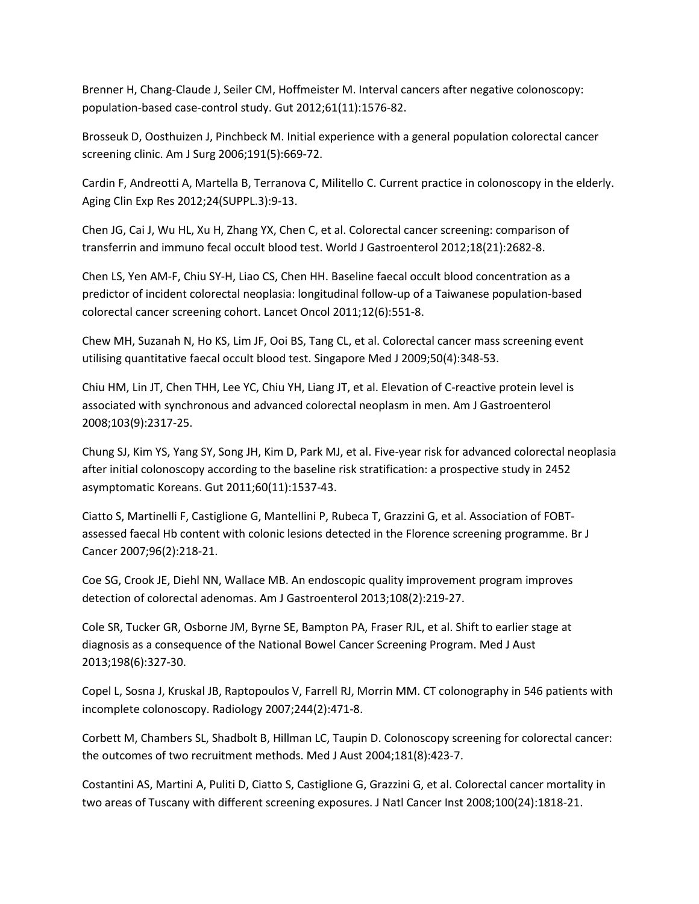Brenner H, Chang-Claude J, Seiler CM, Hoffmeister M. Interval cancers after negative colonoscopy: population-based case-control study. Gut 2012;61(11):1576-82.

Brosseuk D, Oosthuizen J, Pinchbeck M. Initial experience with a general population colorectal cancer screening clinic. Am J Surg 2006;191(5):669-72.

Cardin F, Andreotti A, Martella B, Terranova C, Militello C. Current practice in colonoscopy in the elderly. Aging Clin Exp Res 2012;24(SUPPL.3):9-13.

Chen JG, Cai J, Wu HL, Xu H, Zhang YX, Chen C, et al. Colorectal cancer screening: comparison of transferrin and immuno fecal occult blood test. World J Gastroenterol 2012;18(21):2682-8.

Chen LS, Yen AM-F, Chiu SY-H, Liao CS, Chen HH. Baseline faecal occult blood concentration as a predictor of incident colorectal neoplasia: longitudinal follow-up of a Taiwanese population-based colorectal cancer screening cohort. Lancet Oncol 2011;12(6):551-8.

Chew MH, Suzanah N, Ho KS, Lim JF, Ooi BS, Tang CL, et al. Colorectal cancer mass screening event utilising quantitative faecal occult blood test. Singapore Med J 2009;50(4):348-53.

Chiu HM, Lin JT, Chen THH, Lee YC, Chiu YH, Liang JT, et al. Elevation of C-reactive protein level is associated with synchronous and advanced colorectal neoplasm in men. Am J Gastroenterol 2008;103(9):2317-25.

Chung SJ, Kim YS, Yang SY, Song JH, Kim D, Park MJ, et al. Five-year risk for advanced colorectal neoplasia after initial colonoscopy according to the baseline risk stratification: a prospective study in 2452 asymptomatic Koreans. Gut 2011;60(11):1537-43.

Ciatto S, Martinelli F, Castiglione G, Mantellini P, Rubeca T, Grazzini G, et al. Association of FOBT-assessed faecal Hb content with colonic lesions detected in the Florence screening programme. Br J Cancer 2007;96(2):218-21.

Coe SG, Crook JE, Diehl NN, Wallace MB. An endoscopic quality improvement program improves detection of colorectal adenomas. Am J Gastroenterol 2013;108(2):219-27.

Cole SR, Tucker GR, Osborne JM, Byrne SE, Bampton PA, Fraser RJL, et al. Shift to earlier stage at diagnosis as a consequence of the National Bowel Cancer Screening Program. Med J Aust 2013;198(6):327-30.

Copel L, Sosna J, Kruskal JB, Raptopoulos V, Farrell RJ, Morrin MM. CT colonography in 546 patients with incomplete colonoscopy. Radiology 2007;244(2):471-8.

Corbett M, Chambers SL, Shadbolt B, Hillman LC, Taupin D. Colonoscopy screening for colorectal cancer: the outcomes of two recruitment methods. Med J Aust 2004;181(8):423-7.

Costantini AS, Martini A, Puliti D, Ciatto S, Castiglione G, Grazzini G, et al. Colorectal cancer mortality in two areas of Tuscany with different screening exposures. J Natl Cancer Inst 2008;100(24):1818-21.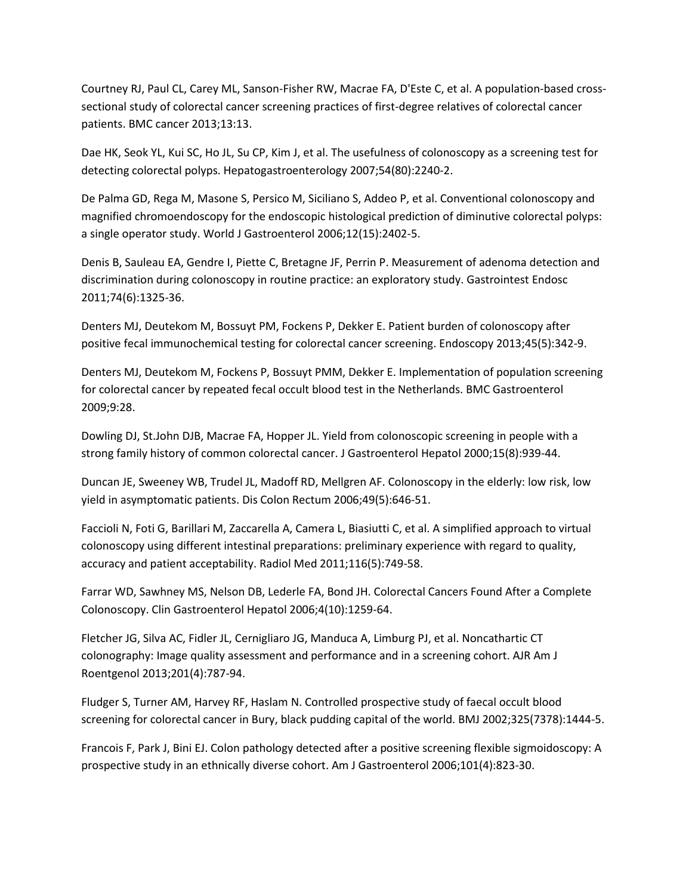Courtney RJ, Paul CL, Carey ML, Sanson-Fisher RW, Macrae FA, D'Este C, et al. A population-based cross-sectional study of colorectal cancer screening practices of first-degree relatives of colorectal cancer patients. BMC cancer 2013;13:13.

Dae HK, Seok YL, Kui SC, Ho JL, Su CP, Kim J, et al. The usefulness of colonoscopy as a screening test for detecting colorectal polyps. Hepatogastroenterology 2007;54(80):2240-2.

De Palma GD, Rega M, Masone S, Persico M, Siciliano S, Addeo P, et al. Conventional colonoscopy and magnified chromoendoscopy for the endoscopic histological prediction of diminutive colorectal polyps: a single operator study. World J Gastroenterol 2006;12(15):2402-5.

Denis B, Sauleau EA, Gendre I, Piette C, Bretagne JF, Perrin P. Measurement of adenoma detection and discrimination during colonoscopy in routine practice: an exploratory study. Gastrointest Endosc 2011;74(6):1325-36.

Denters MJ, Deutekom M, Bossuyt PM, Fockens P, Dekker E. Patient burden of colonoscopy after positive fecal immunochemical testing for colorectal cancer screening. Endoscopy 2013;45(5):342-9.

Denters MJ, Deutekom M, Fockens P, Bossuyt PMM, Dekker E. Implementation of population screening for colorectal cancer by repeated fecal occult blood test in the Netherlands. BMC Gastroenterol 2009;9:28.

Dowling DJ, St.John DJB, Macrae FA, Hopper JL. Yield from colonoscopic screening in people with a strong family history of common colorectal cancer. J Gastroenterol Hepatol 2000;15(8):939-44.

Duncan JE, Sweeney WB, Trudel JL, Madoff RD, Mellgren AF. Colonoscopy in the elderly: low risk, low yield in asymptomatic patients. Dis Colon Rectum 2006;49(5):646-51.

Faccioli N, Foti G, Barillari M, Zaccarella A, Camera L, Biasiutti C, et al. A simplified approach to virtual colonoscopy using different intestinal preparations: preliminary experience with regard to quality, accuracy and patient acceptability. Radiol Med 2011;116(5):749-58.

Farrar WD, Sawhney MS, Nelson DB, Lederle FA, Bond JH. Colorectal Cancers Found After a Complete Colonoscopy. Clin Gastroenterol Hepatol 2006;4(10):1259-64.

Fletcher JG, Silva AC, Fidler JL, Cernigliaro JG, Manduca A, Limburg PJ, et al. Noncathartic CT colonography: Image quality assessment and performance and in a screening cohort. AJR Am J Roentgenol 2013;201(4):787-94.

Fludger S, Turner AM, Harvey RF, Haslam N. Controlled prospective study of faecal occult blood screening for colorectal cancer in Bury, black pudding capital of the world. BMJ 2002;325(7378):1444-5.

Francois F, Park J, Bini EJ. Colon pathology detected after a positive screening flexible sigmoidoscopy: A prospective study in an ethnically diverse cohort. Am J Gastroenterol 2006;101(4):823-30.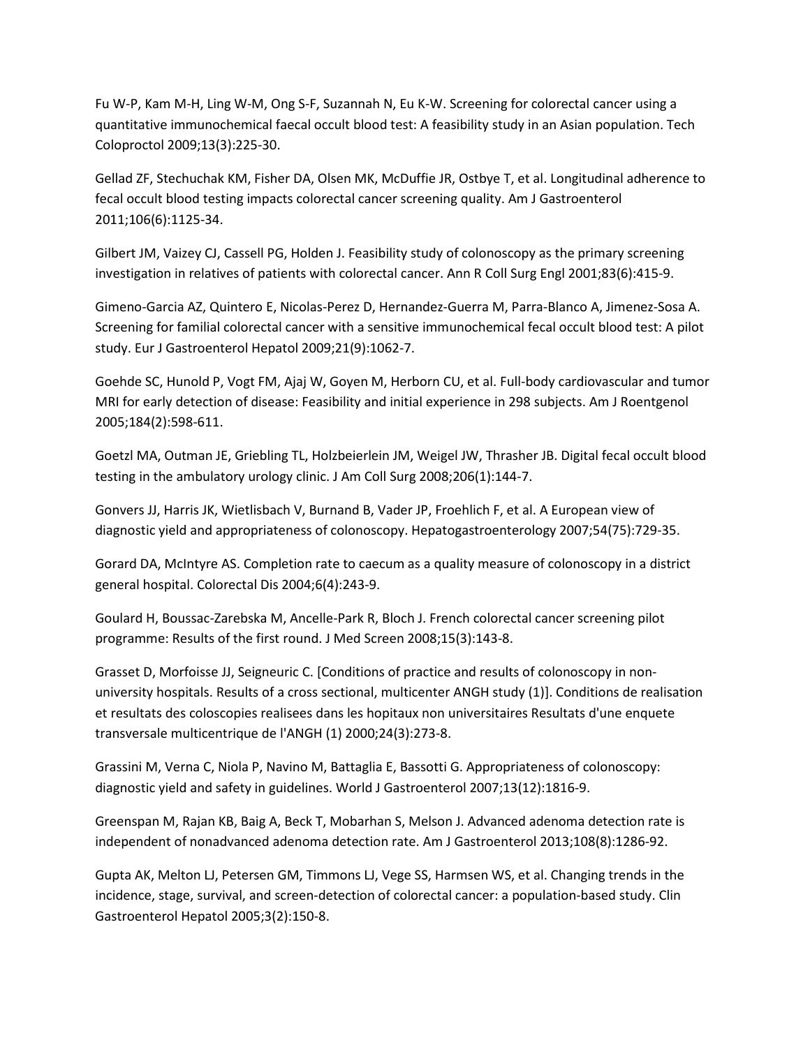Fu W-P, Kam M-H, Ling W-M, Ong S-F, Suzannah N, Eu K-W. Screening for colorectal cancer using a quantitative immunochemical faecal occult blood test: A feasibility study in an Asian population. Tech Coloproctol 2009;13(3):225-30.

Gellad ZF, Stechuchak KM, Fisher DA, Olsen MK, McDuffie JR, Ostbye T, et al. Longitudinal adherence to fecal occult blood testing impacts colorectal cancer screening quality. Am J Gastroenterol 2011;106(6):1125-34.

Gilbert JM, Vaizey CJ, Cassell PG, Holden J. Feasibility study of colonoscopy as the primary screening investigation in relatives of patients with colorectal cancer. Ann R Coll Surg Engl 2001;83(6):415-9.

Gimeno-Garcia AZ, Quintero E, Nicolas-Perez D, Hernandez-Guerra M, Parra-Blanco A, Jimenez-Sosa A. Screening for familial colorectal cancer with a sensitive immunochemical fecal occult blood test: A pilot study. Eur J Gastroenterol Hepatol 2009;21(9):1062-7.

Goehde SC, Hunold P, Vogt FM, Ajaj W, Goyen M, Herborn CU, et al. Full-body cardiovascular and tumor MRI for early detection of disease: Feasibility and initial experience in 298 subjects. Am J Roentgenol 2005;184(2):598-611.

Goetzl MA, Outman JE, Griebling TL, Holzbeierlein JM, Weigel JW, Thrasher JB. Digital fecal occult blood testing in the ambulatory urology clinic. J Am Coll Surg 2008;206(1):144-7.

Gonvers JJ, Harris JK, Wietlisbach V, Burnand B, Vader JP, Froehlich F, et al. A European view of diagnostic yield and appropriateness of colonoscopy. Hepatogastroenterology 2007;54(75):729-35.

Gorard DA, McIntyre AS. Completion rate to caecum as a quality measure of colonoscopy in a district general hospital. Colorectal Dis 2004;6(4):243-9.

Goulard H, Boussac-Zarebska M, Ancelle-Park R, Bloch J. French colorectal cancer screening pilot programme: Results of the first round. J Med Screen 2008;15(3):143-8.

Grasset D, Morfoisse JJ, Seigneuric C. [Conditions of practice and results of colonoscopy in non-university hospitals. Results of a cross sectional, multicenter ANGH study (1)]. Conditions de realisation et resultats des coloscopies realisees dans les hopitaux non universitaires Resultats d'une enquete transversale multicentrique de l'ANGH (1) 2000;24(3):273-8.

Grassini M, Verna C, Niola P, Navino M, Battaglia E, Bassotti G. Appropriateness of colonoscopy: diagnostic yield and safety in guidelines. World J Gastroenterol 2007;13(12):1816-9.

Greenspan M, Rajan KB, Baig A, Beck T, Mobarhan S, Melson J. Advanced adenoma detection rate is independent of nonadvanced adenoma detection rate. Am J Gastroenterol 2013;108(8):1286-92.

Gupta AK, Melton LJ, Petersen GM, Timmons LJ, Vege SS, Harmsen WS, et al. Changing trends in the incidence, stage, survival, and screen-detection of colorectal cancer: a population-based study. Clin Gastroenterol Hepatol 2005;3(2):150-8.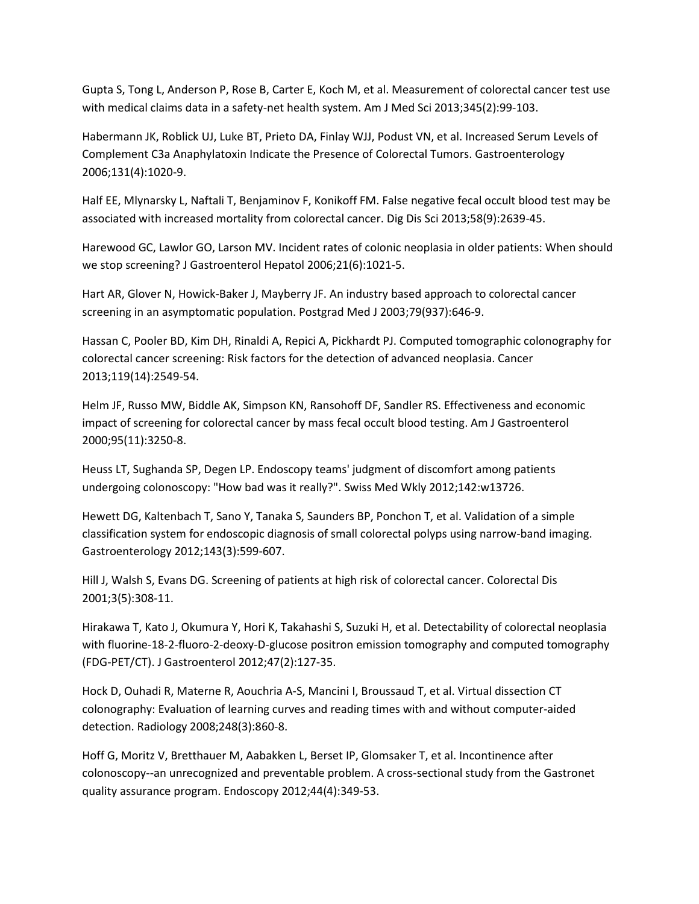Gupta S, Tong L, Anderson P, Rose B, Carter E, Koch M, et al. Measurement of colorectal cancer test use with medical claims data in a safety-net health system. Am J Med Sci 2013;345(2):99-103.

Habermann JK, Roblick UJ, Luke BT, Prieto DA, Finlay WJJ, Podust VN, et al. Increased Serum Levels of Complement C3a Anaphylatoxin Indicate the Presence of Colorectal Tumors. Gastroenterology 2006;131(4):1020-9.

Half EE, Mlynarsky L, Naftali T, Benjaminov F, Konikoff FM. False negative fecal occult blood test may be associated with increased mortality from colorectal cancer. Dig Dis Sci 2013;58(9):2639-45.

Harewood GC, Lawlor GO, Larson MV. Incident rates of colonic neoplasia in older patients: When should we stop screening? J Gastroenterol Hepatol 2006;21(6):1021-5.

Hart AR, Glover N, Howick-Baker J, Mayberry JF. An industry based approach to colorectal cancer screening in an asymptomatic population. Postgrad Med J 2003;79(937):646-9.

Hassan C, Pooler BD, Kim DH, Rinaldi A, Repici A, Pickhardt PJ. Computed tomographic colonography for colorectal cancer screening: Risk factors for the detection of advanced neoplasia. Cancer 2013;119(14):2549-54.

Helm JF, Russo MW, Biddle AK, Simpson KN, Ransohoff DF, Sandler RS. Effectiveness and economic impact of screening for colorectal cancer by mass fecal occult blood testing. Am J Gastroenterol 2000;95(11):3250-8.

Heuss LT, Sughanda SP, Degen LP. Endoscopy teams' judgment of discomfort among patients undergoing colonoscopy: "How bad was it really?". Swiss Med Wkly 2012;142:w13726.

Hewett DG, Kaltenbach T, Sano Y, Tanaka S, Saunders BP, Ponchon T, et al. Validation of a simple classification system for endoscopic diagnosis of small colorectal polyps using narrow-band imaging. Gastroenterology 2012;143(3):599-607.

Hill J, Walsh S, Evans DG. Screening of patients at high risk of colorectal cancer. Colorectal Dis 2001;3(5):308-11.

Hirakawa T, Kato J, Okumura Y, Hori K, Takahashi S, Suzuki H, et al. Detectability of colorectal neoplasia with fluorine-18-2-fluoro-2-deoxy-D-glucose positron emission tomography and computed tomography (FDG-PET/CT). J Gastroenterol 2012;47(2):127-35.

Hock D, Ouhadi R, Materne R, Aouchria A-S, Mancini I, Broussaud T, et al. Virtual dissection CT colonography: Evaluation of learning curves and reading times with and without computer-aided detection. Radiology 2008;248(3):860-8.

Hoff G, Moritz V, Bretthauer M, Aabakken L, Berset IP, Glomsaker T, et al. Incontinence after colonoscopy--an unrecognized and preventable problem. A cross-sectional study from the Gastronet quality assurance program. Endoscopy 2012;44(4):349-53.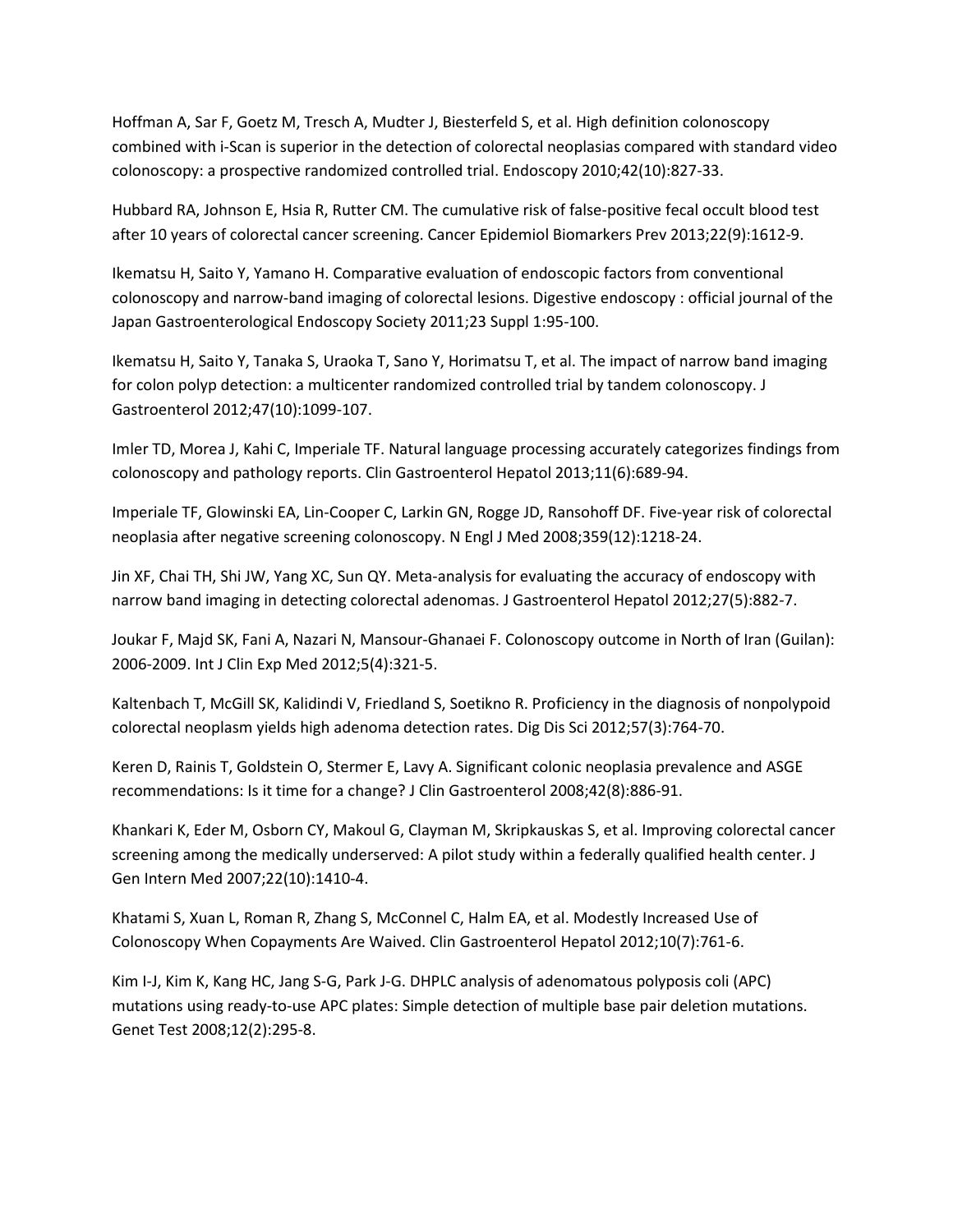Hoffman A, Sar F, Goetz M, Tresch A, Mudter J, Biesterfeld S, et al. High definition colonoscopy combined with i-Scan is superior in the detection of colorectal neoplasias compared with standard video colonoscopy: a prospective randomized controlled trial. Endoscopy 2010;42(10):827-33.

Hubbard RA, Johnson E, Hsia R, Rutter CM. The cumulative risk of false-positive fecal occult blood test after 10 years of colorectal cancer screening. Cancer Epidemiol Biomarkers Prev 2013;22(9):1612-9.

Ikematsu H, Saito Y, Yamano H. Comparative evaluation of endoscopic factors from conventional colonoscopy and narrow-band imaging of colorectal lesions. Digestive endoscopy : official journal of the Japan Gastroenterological Endoscopy Society 2011;23 Suppl 1:95-100.

Ikematsu H, Saito Y, Tanaka S, Uraoka T, Sano Y, Horimatsu T, et al. The impact of narrow band imaging for colon polyp detection: a multicenter randomized controlled trial by tandem colonoscopy. J Gastroenterol 2012;47(10):1099-107.

Imler TD, Morea J, Kahi C, Imperiale TF. Natural language processing accurately categorizes findings from colonoscopy and pathology reports. Clin Gastroenterol Hepatol 2013;11(6):689-94.

Imperiale TF, Glowinski EA, Lin-Cooper C, Larkin GN, Rogge JD, Ransohoff DF. Five-year risk of colorectal neoplasia after negative screening colonoscopy. N Engl J Med 2008;359(12):1218-24.

Jin XF, Chai TH, Shi JW, Yang XC, Sun QY. Meta-analysis for evaluating the accuracy of endoscopy with narrow band imaging in detecting colorectal adenomas. J Gastroenterol Hepatol 2012;27(5):882-7.

Joukar F, Majd SK, Fani A, Nazari N, Mansour-Ghanaei F. Colonoscopy outcome in North of Iran (Guilan): 2006-2009. Int J Clin Exp Med 2012;5(4):321-5.

Kaltenbach T, McGill SK, Kalidindi V, Friedland S, Soetikno R. Proficiency in the diagnosis of nonpolypoid colorectal neoplasm yields high adenoma detection rates. Dig Dis Sci 2012;57(3):764-70.

Keren D, Rainis T, Goldstein O, Stermer E, Lavy A. Significant colonic neoplasia prevalence and ASGE recommendations: Is it time for a change? J Clin Gastroenterol 2008;42(8):886-91.

Khankari K, Eder M, Osborn CY, Makoul G, Clayman M, Skripkauskas S, et al. Improving colorectal cancer screening among the medically underserved: A pilot study within a federally qualified health center. J Gen Intern Med 2007;22(10):1410-4.

Khatami S, Xuan L, Roman R, Zhang S, McConnel C, Halm EA, et al. Modestly Increased Use of Colonoscopy When Copayments Are Waived. Clin Gastroenterol Hepatol 2012;10(7):761-6.

Kim I-J, Kim K, Kang HC, Jang S-G, Park J-G. DHPLC analysis of adenomatous polyposis coli (APC) mutations using ready-to-use APC plates: Simple detection of multiple base pair deletion mutations. Genet Test 2008;12(2):295-8.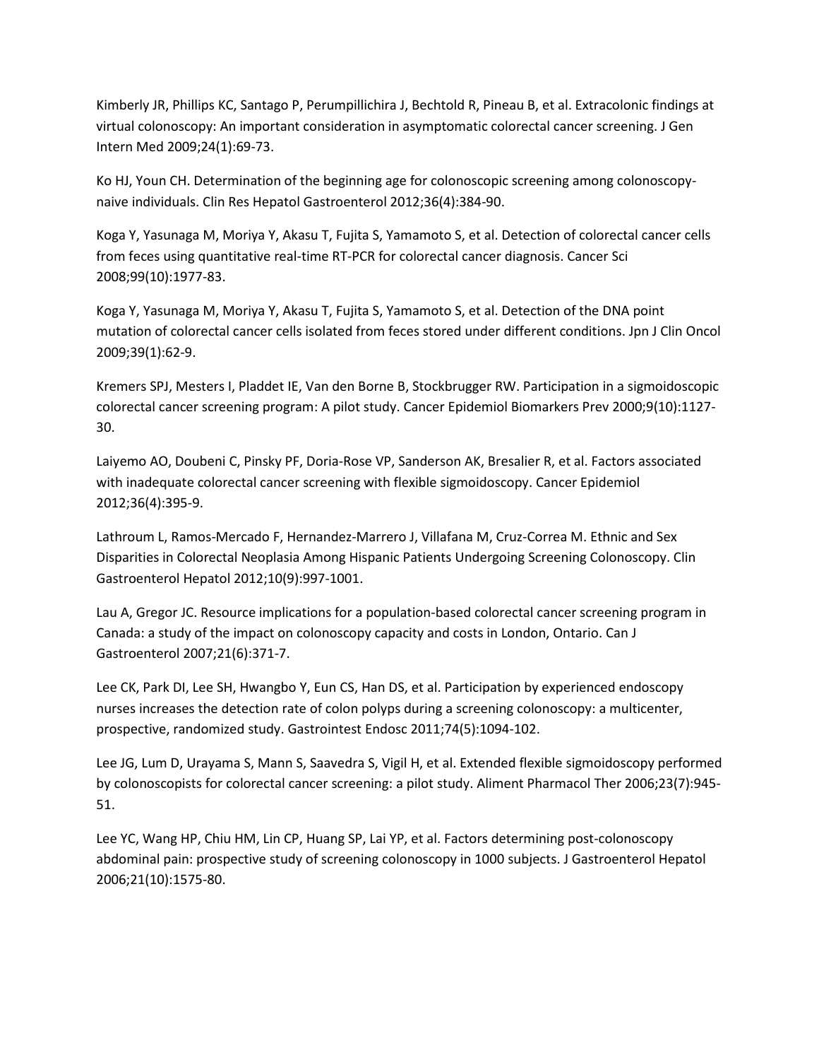Kimberly JR, Phillips KC, Santago P, Perumpillichira J, Bechtold R, Pineau B, et al. Extracolonic findings at virtual colonoscopy: An important consideration in asymptomatic colorectal cancer screening. J Gen Intern Med 2009;24(1):69-73.

Ko HJ, Youn CH. Determination of the beginning age for colonoscopic screening among colonoscopy-naive individuals. Clin Res Hepatol Gastroenterol 2012;36(4):384-90.

Koga Y, Yasunaga M, Moriya Y, Akasu T, Fujita S, Yamamoto S, et al. Detection of colorectal cancer cells from feces using quantitative real-time RT-PCR for colorectal cancer diagnosis. Cancer Sci 2008;99(10):1977-83.

Koga Y, Yasunaga M, Moriya Y, Akasu T, Fujita S, Yamamoto S, et al. Detection of the DNA point mutation of colorectal cancer cells isolated from feces stored under different conditions. Jpn J Clin Oncol 2009;39(1):62-9.

Kremers SPJ, Mesters I, Pladdet IE, Van den Borne B, Stockbrugger RW. Participation in a sigmoidoscopic colorectal cancer screening program: A pilot study. Cancer Epidemiol Biomarkers Prev 2000;9(10):1127-30.

Laiyemo AO, Doubeni C, Pinsky PF, Doria-Rose VP, Sanderson AK, Bresalier R, et al. Factors associated with inadequate colorectal cancer screening with flexible sigmoidoscopy. Cancer Epidemiol 2012;36(4):395-9.

Lathroum L, Ramos-Mercado F, Hernandez-Marrero J, Villafana M, Cruz-Correa M. Ethnic and Sex Disparities in Colorectal Neoplasia Among Hispanic Patients Undergoing Screening Colonoscopy. Clin Gastroenterol Hepatol 2012;10(9):997-1001.

Lau A, Gregor JC. Resource implications for a population-based colorectal cancer screening program in Canada: a study of the impact on colonoscopy capacity and costs in London, Ontario. Can J Gastroenterol 2007;21(6):371-7.

Lee CK, Park DI, Lee SH, Hwangbo Y, Eun CS, Han DS, et al. Participation by experienced endoscopy nurses increases the detection rate of colon polyps during a screening colonoscopy: a multicenter, prospective, randomized study. Gastrointest Endosc 2011;74(5):1094-102.

Lee JG, Lum D, Urayama S, Mann S, Saavedra S, Vigil H, et al. Extended flexible sigmoidoscopy performed by colonoscopists for colorectal cancer screening: a pilot study. Aliment Pharmacol Ther 2006;23(7):945-51.

Lee YC, Wang HP, Chiu HM, Lin CP, Huang SP, Lai YP, et al. Factors determining post-colonoscopy abdominal pain: prospective study of screening colonoscopy in 1000 subjects. J Gastroenterol Hepatol 2006;21(10):1575-80.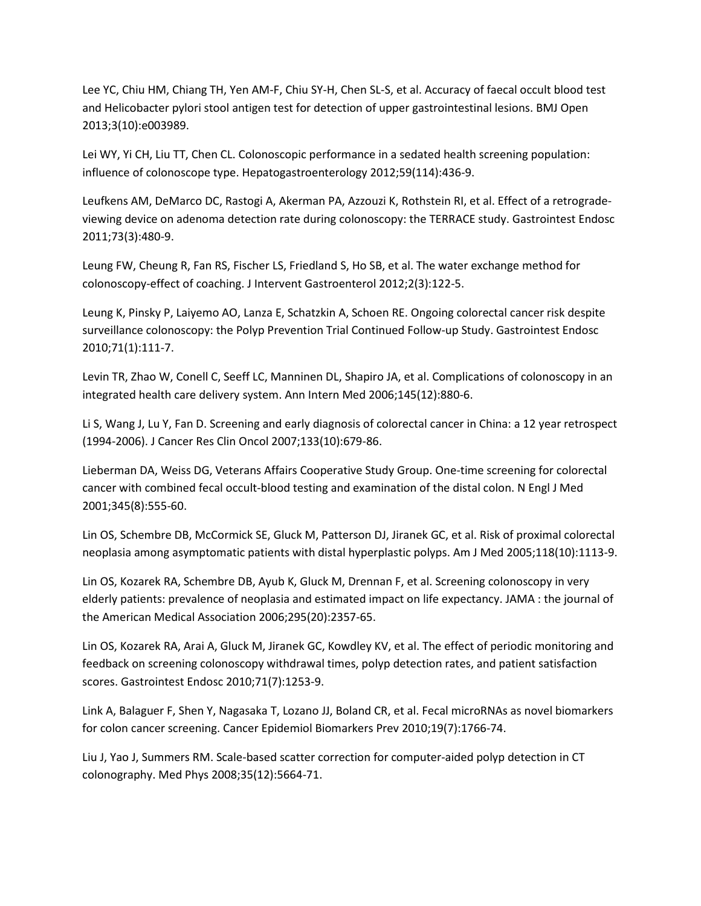Lee YC, Chiu HM, Chiang TH, Yen AM-F, Chiu SY-H, Chen SL-S, et al. Accuracy of faecal occult blood test and Helicobacter pylori stool antigen test for detection of upper gastrointestinal lesions. BMJ Open 2013;3(10):e003989.

Lei WY, Yi CH, Liu TT, Chen CL. Colonoscopic performance in a sedated health screening population: influence of colonoscope type. Hepatogastroenterology 2012;59(114):436-9.

Leufkens AM, DeMarco DC, Rastogi A, Akerman PA, Azzouzi K, Rothstein RI, et al. Effect of a retrograde-viewing device on adenoma detection rate during colonoscopy: the TERRACE study. Gastrointest Endosc 2011;73(3):480-9.

Leung FW, Cheung R, Fan RS, Fischer LS, Friedland S, Ho SB, et al. The water exchange method for colonoscopy-effect of coaching. J Intervent Gastroenterol 2012;2(3):122-5.

Leung K, Pinsky P, Laiyemo AO, Lanza E, Schatzkin A, Schoen RE. Ongoing colorectal cancer risk despite surveillance colonoscopy: the Polyp Prevention Trial Continued Follow-up Study. Gastrointest Endosc 2010;71(1):111-7.

Levin TR, Zhao W, Conell C, Seeff LC, Manninen DL, Shapiro JA, et al. Complications of colonoscopy in an integrated health care delivery system. Ann Intern Med 2006;145(12):880-6.

Li S, Wang J, Lu Y, Fan D. Screening and early diagnosis of colorectal cancer in China: a 12 year retrospect (1994-2006). J Cancer Res Clin Oncol 2007;133(10):679-86.

Lieberman DA, Weiss DG, Veterans Affairs Cooperative Study Group. One-time screening for colorectal cancer with combined fecal occult-blood testing and examination of the distal colon. N Engl J Med 2001;345(8):555-60.

Lin OS, Schembre DB, McCormick SE, Gluck M, Patterson DJ, Jiranek GC, et al. Risk of proximal colorectal neoplasia among asymptomatic patients with distal hyperplastic polyps. Am J Med 2005;118(10):1113-9.

Lin OS, Kozarek RA, Schembre DB, Ayub K, Gluck M, Drennan F, et al. Screening colonoscopy in very elderly patients: prevalence of neoplasia and estimated impact on life expectancy. JAMA : the journal of the American Medical Association 2006;295(20):2357-65.

Lin OS, Kozarek RA, Arai A, Gluck M, Jiranek GC, Kowdley KV, et al. The effect of periodic monitoring and feedback on screening colonoscopy withdrawal times, polyp detection rates, and patient satisfaction scores. Gastrointest Endosc 2010;71(7):1253-9.

Link A, Balaguer F, Shen Y, Nagasaka T, Lozano JJ, Boland CR, et al. Fecal microRNAs as novel biomarkers for colon cancer screening. Cancer Epidemiol Biomarkers Prev 2010;19(7):1766-74.

Liu J, Yao J, Summers RM. Scale-based scatter correction for computer-aided polyp detection in CT colonography. Med Phys 2008;35(12):5664-71.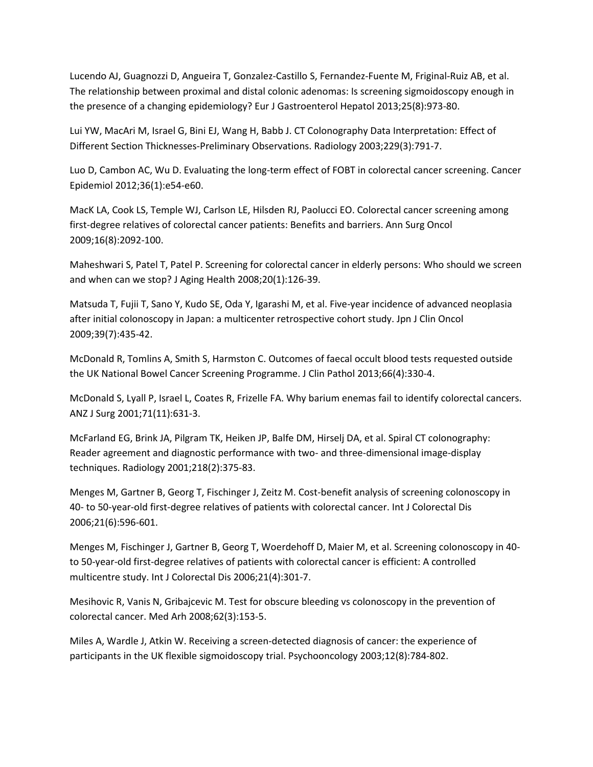Lucendo AJ, Guagnozzi D, Angueira T, Gonzalez-Castillo S, Fernandez-Fuente M, Friginal-Ruiz AB, et al. The relationship between proximal and distal colonic adenomas: Is screening sigmoidoscopy enough in the presence of a changing epidemiology? Eur J Gastroenterol Hepatol 2013;25(8):973-80.

Lui YW, MacAri M, Israel G, Bini EJ, Wang H, Babb J. CT Colonography Data Interpretation: Effect of Different Section Thicknesses-Preliminary Observations. Radiology 2003;229(3):791-7.

Luo D, Cambon AC, Wu D. Evaluating the long-term effect of FOBT in colorectal cancer screening. Cancer Epidemiol 2012;36(1):e54-e60.

MacK LA, Cook LS, Temple WJ, Carlson LE, Hilsden RJ, Paolucci EO. Colorectal cancer screening among first-degree relatives of colorectal cancer patients: Benefits and barriers. Ann Surg Oncol 2009;16(8):2092-100.

Maheshwari S, Patel T, Patel P. Screening for colorectal cancer in elderly persons: Who should we screen and when can we stop? J Aging Health 2008;20(1):126-39.

Matsuda T, Fujii T, Sano Y, Kudo SE, Oda Y, Igarashi M, et al. Five-year incidence of advanced neoplasia after initial colonoscopy in Japan: a multicenter retrospective cohort study. Jpn J Clin Oncol 2009;39(7):435-42.

McDonald R, Tomlins A, Smith S, Harmston C. Outcomes of faecal occult blood tests requested outside the UK National Bowel Cancer Screening Programme. J Clin Pathol 2013;66(4):330-4.

McDonald S, Lyall P, Israel L, Coates R, Frizelle FA. Why barium enemas fail to identify colorectal cancers. ANZ J Surg 2001;71(11):631-3.

McFarland EG, Brink JA, Pilgram TK, Heiken JP, Balfe DM, Hirselj DA, et al. Spiral CT colonography: Reader agreement and diagnostic performance with two- and three-dimensional image-display techniques. Radiology 2001;218(2):375-83.

Menges M, Gartner B, Georg T, Fischinger J, Zeitz M. Cost-benefit analysis of screening colonoscopy in 40- to 50-year-old first-degree relatives of patients with colorectal cancer. Int J Colorectal Dis 2006;21(6):596-601.

Menges M, Fischinger J, Gartner B, Georg T, Woerdehoff D, Maier M, et al. Screening colonoscopy in 40- to 50-year-old first-degree relatives of patients with colorectal cancer is efficient: A controlled multicentre study. Int J Colorectal Dis 2006;21(4):301-7.

Mesihovic R, Vanis N, Gribajcevic M. Test for obscure bleeding vs colonoscopy in the prevention of colorectal cancer. Med Arh 2008;62(3):153-5.

Miles A, Wardle J, Atkin W. Receiving a screen-detected diagnosis of cancer: the experience of participants in the UK flexible sigmoidoscopy trial. Psychooncology 2003;12(8):784-802.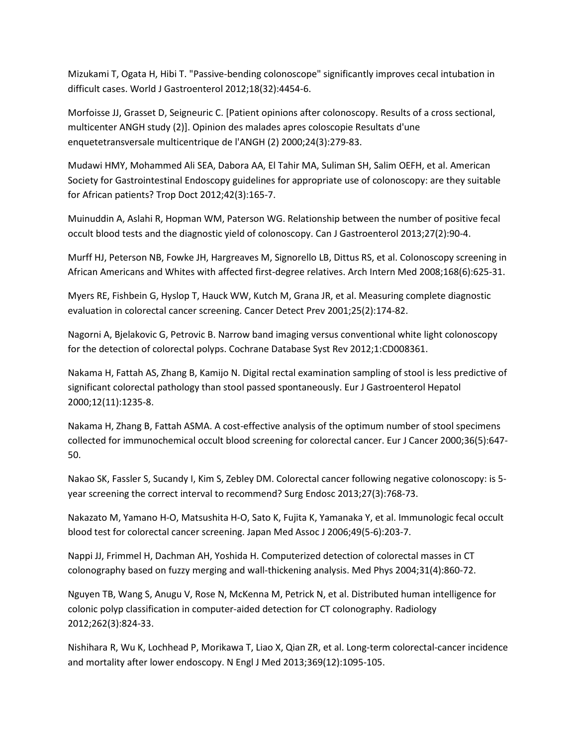Mizukami T, Ogata H, Hibi T. "Passive-bending colonoscope" significantly improves cecal intubation in difficult cases. World J Gastroenterol 2012;18(32):4454-6.

Morfoisse JJ, Grasset D, Seigneuric C. [Patient opinions after colonoscopy. Results of a cross sectional, multicenter ANGH study (2)]. Opinion des malades apres coloscopie Resultats d'une enquetetransversale multicentrique de l'ANGH (2) 2000;24(3):279-83.

Mudawi HMY, Mohammed Ali SEA, Dabora AA, El Tahir MA, Suliman SH, Salim OEFH, et al. American Society for Gastrointestinal Endoscopy guidelines for appropriate use of colonoscopy: are they suitable for African patients? Trop Doct 2012;42(3):165-7.

Muinuddin A, Aslahi R, Hopman WM, Paterson WG. Relationship between the number of positive fecal occult blood tests and the diagnostic yield of colonoscopy. Can J Gastroenterol 2013;27(2):90-4.

Murff HJ, Peterson NB, Fowke JH, Hargreaves M, Signorello LB, Dittus RS, et al. Colonoscopy screening in African Americans and Whites with affected first-degree relatives. Arch Intern Med 2008;168(6):625-31.

Myers RE, Fishbein G, Hyslop T, Hauck WW, Kutch M, Grana JR, et al. Measuring complete diagnostic evaluation in colorectal cancer screening. Cancer Detect Prev 2001;25(2):174-82.

Nagorni A, Bjelakovic G, Petrovic B. Narrow band imaging versus conventional white light colonoscopy for the detection of colorectal polyps. Cochrane Database Syst Rev 2012;1:CD008361.

Nakama H, Fattah AS, Zhang B, Kamijo N. Digital rectal examination sampling of stool is less predictive of significant colorectal pathology than stool passed spontaneously. Eur J Gastroenterol Hepatol 2000;12(11):1235-8.

Nakama H, Zhang B, Fattah ASMA. A cost-effective analysis of the optimum number of stool specimens collected for immunochemical occult blood screening for colorectal cancer. Eur J Cancer 2000;36(5):647-50.

Nakao SK, Fassler S, Sucandy I, Kim S, Zebley DM. Colorectal cancer following negative colonoscopy: is 5-year screening the correct interval to recommend? Surg Endosc 2013;27(3):768-73.

Nakazato M, Yamano H-O, Matsushita H-O, Sato K, Fujita K, Yamanaka Y, et al. Immunologic fecal occult blood test for colorectal cancer screening. Japan Med Assoc J 2006;49(5-6):203-7.

Nappi JJ, Frimmel H, Dachman AH, Yoshida H. Computerized detection of colorectal masses in CT colonography based on fuzzy merging and wall-thickening analysis. Med Phys 2004;31(4):860-72.

Nguyen TB, Wang S, Anugu V, Rose N, McKenna M, Petrick N, et al. Distributed human intelligence for colonic polyp classification in computer-aided detection for CT colonography. Radiology 2012;262(3):824-33.

Nishihara R, Wu K, Lochhead P, Morikawa T, Liao X, Qian ZR, et al. Long-term colorectal-cancer incidence and mortality after lower endoscopy. N Engl J Med 2013;369(12):1095-105.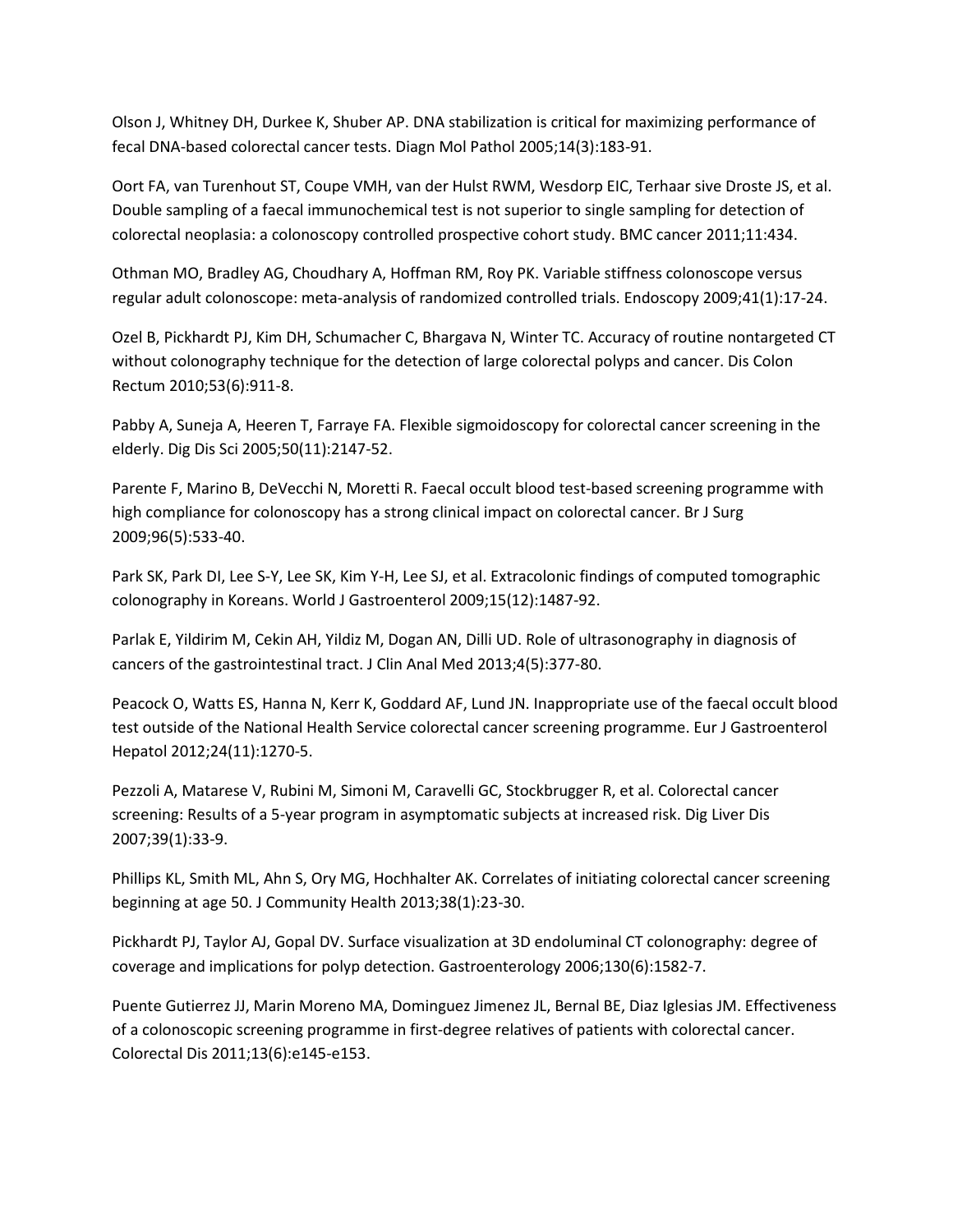Olson J, Whitney DH, Durkee K, Shuber AP. DNA stabilization is critical for maximizing performance of fecal DNA-based colorectal cancer tests. Diagn Mol Pathol 2005;14(3):183-91.

Oort FA, van Turenhout ST, Coupe VMH, van der Hulst RWM, Wesdorp EIC, Terhaar sive Droste JS, et al. Double sampling of a faecal immunochemical test is not superior to single sampling for detection of colorectal neoplasia: a colonoscopy controlled prospective cohort study. BMC cancer 2011;11:434.

Othman MO, Bradley AG, Choudhary A, Hoffman RM, Roy PK. Variable stiffness colonoscope versus regular adult colonoscope: meta-analysis of randomized controlled trials. Endoscopy 2009;41(1):17-24.

Ozel B, Pickhardt PJ, Kim DH, Schumacher C, Bhargava N, Winter TC. Accuracy of routine nontargeted CT without colonography technique for the detection of large colorectal polyps and cancer. Dis Colon Rectum 2010;53(6):911-8.

Pabby A, Suneja A, Heeren T, Farraye FA. Flexible sigmoidoscopy for colorectal cancer screening in the elderly. Dig Dis Sci 2005;50(11):2147-52.

Parente F, Marino B, DeVecchi N, Moretti R. Faecal occult blood test-based screening programme with high compliance for colonoscopy has a strong clinical impact on colorectal cancer. Br J Surg 2009;96(5):533-40.

Park SK, Park DI, Lee S-Y, Lee SK, Kim Y-H, Lee SJ, et al. Extracolonic findings of computed tomographic colonography in Koreans. World J Gastroenterol 2009;15(12):1487-92.

Parlak E, Yildirim M, Cekin AH, Yildiz M, Dogan AN, Dilli UD. Role of ultrasonography in diagnosis of cancers of the gastrointestinal tract. J Clin Anal Med 2013;4(5):377-80.

Peacock O, Watts ES, Hanna N, Kerr K, Goddard AF, Lund JN. Inappropriate use of the faecal occult blood test outside of the National Health Service colorectal cancer screening programme. Eur J Gastroenterol Hepatol 2012;24(11):1270-5.

Pezzoli A, Matarese V, Rubini M, Simoni M, Caravelli GC, Stockbrugger R, et al. Colorectal cancer screening: Results of a 5-year program in asymptomatic subjects at increased risk. Dig Liver Dis 2007;39(1):33-9.

Phillips KL, Smith ML, Ahn S, Ory MG, Hochhalter AK. Correlates of initiating colorectal cancer screening beginning at age 50. J Community Health 2013;38(1):23-30.

Pickhardt PJ, Taylor AJ, Gopal DV. Surface visualization at 3D endoluminal CT colonography: degree of coverage and implications for polyp detection. Gastroenterology 2006;130(6):1582-7.

Puente Gutierrez JJ, Marin Moreno MA, Dominguez Jimenez JL, Bernal BE, Diaz Iglesias JM. Effectiveness of a colonoscopic screening programme in first-degree relatives of patients with colorectal cancer. Colorectal Dis 2011;13(6):e145-e153.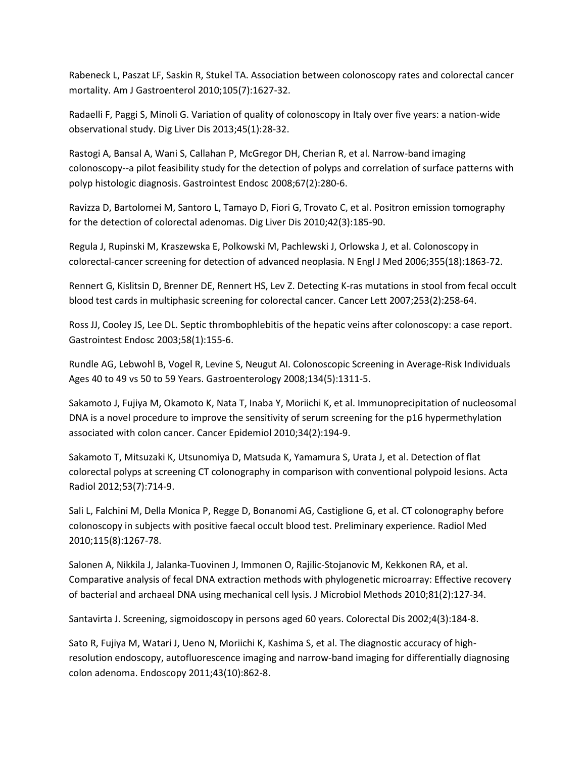Rabeneck L, Paszat LF, Saskin R, Stukel TA. Association between colonoscopy rates and colorectal cancer mortality. Am J Gastroenterol 2010;105(7):1627-32.

Radaelli F, Paggi S, Minoli G. Variation of quality of colonoscopy in Italy over five years: a nation-wide observational study. Dig Liver Dis 2013;45(1):28-32.

Rastogi A, Bansal A, Wani S, Callahan P, McGregor DH, Cherian R, et al. Narrow-band imaging colonoscopy--a pilot feasibility study for the detection of polyps and correlation of surface patterns with polyp histologic diagnosis. Gastrointest Endosc 2008;67(2):280-6.

Ravizza D, Bartolomei M, Santoro L, Tamayo D, Fiori G, Trovato C, et al. Positron emission tomography for the detection of colorectal adenomas. Dig Liver Dis 2010;42(3):185-90.

Regula J, Rupinski M, Kraszewska E, Polkowski M, Pachlewski J, Orlowska J, et al. Colonoscopy in colorectal-cancer screening for detection of advanced neoplasia. N Engl J Med 2006;355(18):1863-72.

Rennert G, Kislitsin D, Brenner DE, Rennert HS, Lev Z. Detecting K-ras mutations in stool from fecal occult blood test cards in multiphasic screening for colorectal cancer. Cancer Lett 2007;253(2):258-64.

Ross JJ, Cooley JS, Lee DL. Septic thrombophlebitis of the hepatic veins after colonoscopy: a case report. Gastrointest Endosc 2003;58(1):155-6.

Rundle AG, Lebwohl B, Vogel R, Levine S, Neugut AI. Colonoscopic Screening in Average-Risk Individuals Ages 40 to 49 vs 50 to 59 Years. Gastroenterology 2008;134(5):1311-5.

Sakamoto J, Fujiya M, Okamoto K, Nata T, Inaba Y, Moriichi K, et al. Immunoprecipitation of nucleosomal DNA is a novel procedure to improve the sensitivity of serum screening for the p16 hypermethylation associated with colon cancer. Cancer Epidemiol 2010;34(2):194-9.

Sakamoto T, Mitsuzaki K, Utsunomiya D, Matsuda K, Yamamura S, Urata J, et al. Detection of flat colorectal polyps at screening CT colonography in comparison with conventional polypoid lesions. Acta Radiol 2012;53(7):714-9.

Sali L, Falchini M, Della Monica P, Regge D, Bonanomi AG, Castiglione G, et al. CT colonography before colonoscopy in subjects with positive faecal occult blood test. Preliminary experience. Radiol Med 2010;115(8):1267-78.

Salonen A, Nikkila J, Jalanka-Tuovinen J, Immonen O, Rajilic-Stojanovic M, Kekkonen RA, et al. Comparative analysis of fecal DNA extraction methods with phylogenetic microarray: Effective recovery of bacterial and archaeal DNA using mechanical cell lysis. J Microbiol Methods 2010;81(2):127-34.

Santavirta J. Screening, sigmoidoscopy in persons aged 60 years. Colorectal Dis 2002;4(3):184-8.

Sato R, Fujiya M, Watari J, Ueno N, Moriichi K, Kashima S, et al. The diagnostic accuracy of high-resolution endoscopy, autofluorescence imaging and narrow-band imaging for differentially diagnosing colon adenoma. Endoscopy 2011;43(10):862-8.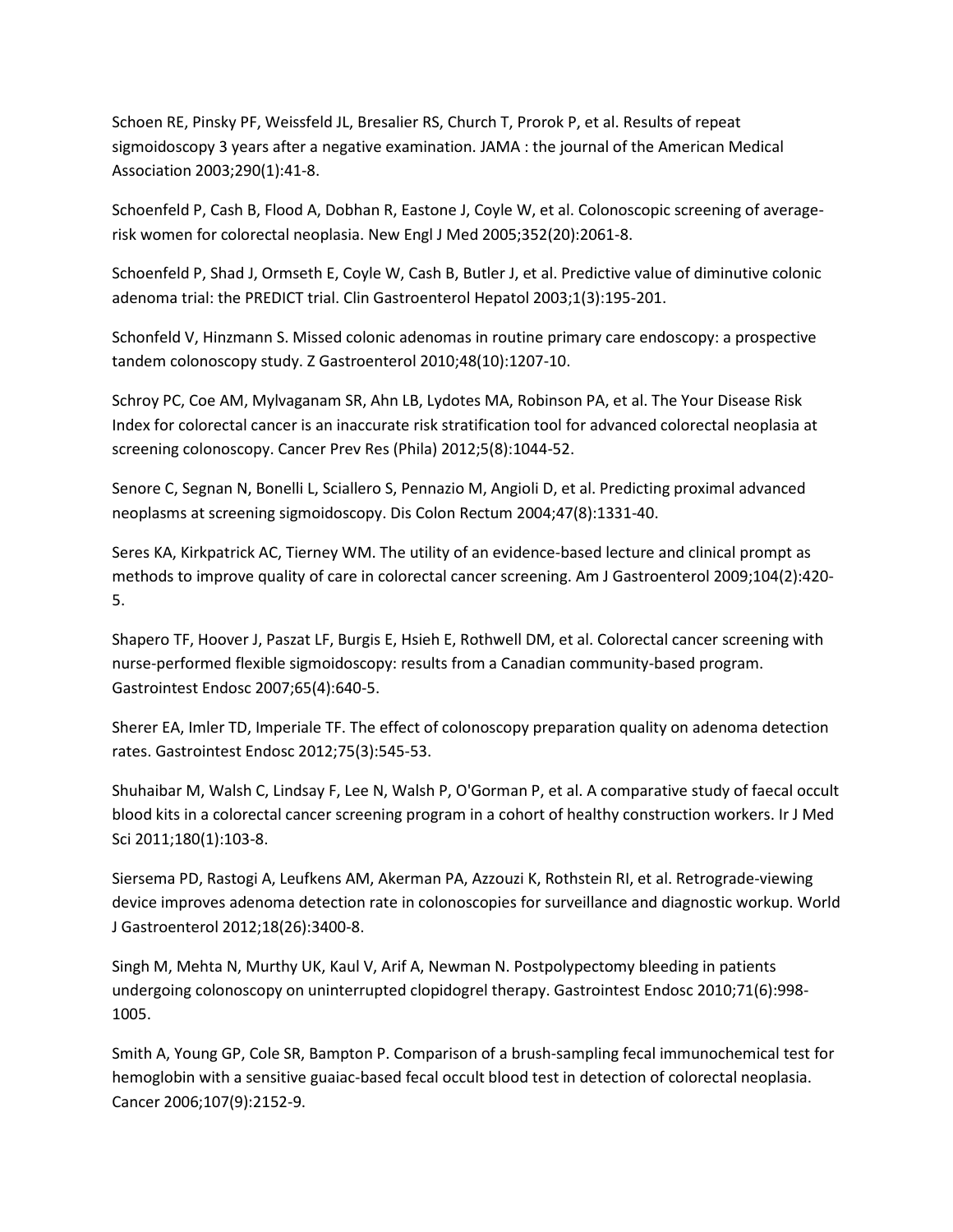Schoen RE, Pinsky PF, Weissfeld JL, Bresalier RS, Church T, Prorok P, et al. Results of repeat sigmoidoscopy 3 years after a negative examination. JAMA : the journal of the American Medical Association 2003;290(1):41-8.

Schoenfeld P, Cash B, Flood A, Dobhan R, Eastone J, Coyle W, et al. Colonoscopic screening of average-risk women for colorectal neoplasia. New Engl J Med 2005;352(20):2061-8.

Schoenfeld P, Shad J, Ormseth E, Coyle W, Cash B, Butler J, et al. Predictive value of diminutive colonic adenoma trial: the PREDICT trial. Clin Gastroenterol Hepatol 2003;1(3):195-201.

Schonfeld V, Hinzmann S. Missed colonic adenomas in routine primary care endoscopy: a prospective tandem colonoscopy study. Z Gastroenterol 2010;48(10):1207-10.

Schroy PC, Coe AM, Mylvaganam SR, Ahn LB, Lydotes MA, Robinson PA, et al. The Your Disease Risk Index for colorectal cancer is an inaccurate risk stratification tool for advanced colorectal neoplasia at screening colonoscopy. Cancer Prev Res (Phila) 2012;5(8):1044-52.

Senore C, Segnan N, Bonelli L, Sciallero S, Pennazio M, Angioli D, et al. Predicting proximal advanced neoplasms at screening sigmoidoscopy. Dis Colon Rectum 2004;47(8):1331-40.

Seres KA, Kirkpatrick AC, Tierney WM. The utility of an evidence-based lecture and clinical prompt as methods to improve quality of care in colorectal cancer screening. Am J Gastroenterol 2009;104(2):420-5.

Shapero TF, Hoover J, Paszat LF, Burgis E, Hsieh E, Rothwell DM, et al. Colorectal cancer screening with nurse-performed flexible sigmoidoscopy: results from a Canadian community-based program. Gastrointest Endosc 2007;65(4):640-5.

Sherer EA, Imler TD, Imperiale TF. The effect of colonoscopy preparation quality on adenoma detection rates. Gastrointest Endosc 2012;75(3):545-53.

Shuhaibar M, Walsh C, Lindsay F, Lee N, Walsh P, O'Gorman P, et al. A comparative study of faecal occult blood kits in a colorectal cancer screening program in a cohort of healthy construction workers. Ir J Med Sci 2011;180(1):103-8.

Siersema PD, Rastogi A, Leufkens AM, Akerman PA, Azzouzi K, Rothstein RI, et al. Retrograde-viewing device improves adenoma detection rate in colonoscopies for surveillance and diagnostic workup. World J Gastroenterol 2012;18(26):3400-8.

Singh M, Mehta N, Murthy UK, Kaul V, Arif A, Newman N. Postpolypectomy bleeding in patients undergoing colonoscopy on uninterrupted clopidogrel therapy. Gastrointest Endosc 2010;71(6):998-1005.

Smith A, Young GP, Cole SR, Bampton P. Comparison of a brush-sampling fecal immunochemical test for hemoglobin with a sensitive guaiac-based fecal occult blood test in detection of colorectal neoplasia. Cancer 2006;107(9):2152-9.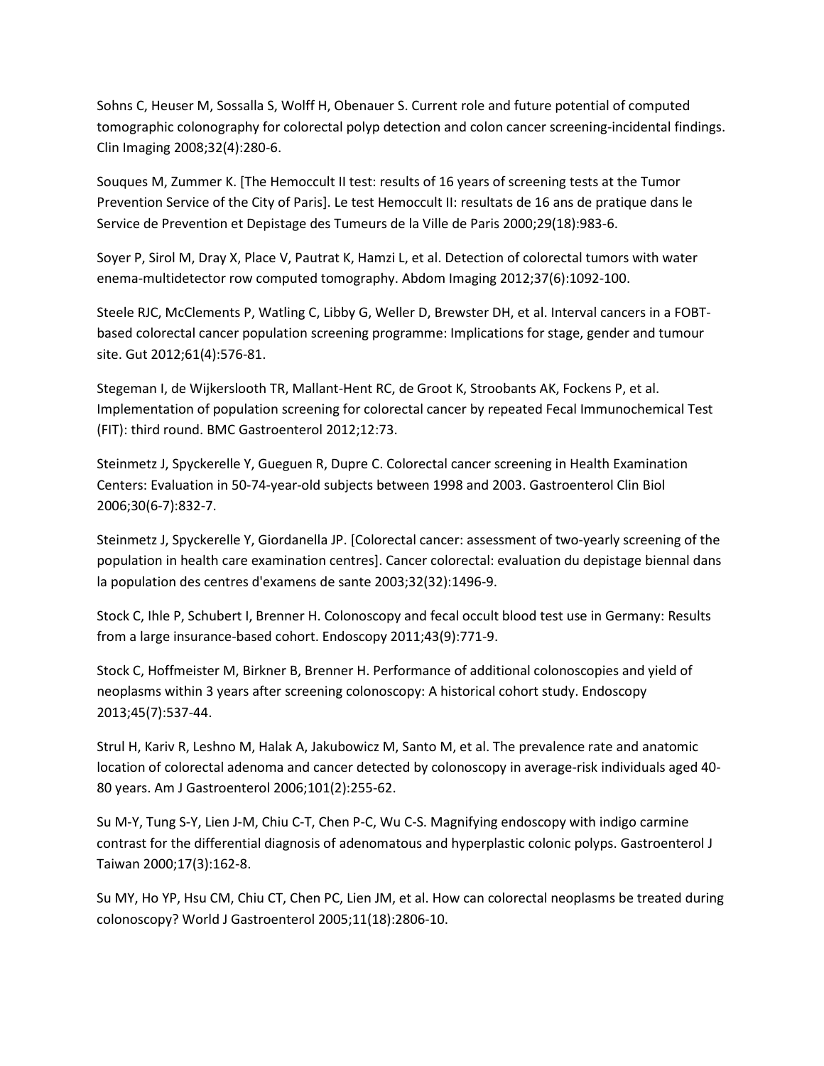Sohns C, Heuser M, Sossalla S, Wolff H, Obenauer S. Current role and future potential of computed tomographic colonography for colorectal polyp detection and colon cancer screening-incidental findings. Clin Imaging 2008;32(4):280-6.

Souques M, Zummer K. [The Hemoccult II test: results of 16 years of screening tests at the Tumor Prevention Service of the City of Paris]. Le test Hemoccult II: resultats de 16 ans de pratique dans le Service de Prevention et Depistage des Tumeurs de la Ville de Paris 2000;29(18):983-6.

Soyer P, Sirol M, Dray X, Place V, Pautrat K, Hamzi L, et al. Detection of colorectal tumors with water enema-multidetector row computed tomography. Abdom Imaging 2012;37(6):1092-100.

Steele RJC, McClements P, Watling C, Libby G, Weller D, Brewster DH, et al. Interval cancers in a FOBT-based colorectal cancer population screening programme: Implications for stage, gender and tumour site. Gut 2012;61(4):576-81.

Stegeman I, de Wijkerslooth TR, Mallant-Hent RC, de Groot K, Stroobants AK, Fockens P, et al. Implementation of population screening for colorectal cancer by repeated Fecal Immunochemical Test (FIT): third round. BMC Gastroenterol 2012;12:73.

Steinmetz J, Spyckerelle Y, Gueguen R, Dupre C. Colorectal cancer screening in Health Examination Centers: Evaluation in 50-74-year-old subjects between 1998 and 2003. Gastroenterol Clin Biol 2006;30(6-7):832-7.

Steinmetz J, Spyckerelle Y, Giordanella JP. [Colorectal cancer: assessment of two-yearly screening of the population in health care examination centres]. Cancer colorectal: evaluation du depistage biennal dans la population des centres d'examens de sante 2003;32(32):1496-9.

Stock C, Ihle P, Schubert I, Brenner H. Colonoscopy and fecal occult blood test use in Germany: Results from a large insurance-based cohort. Endoscopy 2011;43(9):771-9.

Stock C, Hoffmeister M, Birkner B, Brenner H. Performance of additional colonoscopies and yield of neoplasms within 3 years after screening colonoscopy: A historical cohort study. Endoscopy 2013;45(7):537-44.

Strul H, Kariv R, Leshno M, Halak A, Jakubowicz M, Santo M, et al. The prevalence rate and anatomic location of colorectal adenoma and cancer detected by colonoscopy in average-risk individuals aged 40-80 years. Am J Gastroenterol 2006;101(2):255-62.

Su M-Y, Tung S-Y, Lien J-M, Chiu C-T, Chen P-C, Wu C-S. Magnifying endoscopy with indigo carmine contrast for the differential diagnosis of adenomatous and hyperplastic colonic polyps. Gastroenterol J Taiwan 2000;17(3):162-8.

Su MY, Ho YP, Hsu CM, Chiu CT, Chen PC, Lien JM, et al. How can colorectal neoplasms be treated during colonoscopy? World J Gastroenterol 2005;11(18):2806-10.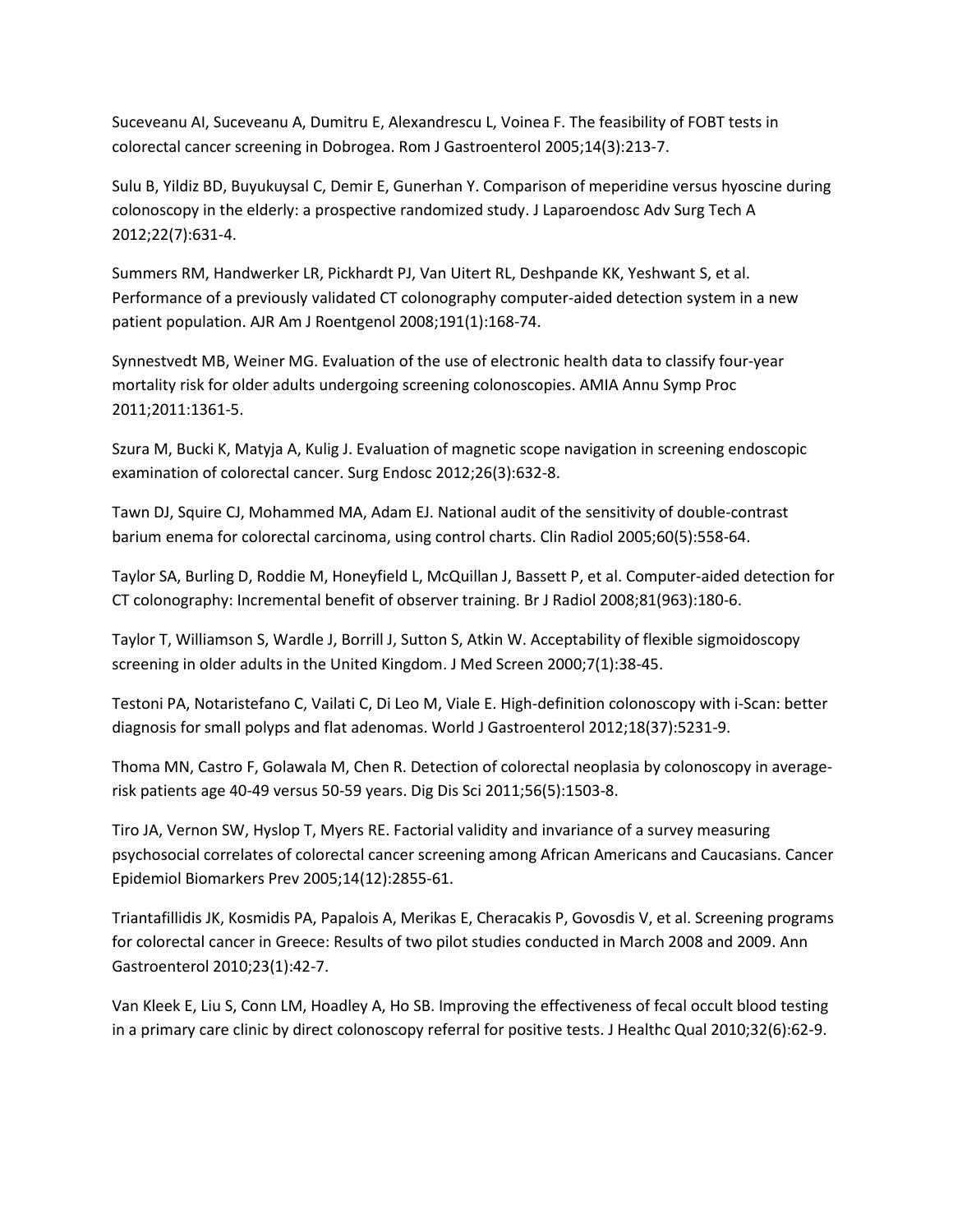Suceveanu AI, Suceveanu A, Dumitru E, Alexandrescu L, Voinea F. The feasibility of FOBT tests in colorectal cancer screening in Dobrogea. Rom J Gastroenterol 2005;14(3):213-7.

Sulu B, Yildiz BD, Buyukuysal C, Demir E, Gunerhan Y. Comparison of meperidine versus hyoscine during colonoscopy in the elderly: a prospective randomized study. J Laparoendosc Adv Surg Tech A 2012;22(7):631-4.

Summers RM, Handwerker LR, Pickhardt PJ, Van Uitert RL, Deshpande KK, Yeshwant S, et al. Performance of a previously validated CT colonography computer-aided detection system in a new patient population. AJR Am J Roentgenol 2008;191(1):168-74.

Synnestvedt MB, Weiner MG. Evaluation of the use of electronic health data to classify four-year mortality risk for older adults undergoing screening colonoscopies. AMIA Annu Symp Proc 2011;2011:1361-5.

Szura M, Bucki K, Matyja A, Kulig J. Evaluation of magnetic scope navigation in screening endoscopic examination of colorectal cancer. Surg Endosc 2012;26(3):632-8.

Tawn DJ, Squire CJ, Mohammed MA, Adam EJ. National audit of the sensitivity of double-contrast barium enema for colorectal carcinoma, using control charts. Clin Radiol 2005;60(5):558-64.

Taylor SA, Burling D, Roddie M, Honeyfield L, McQuillan J, Bassett P, et al. Computer-aided detection for CT colonography: Incremental benefit of observer training. Br J Radiol 2008;81(963):180-6.

Taylor T, Williamson S, Wardle J, Borrill J, Sutton S, Atkin W. Acceptability of flexible sigmoidoscopy screening in older adults in the United Kingdom. J Med Screen 2000;7(1):38-45.

Testoni PA, Notaristefano C, Vailati C, Di Leo M, Viale E. High-definition colonoscopy with i-Scan: better diagnosis for small polyps and flat adenomas. World J Gastroenterol 2012;18(37):5231-9.

Thoma MN, Castro F, Golawala M, Chen R. Detection of colorectal neoplasia by colonoscopy in average-risk patients age 40-49 versus 50-59 years. Dig Dis Sci 2011;56(5):1503-8.

Tiro JA, Vernon SW, Hyslop T, Myers RE. Factorial validity and invariance of a survey measuring psychosocial correlates of colorectal cancer screening among African Americans and Caucasians. Cancer Epidemiol Biomarkers Prev 2005;14(12):2855-61.

Triantafillidis JK, Kosmidis PA, Papalois A, Merikas E, Cheracakis P, Govosdis V, et al. Screening programs for colorectal cancer in Greece: Results of two pilot studies conducted in March 2008 and 2009. Ann Gastroenterol 2010;23(1):42-7.

Van Kleek E, Liu S, Conn LM, Hoadley A, Ho SB. Improving the effectiveness of fecal occult blood testing in a primary care clinic by direct colonoscopy referral for positive tests. J Healthc Qual 2010;32(6):62-9.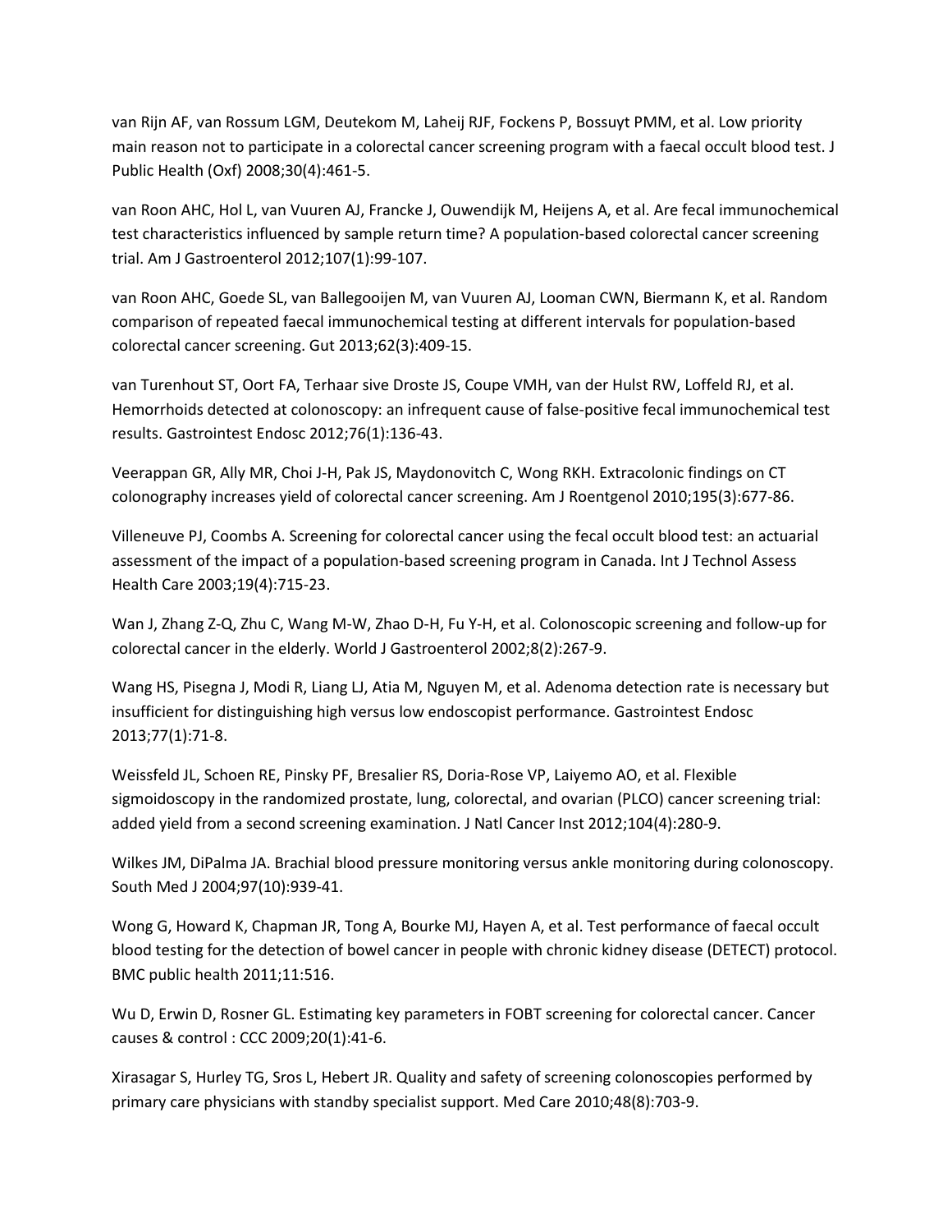van Rijn AF, van Rossum LGM, Deutekom M, Laheij RJF, Fockens P, Bossuyt PMM, et al. Low priority main reason not to participate in a colorectal cancer screening program with a faecal occult blood test. J Public Health (Oxf) 2008;30(4):461-5.

van Roon AHC, Hol L, van Vuuren AJ, Francke J, Ouwendijk M, Heijens A, et al. Are fecal immunochemical test characteristics influenced by sample return time? A population-based colorectal cancer screening trial. Am J Gastroenterol 2012;107(1):99-107.

van Roon AHC, Goede SL, van Ballegooijen M, van Vuuren AJ, Looman CWN, Biermann K, et al. Random comparison of repeated faecal immunochemical testing at different intervals for population-based colorectal cancer screening. Gut 2013;62(3):409-15.

van Turenhout ST, Oort FA, Terhaar sive Droste JS, Coupe VMH, van der Hulst RW, Loffeld RJ, et al. Hemorrhoids detected at colonoscopy: an infrequent cause of false-positive fecal immunochemical test results. Gastrointest Endosc 2012;76(1):136-43.

Veerappan GR, Ally MR, Choi J-H, Pak JS, Maydonovitch C, Wong RKH. Extracolonic findings on CT colonography increases yield of colorectal cancer screening. Am J Roentgenol 2010;195(3):677-86.

Villeneuve PJ, Coombs A. Screening for colorectal cancer using the fecal occult blood test: an actuarial assessment of the impact of a population-based screening program in Canada. Int J Technol Assess Health Care 2003;19(4):715-23.

Wan J, Zhang Z-Q, Zhu C, Wang M-W, Zhao D-H, Fu Y-H, et al. Colonoscopic screening and follow-up for colorectal cancer in the elderly. World J Gastroenterol 2002;8(2):267-9.

Wang HS, Pisegna J, Modi R, Liang LJ, Atia M, Nguyen M, et al. Adenoma detection rate is necessary but insufficient for distinguishing high versus low endoscopist performance. Gastrointest Endosc 2013;77(1):71-8.

Weissfeld JL, Schoen RE, Pinsky PF, Bresalier RS, Doria-Rose VP, Laiyemo AO, et al. Flexible sigmoidoscopy in the randomized prostate, lung, colorectal, and ovarian (PLCO) cancer screening trial: added yield from a second screening examination. J Natl Cancer Inst 2012;104(4):280-9.

Wilkes JM, DiPalma JA. Brachial blood pressure monitoring versus ankle monitoring during colonoscopy. South Med J 2004;97(10):939-41.

Wong G, Howard K, Chapman JR, Tong A, Bourke MJ, Hayen A, et al. Test performance of faecal occult blood testing for the detection of bowel cancer in people with chronic kidney disease (DETECT) protocol. BMC public health 2011;11:516.

Wu D, Erwin D, Rosner GL. Estimating key parameters in FOBT screening for colorectal cancer. Cancer causes & control : CCC 2009;20(1):41-6.

Xirasagar S, Hurley TG, Sros L, Hebert JR. Quality and safety of screening colonoscopies performed by primary care physicians with standby specialist support. Med Care 2010;48(8):703-9.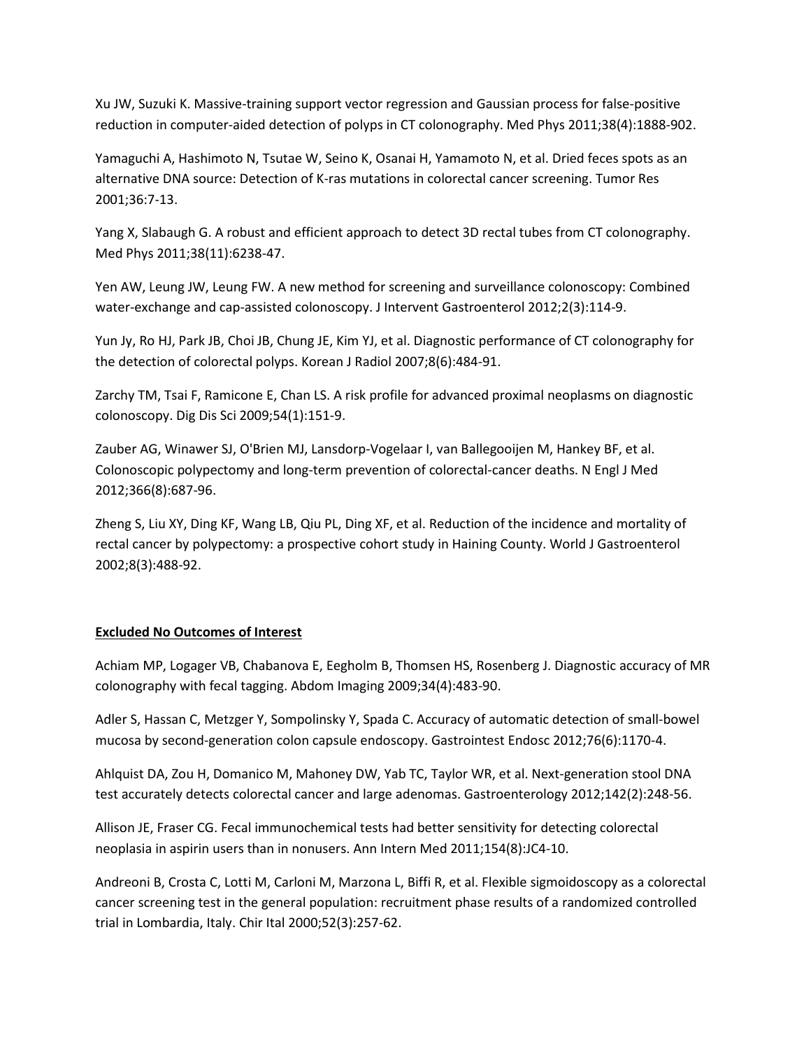Xu JW, Suzuki K. Massive-training support vector regression and Gaussian process for false-positive reduction in computer-aided detection of polyps in CT colonography. Med Phys 2011;38(4):1888-902.

Yamaguchi A, Hashimoto N, Tsutae W, Seino K, Osanai H, Yamamoto N, et al. Dried feces spots as an alternative DNA source: Detection of K-ras mutations in colorectal cancer screening. Tumor Res 2001;36:7-13.

Yang X, Slabaugh G. A robust and efficient approach to detect 3D rectal tubes from CT colonography. Med Phys 2011;38(11):6238-47.

Yen AW, Leung JW, Leung FW. A new method for screening and surveillance colonoscopy: Combined water-exchange and cap-assisted colonoscopy. J Intervent Gastroenterol 2012;2(3):114-9.

Yun Jy, Ro HJ, Park JB, Choi JB, Chung JE, Kim YJ, et al. Diagnostic performance of CT colonography for the detection of colorectal polyps. Korean J Radiol 2007;8(6):484-91.

Zarchy TM, Tsai F, Ramicone E, Chan LS. A risk profile for advanced proximal neoplasms on diagnostic colonoscopy. Dig Dis Sci 2009;54(1):151-9.

Zauber AG, Winawer SJ, O'Brien MJ, Lansdorp-Vogelaar I, van Ballegooijen M, Hankey BF, et al. Colonoscopic polypectomy and long-term prevention of colorectal-cancer deaths. N Engl J Med 2012;366(8):687-96.

Zheng S, Liu XY, Ding KF, Wang LB, Qiu PL, Ding XF, et al. Reduction of the incidence and mortality of rectal cancer by polypectomy: a prospective cohort study in Haining County. World J Gastroenterol 2002;8(3):488-92.

**Excluded No Outcomes of Interest**

Achiam MP, Logager VB, Chabanova E, Eegholm B, Thomsen HS, Rosenberg J. Diagnostic accuracy of MR colonography with fecal tagging. Abdom Imaging 2009;34(4):483-90.

Adler S, Hassan C, Metzger Y, Sompolinsky Y, Spada C. Accuracy of automatic detection of small-bowel mucosa by second-generation colon capsule endoscopy. Gastrointest Endosc 2012;76(6):1170-4.

Ahlquist DA, Zou H, Domanico M, Mahoney DW, Yab TC, Taylor WR, et al. Next-generation stool DNA test accurately detects colorectal cancer and large adenomas. Gastroenterology 2012;142(2):248-56.

Allison JE, Fraser CG. Fecal immunochemical tests had better sensitivity for detecting colorectal neoplasia in aspirin users than in nonusers. Ann Intern Med 2011;154(8):JC4-10.

Andreoni B, Crosta C, Lotti M, Carloni M, Marzona L, Biffi R, et al. Flexible sigmoidoscopy as a colorectal cancer screening test in the general population: recruitment phase results of a randomized controlled trial in Lombardia, Italy. Chir Ital 2000;52(3):257-62.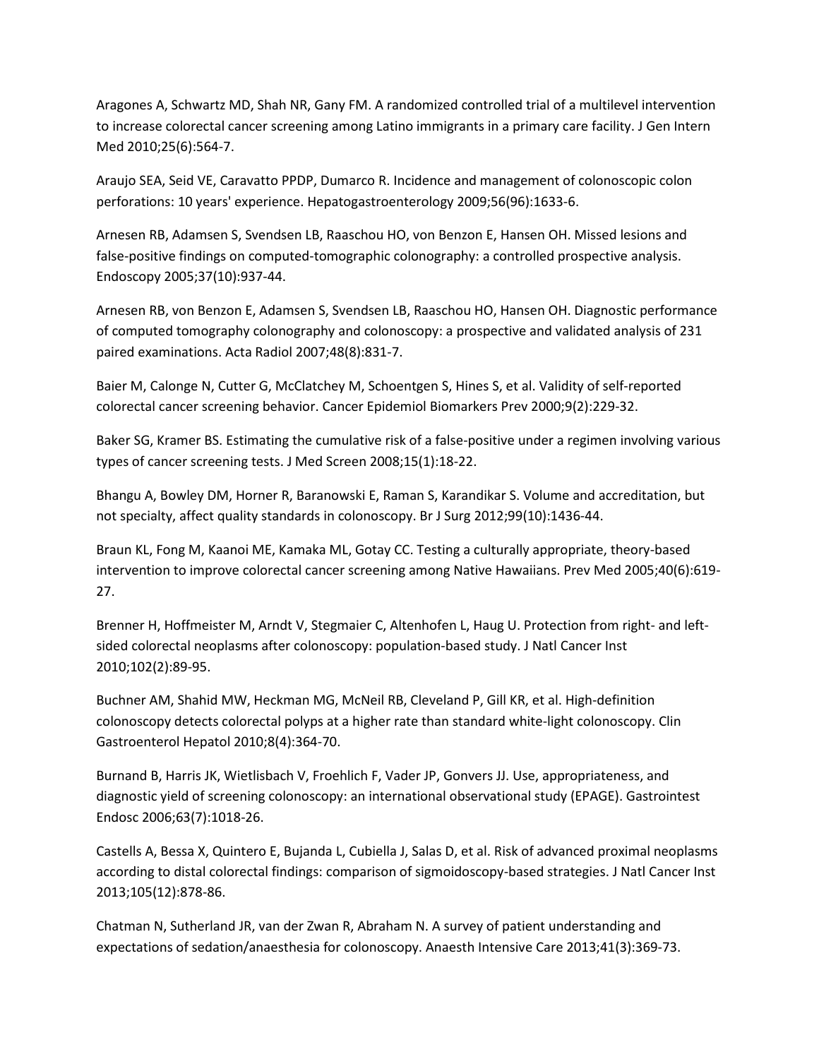Aragones A, Schwartz MD, Shah NR, Gany FM. A randomized controlled trial of a multilevel intervention to increase colorectal cancer screening among Latino immigrants in a primary care facility. J Gen Intern Med 2010;25(6):564-7.

Araujo SEA, Seid VE, Caravatto PPDP, Dumarco R. Incidence and management of colonoscopic colon perforations: 10 years' experience. Hepatogastroenterology 2009;56(96):1633-6.

Arnesen RB, Adamsen S, Svendsen LB, Raaschou HO, von Benzon E, Hansen OH. Missed lesions and false-positive findings on computed-tomographic colonography: a controlled prospective analysis. Endoscopy 2005;37(10):937-44.

Arnesen RB, von Benzon E, Adamsen S, Svendsen LB, Raaschou HO, Hansen OH. Diagnostic performance of computed tomography colonography and colonoscopy: a prospective and validated analysis of 231 paired examinations. Acta Radiol 2007;48(8):831-7.

Baier M, Calonge N, Cutter G, McClatchey M, Schoentgen S, Hines S, et al. Validity of self-reported colorectal cancer screening behavior. Cancer Epidemiol Biomarkers Prev 2000;9(2):229-32.

Baker SG, Kramer BS. Estimating the cumulative risk of a false-positive under a regimen involving various types of cancer screening tests. J Med Screen 2008;15(1):18-22.

Bhangu A, Bowley DM, Horner R, Baranowski E, Raman S, Karandikar S. Volume and accreditation, but not specialty, affect quality standards in colonoscopy. Br J Surg 2012;99(10):1436-44.

Braun KL, Fong M, Kaanoi ME, Kamaka ML, Gotay CC. Testing a culturally appropriate, theory-based intervention to improve colorectal cancer screening among Native Hawaiians. Prev Med 2005;40(6):619-27.

Brenner H, Hoffmeister M, Arndt V, Stegmaier C, Altenhofen L, Haug U. Protection from right- and left-sided colorectal neoplasms after colonoscopy: population-based study. J Natl Cancer Inst 2010;102(2):89-95.

Buchner AM, Shahid MW, Heckman MG, McNeil RB, Cleveland P, Gill KR, et al. High-definition colonoscopy detects colorectal polyps at a higher rate than standard white-light colonoscopy. Clin Gastroenterol Hepatol 2010;8(4):364-70.

Burnand B, Harris JK, Wietlisbach V, Froehlich F, Vader JP, Gonvers JJ. Use, appropriateness, and diagnostic yield of screening colonoscopy: an international observational study (EPAGE). Gastrointest Endosc 2006;63(7):1018-26.

Castells A, Bessa X, Quintero E, Bujanda L, Cubiella J, Salas D, et al. Risk of advanced proximal neoplasms according to distal colorectal findings: comparison of sigmoidoscopy-based strategies. J Natl Cancer Inst 2013;105(12):878-86.

Chatman N, Sutherland JR, van der Zwan R, Abraham N. A survey of patient understanding and expectations of sedation/anaesthesia for colonoscopy. Anaesth Intensive Care 2013;41(3):369-73.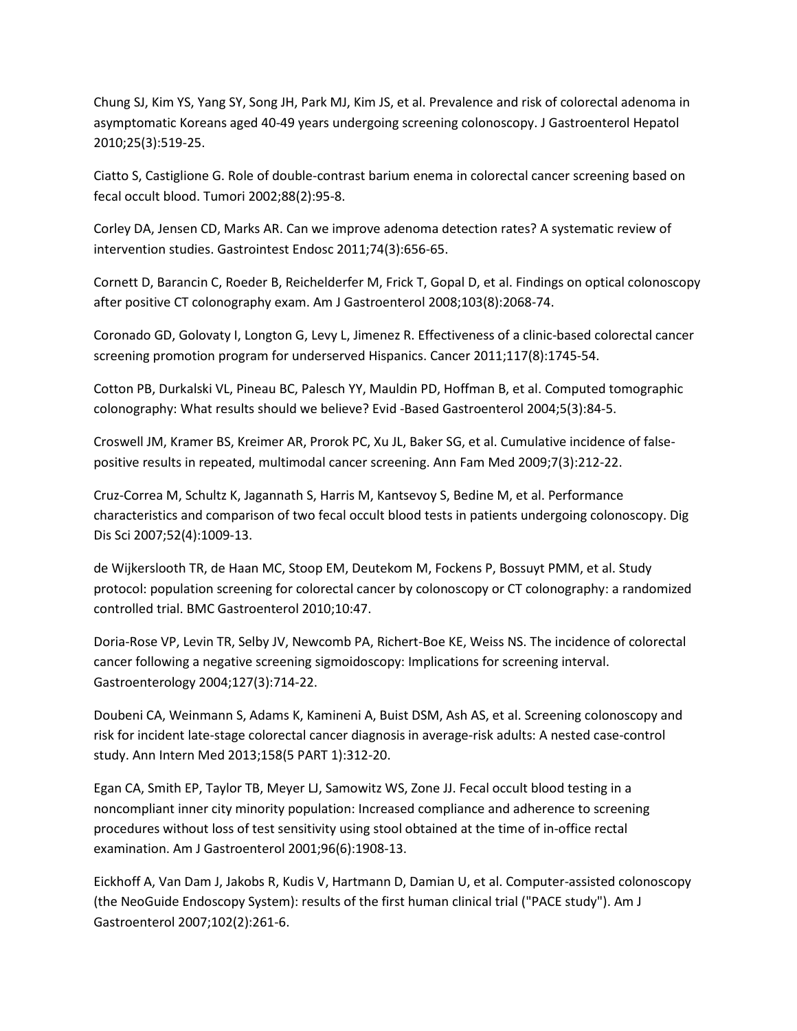Chung SJ, Kim YS, Yang SY, Song JH, Park MJ, Kim JS, et al. Prevalence and risk of colorectal adenoma in asymptomatic Koreans aged 40-49 years undergoing screening colonoscopy. J Gastroenterol Hepatol 2010;25(3):519-25.

Ciatto S, Castiglione G. Role of double-contrast barium enema in colorectal cancer screening based on fecal occult blood. Tumori 2002;88(2):95-8.

Corley DA, Jensen CD, Marks AR. Can we improve adenoma detection rates? A systematic review of intervention studies. Gastrointest Endosc 2011;74(3):656-65.

Cornett D, Barancin C, Roeder B, Reichelderfer M, Frick T, Gopal D, et al. Findings on optical colonoscopy after positive CT colonography exam. Am J Gastroenterol 2008;103(8):2068-74.

Coronado GD, Golovaty I, Longton G, Levy L, Jimenez R. Effectiveness of a clinic-based colorectal cancer screening promotion program for underserved Hispanics. Cancer 2011;117(8):1745-54.

Cotton PB, Durkalski VL, Pineau BC, Palesch YY, Mauldin PD, Hoffman B, et al. Computed tomographic colonography: What results should we believe? Evid -Based Gastroenterol 2004;5(3):84-5.

Croswell JM, Kramer BS, Kreimer AR, Prorok PC, Xu JL, Baker SG, et al. Cumulative incidence of false-positive results in repeated, multimodal cancer screening. Ann Fam Med 2009;7(3):212-22.

Cruz-Correa M, Schultz K, Jagannath S, Harris M, Kantsevoy S, Bedine M, et al. Performance characteristics and comparison of two fecal occult blood tests in patients undergoing colonoscopy. Dig Dis Sci 2007;52(4):1009-13.

de Wijkerslooth TR, de Haan MC, Stoop EM, Deutekom M, Fockens P, Bossuyt PMM, et al. Study protocol: population screening for colorectal cancer by colonoscopy or CT colonography: a randomized controlled trial. BMC Gastroenterol 2010;10:47.

Doria-Rose VP, Levin TR, Selby JV, Newcomb PA, Richert-Boe KE, Weiss NS. The incidence of colorectal cancer following a negative screening sigmoidoscopy: Implications for screening interval. Gastroenterology 2004;127(3):714-22.

Doubeni CA, Weinmann S, Adams K, Kamineni A, Buist DSM, Ash AS, et al. Screening colonoscopy and risk for incident late-stage colorectal cancer diagnosis in average-risk adults: A nested case-control study. Ann Intern Med 2013;158(5 PART 1):312-20.

Egan CA, Smith EP, Taylor TB, Meyer LJ, Samowitz WS, Zone JJ. Fecal occult blood testing in a noncompliant inner city minority population: Increased compliance and adherence to screening procedures without loss of test sensitivity using stool obtained at the time of in-office rectal examination. Am J Gastroenterol 2001;96(6):1908-13.

Eickhoff A, Van Dam J, Jakobs R, Kudis V, Hartmann D, Damian U, et al. Computer-assisted colonoscopy (the NeoGuide Endoscopy System): results of the first human clinical trial ("PACE study"). Am J Gastroenterol 2007;102(2):261-6.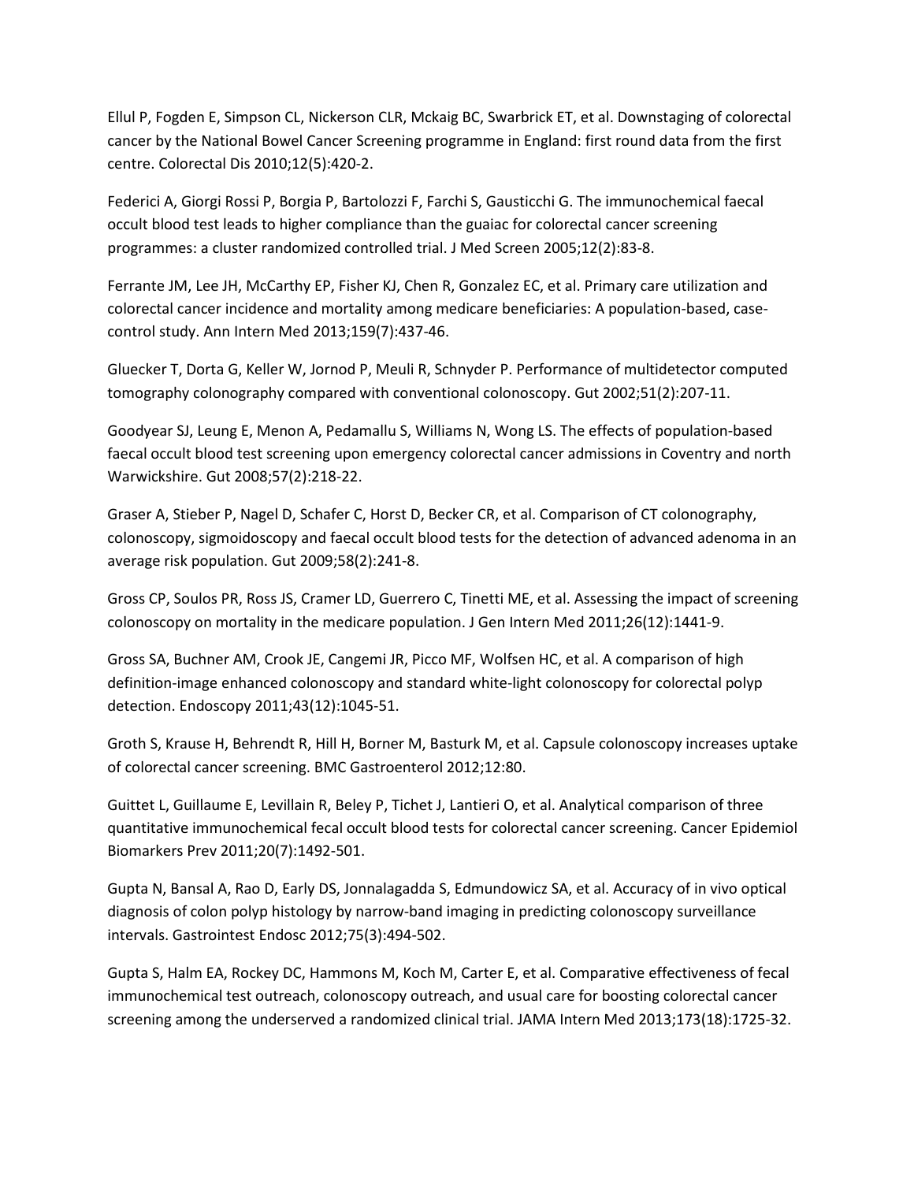Ellul P, Fogden E, Simpson CL, Nickerson CLR, Mckaig BC, Swarbrick ET, et al. Downstaging of colorectal cancer by the National Bowel Cancer Screening programme in England: first round data from the first centre. Colorectal Dis 2010;12(5):420-2.

Federici A, Giorgi Rossi P, Borgia P, Bartolozzi F, Farchi S, Gausticchi G. The immunochemical faecal occult blood test leads to higher compliance than the guaiac for colorectal cancer screening programmes: a cluster randomized controlled trial. J Med Screen 2005;12(2):83-8.

Ferrante JM, Lee JH, McCarthy EP, Fisher KJ, Chen R, Gonzalez EC, et al. Primary care utilization and colorectal cancer incidence and mortality among medicare beneficiaries: A population-based, case-control study. Ann Intern Med 2013;159(7):437-46.

Gluecker T, Dorta G, Keller W, Jornod P, Meuli R, Schnyder P. Performance of multidetector computed tomography colonography compared with conventional colonoscopy. Gut 2002;51(2):207-11.

Goodyear SJ, Leung E, Menon A, Pedamallu S, Williams N, Wong LS. The effects of population-based faecal occult blood test screening upon emergency colorectal cancer admissions in Coventry and north Warwickshire. Gut 2008;57(2):218-22.

Graser A, Stieber P, Nagel D, Schafer C, Horst D, Becker CR, et al. Comparison of CT colonography, colonoscopy, sigmoidoscopy and faecal occult blood tests for the detection of advanced adenoma in an average risk population. Gut 2009;58(2):241-8.

Gross CP, Soulos PR, Ross JS, Cramer LD, Guerrero C, Tinetti ME, et al. Assessing the impact of screening colonoscopy on mortality in the medicare population. J Gen Intern Med 2011;26(12):1441-9.

Gross SA, Buchner AM, Crook JE, Cangemi JR, Picco MF, Wolfsen HC, et al. A comparison of high definition-image enhanced colonoscopy and standard white-light colonoscopy for colorectal polyp detection. Endoscopy 2011;43(12):1045-51.

Groth S, Krause H, Behrendt R, Hill H, Borner M, Basturk M, et al. Capsule colonoscopy increases uptake of colorectal cancer screening. BMC Gastroenterol 2012;12:80.

Guittet L, Guillaume E, Levillain R, Beley P, Tichet J, Lantieri O, et al. Analytical comparison of three quantitative immunochemical fecal occult blood tests for colorectal cancer screening. Cancer Epidemiol Biomarkers Prev 2011;20(7):1492-501.

Gupta N, Bansal A, Rao D, Early DS, Jonnalagadda S, Edmundowicz SA, et al. Accuracy of in vivo optical diagnosis of colon polyp histology by narrow-band imaging in predicting colonoscopy surveillance intervals. Gastrointest Endosc 2012;75(3):494-502.

Gupta S, Halm EA, Rockey DC, Hammons M, Koch M, Carter E, et al. Comparative effectiveness of fecal immunochemical test outreach, colonoscopy outreach, and usual care for boosting colorectal cancer screening among the underserved a randomized clinical trial. JAMA Intern Med 2013;173(18):1725-32.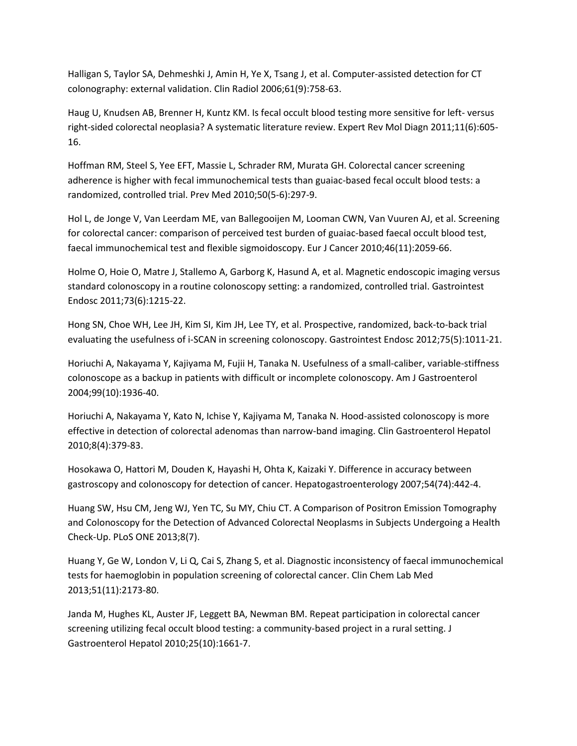Halligan S, Taylor SA, Dehmeshki J, Amin H, Ye X, Tsang J, et al. Computer-assisted detection for CT colonography: external validation. Clin Radiol 2006;61(9):758-63.

Haug U, Knudsen AB, Brenner H, Kuntz KM. Is fecal occult blood testing more sensitive for left- versus right-sided colorectal neoplasia? A systematic literature review. Expert Rev Mol Diagn 2011;11(6):605-16.

Hoffman RM, Steel S, Yee EFT, Massie L, Schrader RM, Murata GH. Colorectal cancer screening adherence is higher with fecal immunochemical tests than guaiac-based fecal occult blood tests: a randomized, controlled trial. Prev Med 2010;50(5-6):297-9.

Hol L, de Jonge V, Van Leerdam ME, van Ballegooijen M, Looman CWN, Van Vuuren AJ, et al. Screening for colorectal cancer: comparison of perceived test burden of guaiac-based faecal occult blood test, faecal immunochemical test and flexible sigmoidoscopy. Eur J Cancer 2010;46(11):2059-66.

Holme O, Hoie O, Matre J, Stallemo A, Garborg K, Hasund A, et al. Magnetic endoscopic imaging versus standard colonoscopy in a routine colonoscopy setting: a randomized, controlled trial. Gastrointest Endosc 2011;73(6):1215-22.

Hong SN, Choe WH, Lee JH, Kim SI, Kim JH, Lee TY, et al. Prospective, randomized, back-to-back trial evaluating the usefulness of i-SCAN in screening colonoscopy. Gastrointest Endosc 2012;75(5):1011-21.

Horiuchi A, Nakayama Y, Kajiyama M, Fujii H, Tanaka N. Usefulness of a small-caliber, variable-stiffness colonoscope as a backup in patients with difficult or incomplete colonoscopy. Am J Gastroenterol 2004;99(10):1936-40.

Horiuchi A, Nakayama Y, Kato N, Ichise Y, Kajiyama M, Tanaka N. Hood-assisted colonoscopy is more effective in detection of colorectal adenomas than narrow-band imaging. Clin Gastroenterol Hepatol 2010;8(4):379-83.

Hosokawa O, Hattori M, Douden K, Hayashi H, Ohta K, Kaizaki Y. Difference in accuracy between gastroscopy and colonoscopy for detection of cancer. Hepatogastroenterology 2007;54(74):442-4.

Huang SW, Hsu CM, Jeng WJ, Yen TC, Su MY, Chiu CT. A Comparison of Positron Emission Tomography and Colonoscopy for the Detection of Advanced Colorectal Neoplasms in Subjects Undergoing a Health Check-Up. PLoS ONE 2013;8(7).

Huang Y, Ge W, London V, Li Q, Cai S, Zhang S, et al. Diagnostic inconsistency of faecal immunochemical tests for haemoglobin in population screening of colorectal cancer. Clin Chem Lab Med 2013;51(11):2173-80.

Janda M, Hughes KL, Auster JF, Leggett BA, Newman BM. Repeat participation in colorectal cancer screening utilizing fecal occult blood testing: a community-based project in a rural setting. J Gastroenterol Hepatol 2010;25(10):1661-7.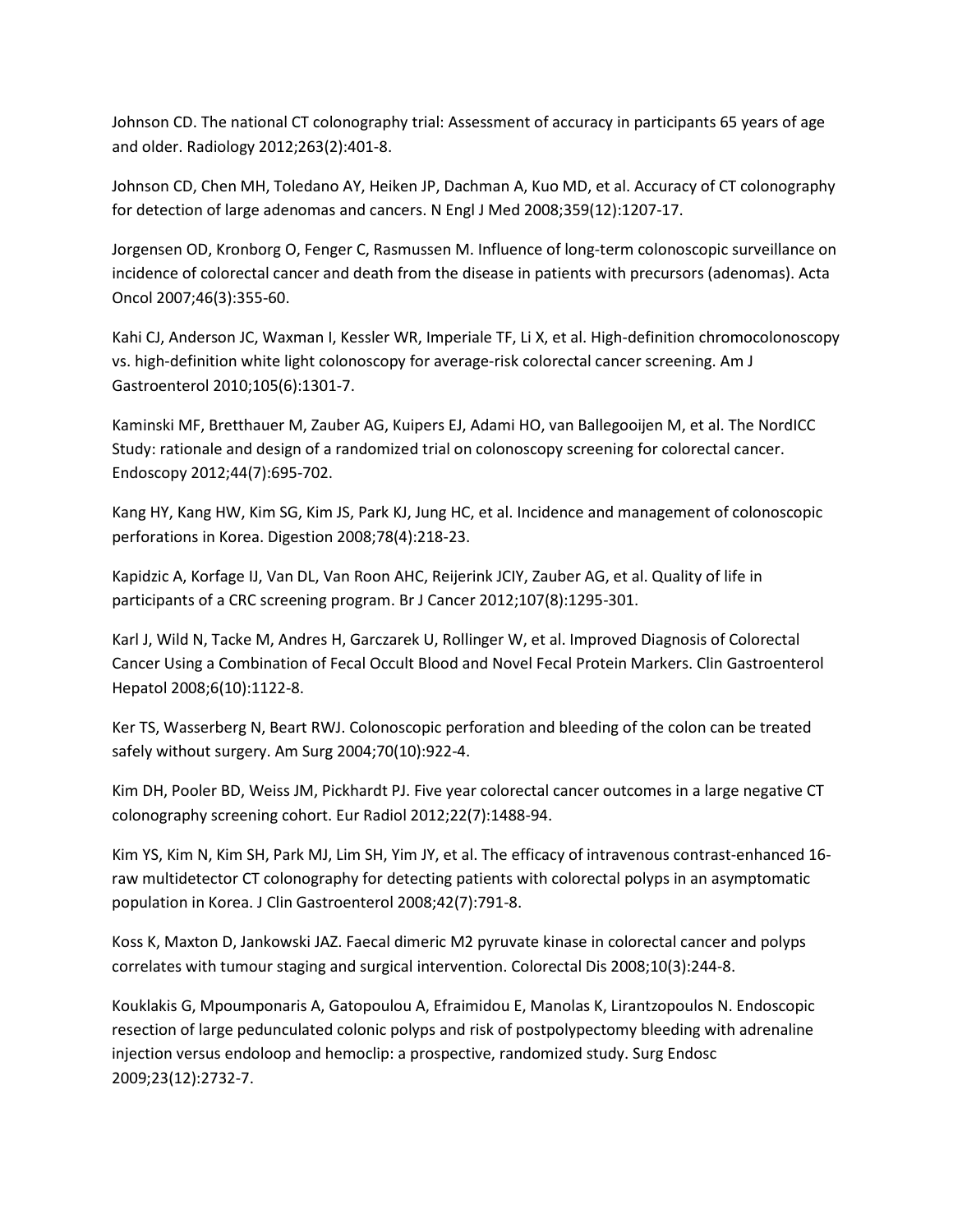Johnson CD. The national CT colonography trial: Assessment of accuracy in participants 65 years of age and older. Radiology 2012;263(2):401-8.

Johnson CD, Chen MH, Toledano AY, Heiken JP, Dachman A, Kuo MD, et al. Accuracy of CT colonography for detection of large adenomas and cancers. N Engl J Med 2008;359(12):1207-17.

Jorgensen OD, Kronborg O, Fenger C, Rasmussen M. Influence of long-term colonoscopic surveillance on incidence of colorectal cancer and death from the disease in patients with precursors (adenomas). Acta Oncol 2007;46(3):355-60.

Kahi CJ, Anderson JC, Waxman I, Kessler WR, Imperiale TF, Li X, et al. High-definition chromocolonoscopy vs. high-definition white light colonoscopy for average-risk colorectal cancer screening. Am J Gastroenterol 2010;105(6):1301-7.

Kaminski MF, Bretthauer M, Zauber AG, Kuipers EJ, Adami HO, van Ballegooijen M, et al. The NordICC Study: rationale and design of a randomized trial on colonoscopy screening for colorectal cancer. Endoscopy 2012;44(7):695-702.

Kang HY, Kang HW, Kim SG, Kim JS, Park KJ, Jung HC, et al. Incidence and management of colonoscopic perforations in Korea. Digestion 2008;78(4):218-23.

Kapidzic A, Korfage IJ, Van DL, Van Roon AHC, Reijerink JCIY, Zauber AG, et al. Quality of life in participants of a CRC screening program. Br J Cancer 2012;107(8):1295-301.

Karl J, Wild N, Tacke M, Andres H, Garczarek U, Rollinger W, et al. Improved Diagnosis of Colorectal Cancer Using a Combination of Fecal Occult Blood and Novel Fecal Protein Markers. Clin Gastroenterol Hepatol 2008;6(10):1122-8.

Ker TS, Wasserberg N, Beart RWJ. Colonoscopic perforation and bleeding of the colon can be treated safely without surgery. Am Surg 2004;70(10):922-4.

Kim DH, Pooler BD, Weiss JM, Pickhardt PJ. Five year colorectal cancer outcomes in a large negative CT colonography screening cohort. Eur Radiol 2012;22(7):1488-94.

Kim YS, Kim N, Kim SH, Park MJ, Lim SH, Yim JY, et al. The efficacy of intravenous contrast-enhanced 16-raw multidetector CT colonography for detecting patients with colorectal polyps in an asymptomatic population in Korea. J Clin Gastroenterol 2008;42(7):791-8.

Koss K, Maxton D, Jankowski JAZ. Faecal dimeric M2 pyruvate kinase in colorectal cancer and polyps correlates with tumour staging and surgical intervention. Colorectal Dis 2008;10(3):244-8.

Kouklakis G, Mpoumponaris A, Gatopoulou A, Efraimidou E, Manolas K, Lirantzopoulos N. Endoscopic resection of large pedunculated colonic polyps and risk of postpolypectomy bleeding with adrenaline injection versus endoloop and hemoclip: a prospective, randomized study. Surg Endosc 2009;23(12):2732-7.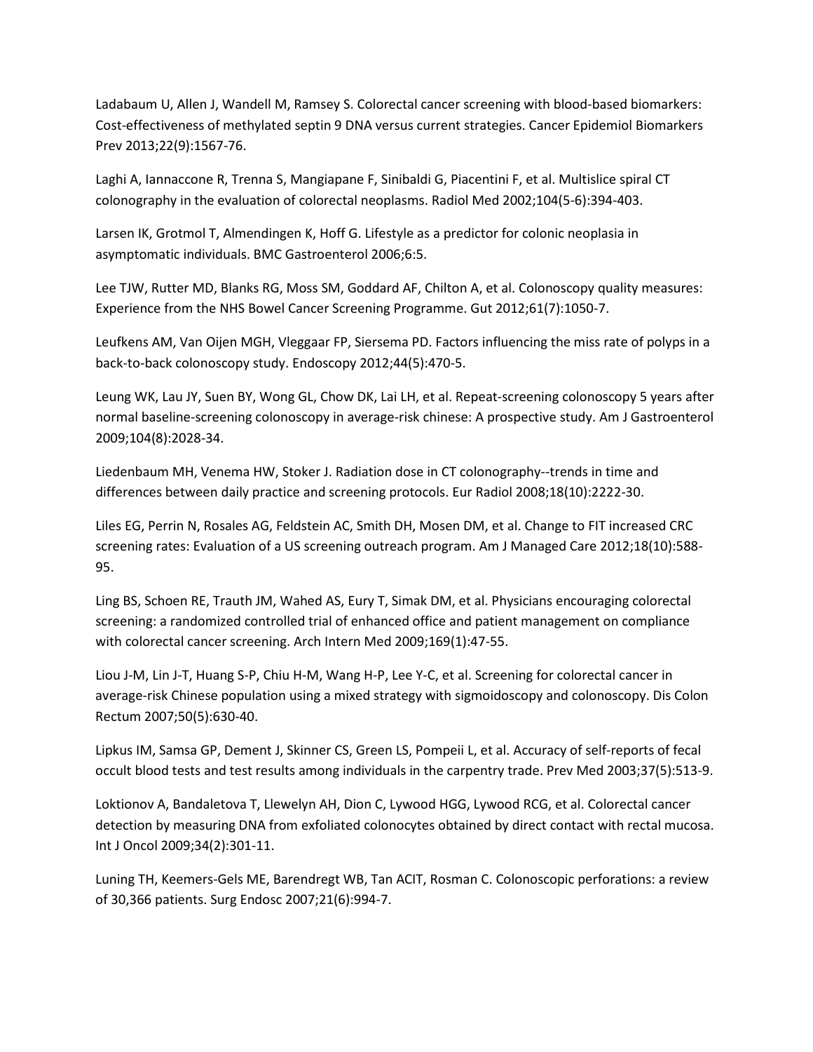Ladabaum U, Allen J, Wandell M, Ramsey S. Colorectal cancer screening with blood-based biomarkers: Cost-effectiveness of methylated septin 9 DNA versus current strategies. Cancer Epidemiol Biomarkers Prev 2013;22(9):1567-76.

Laghi A, Iannaccone R, Trenna S, Mangiapane F, Sinibaldi G, Piacentini F, et al. Multislice spiral CT colonography in the evaluation of colorectal neoplasms. Radiol Med 2002;104(5-6):394-403.

Larsen IK, Grotmol T, Almendingen K, Hoff G. Lifestyle as a predictor for colonic neoplasia in asymptomatic individuals. BMC Gastroenterol 2006;6:5.

Lee TJW, Rutter MD, Blanks RG, Moss SM, Goddard AF, Chilton A, et al. Colonoscopy quality measures: Experience from the NHS Bowel Cancer Screening Programme. Gut 2012;61(7):1050-7.

Leufkens AM, Van Oijen MGH, Vleggaar FP, Siersema PD. Factors influencing the miss rate of polyps in a back-to-back colonoscopy study. Endoscopy 2012;44(5):470-5.

Leung WK, Lau JY, Suen BY, Wong GL, Chow DK, Lai LH, et al. Repeat-screening colonoscopy 5 years after normal baseline-screening colonoscopy in average-risk chinese: A prospective study. Am J Gastroenterol 2009;104(8):2028-34.

Liedenbaum MH, Venema HW, Stoker J. Radiation dose in CT colonography--trends in time and differences between daily practice and screening protocols. Eur Radiol 2008;18(10):2222-30.

Liles EG, Perrin N, Rosales AG, Feldstein AC, Smith DH, Mosen DM, et al. Change to FIT increased CRC screening rates: Evaluation of a US screening outreach program. Am J Managed Care 2012;18(10):588-95.

Ling BS, Schoen RE, Trauth JM, Wahed AS, Eury T, Simak DM, et al. Physicians encouraging colorectal screening: a randomized controlled trial of enhanced office and patient management on compliance with colorectal cancer screening. Arch Intern Med 2009;169(1):47-55.

Liou J-M, Lin J-T, Huang S-P, Chiu H-M, Wang H-P, Lee Y-C, et al. Screening for colorectal cancer in average-risk Chinese population using a mixed strategy with sigmoidoscopy and colonoscopy. Dis Colon Rectum 2007;50(5):630-40.

Lipkus IM, Samsa GP, Dement J, Skinner CS, Green LS, Pompeii L, et al. Accuracy of self-reports of fecal occult blood tests and test results among individuals in the carpentry trade. Prev Med 2003;37(5):513-9.

Loktionov A, Bandaletova T, Llewelyn AH, Dion C, Lywood HGG, Lywood RCG, et al. Colorectal cancer detection by measuring DNA from exfoliated colonocytes obtained by direct contact with rectal mucosa. Int J Oncol 2009;34(2):301-11.

Luning TH, Keemers-Gels ME, Barendregt WB, Tan ACIT, Rosman C. Colonoscopic perforations: a review of 30,366 patients. Surg Endosc 2007;21(6):994-7.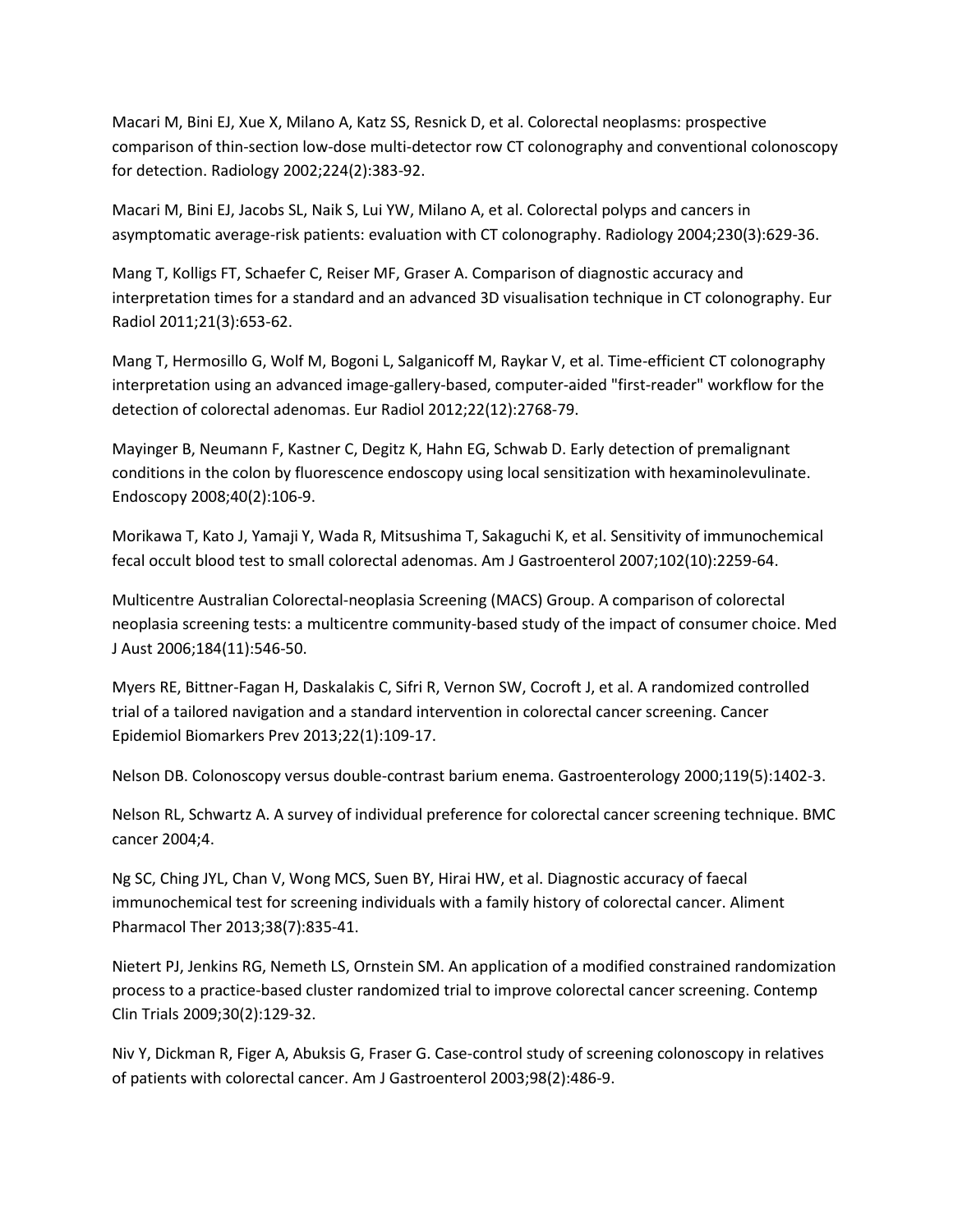Macari M, Bini EJ, Xue X, Milano A, Katz SS, Resnick D, et al. Colorectal neoplasms: prospective comparison of thin-section low-dose multi-detector row CT colonography and conventional colonoscopy for detection. Radiology 2002;224(2):383-92.

Macari M, Bini EJ, Jacobs SL, Naik S, Lui YW, Milano A, et al. Colorectal polyps and cancers in asymptomatic average-risk patients: evaluation with CT colonography. Radiology 2004;230(3):629-36.

Mang T, Kolligs FT, Schaefer C, Reiser MF, Graser A. Comparison of diagnostic accuracy and interpretation times for a standard and an advanced 3D visualisation technique in CT colonography. Eur Radiol 2011;21(3):653-62.

Mang T, Hermosillo G, Wolf M, Bogoni L, Salganicoff M, Raykar V, et al. Time-efficient CT colonography interpretation using an advanced image-gallery-based, computer-aided "first-reader" workflow for the detection of colorectal adenomas. Eur Radiol 2012;22(12):2768-79.

Mayinger B, Neumann F, Kastner C, Degitz K, Hahn EG, Schwab D. Early detection of premalignant conditions in the colon by fluorescence endoscopy using local sensitization with hexaminolevulinate. Endoscopy 2008;40(2):106-9.

Morikawa T, Kato J, Yamaji Y, Wada R, Mitsushima T, Sakaguchi K, et al. Sensitivity of immunochemical fecal occult blood test to small colorectal adenomas. Am J Gastroenterol 2007;102(10):2259-64.

Multicentre Australian Colorectal-neoplasia Screening (MACS) Group. A comparison of colorectal neoplasia screening tests: a multicentre community-based study of the impact of consumer choice. Med J Aust 2006;184(11):546-50.

Myers RE, Bittner-Fagan H, Daskalakis C, Sifri R, Vernon SW, Cocroft J, et al. A randomized controlled trial of a tailored navigation and a standard intervention in colorectal cancer screening. Cancer Epidemiol Biomarkers Prev 2013;22(1):109-17.

Nelson DB. Colonoscopy versus double-contrast barium enema. Gastroenterology 2000;119(5):1402-3.

Nelson RL, Schwartz A. A survey of individual preference for colorectal cancer screening technique. BMC cancer 2004;4.

Ng SC, Ching JYL, Chan V, Wong MCS, Suen BY, Hirai HW, et al. Diagnostic accuracy of faecal immunochemical test for screening individuals with a family history of colorectal cancer. Aliment Pharmacol Ther 2013;38(7):835-41.

Nietert PJ, Jenkins RG, Nemeth LS, Ornstein SM. An application of a modified constrained randomization process to a practice-based cluster randomized trial to improve colorectal cancer screening. Contemp Clin Trials 2009;30(2):129-32.

Niv Y, Dickman R, Figer A, Abuksis G, Fraser G. Case-control study of screening colonoscopy in relatives of patients with colorectal cancer. Am J Gastroenterol 2003;98(2):486-9.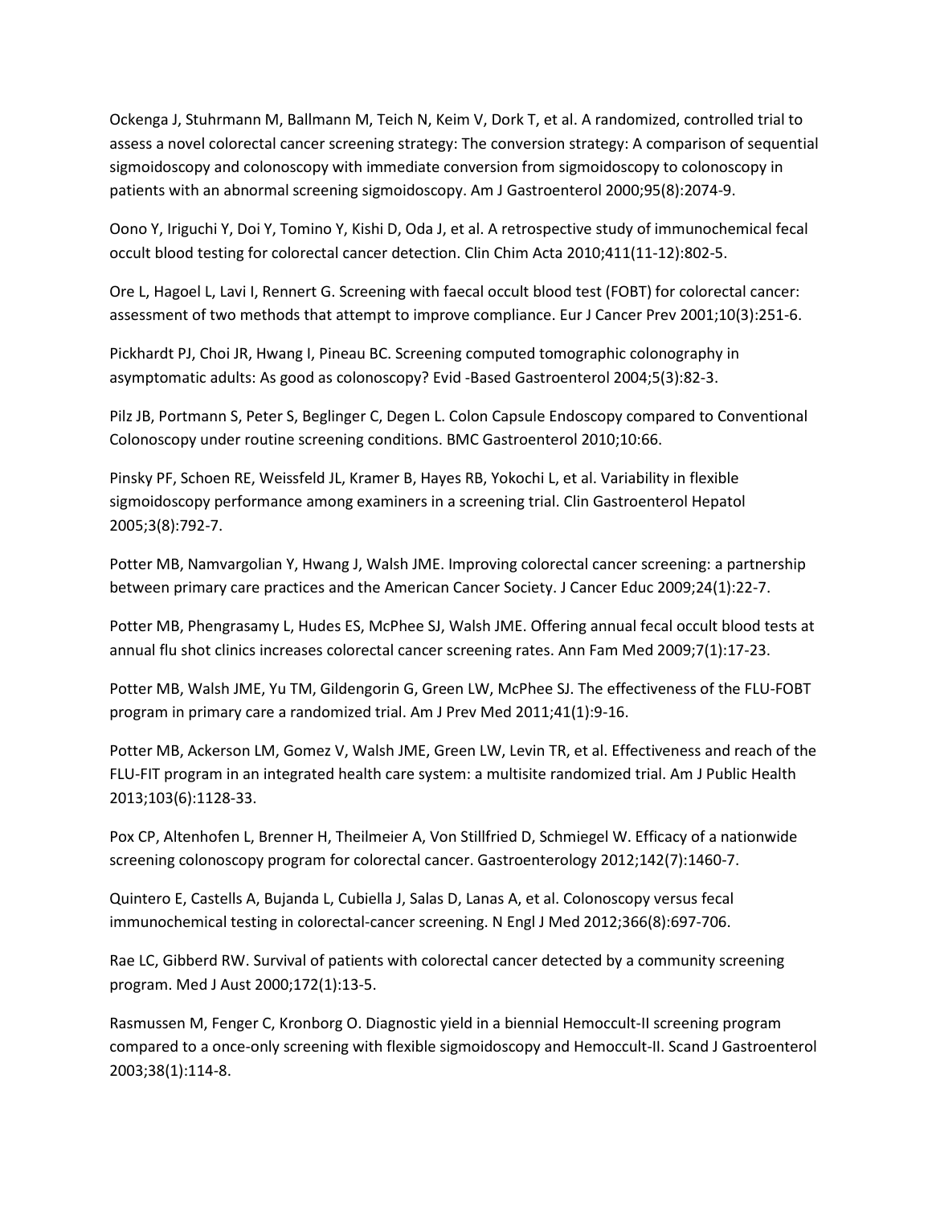Ockenga J, Stuhrmann M, Ballmann M, Teich N, Keim V, Dork T, et al. A randomized, controlled trial to assess a novel colorectal cancer screening strategy: The conversion strategy: A comparison of sequential sigmoidoscopy and colonoscopy with immediate conversion from sigmoidoscopy to colonoscopy in patients with an abnormal screening sigmoidoscopy. Am J Gastroenterol 2000;95(8):2074-9.

Oono Y, Iriguchi Y, Doi Y, Tomino Y, Kishi D, Oda J, et al. A retrospective study of immunochemical fecal occult blood testing for colorectal cancer detection. Clin Chim Acta 2010;411(11-12):802-5.

Ore L, Hagoel L, Lavi I, Rennert G. Screening with faecal occult blood test (FOBT) for colorectal cancer: assessment of two methods that attempt to improve compliance. Eur J Cancer Prev 2001;10(3):251-6.

Pickhardt PJ, Choi JR, Hwang I, Pineau BC. Screening computed tomographic colonography in asymptomatic adults: As good as colonoscopy? Evid -Based Gastroenterol 2004;5(3):82-3.

Pilz JB, Portmann S, Peter S, Beglinger C, Degen L. Colon Capsule Endoscopy compared to Conventional Colonoscopy under routine screening conditions. BMC Gastroenterol 2010;10:66.

Pinsky PF, Schoen RE, Weissfeld JL, Kramer B, Hayes RB, Yokochi L, et al. Variability in flexible sigmoidoscopy performance among examiners in a screening trial. Clin Gastroenterol Hepatol 2005;3(8):792-7.

Potter MB, Namvargolian Y, Hwang J, Walsh JME. Improving colorectal cancer screening: a partnership between primary care practices and the American Cancer Society. J Cancer Educ 2009;24(1):22-7.

Potter MB, Phengrasamy L, Hudes ES, McPhee SJ, Walsh JME. Offering annual fecal occult blood tests at annual flu shot clinics increases colorectal cancer screening rates. Ann Fam Med 2009;7(1):17-23.

Potter MB, Walsh JME, Yu TM, Gildengorin G, Green LW, McPhee SJ. The effectiveness of the FLU-FOBT program in primary care a randomized trial. Am J Prev Med 2011;41(1):9-16.

Potter MB, Ackerson LM, Gomez V, Walsh JME, Green LW, Levin TR, et al. Effectiveness and reach of the FLU-FIT program in an integrated health care system: a multisite randomized trial. Am J Public Health 2013;103(6):1128-33.

Pox CP, Altenhofen L, Brenner H, Theilmeier A, Von Stillfried D, Schmiegel W. Efficacy of a nationwide screening colonoscopy program for colorectal cancer. Gastroenterology 2012;142(7):1460-7.

Quintero E, Castells A, Bujanda L, Cubiella J, Salas D, Lanas A, et al. Colonoscopy versus fecal immunochemical testing in colorectal-cancer screening. N Engl J Med 2012;366(8):697-706.

Rae LC, Gibberd RW. Survival of patients with colorectal cancer detected by a community screening program. Med J Aust 2000;172(1):13-5.

Rasmussen M, Fenger C, Kronborg O. Diagnostic yield in a biennial Hemoccult-II screening program compared to a once-only screening with flexible sigmoidoscopy and Hemoccult-II. Scand J Gastroenterol 2003;38(1):114-8.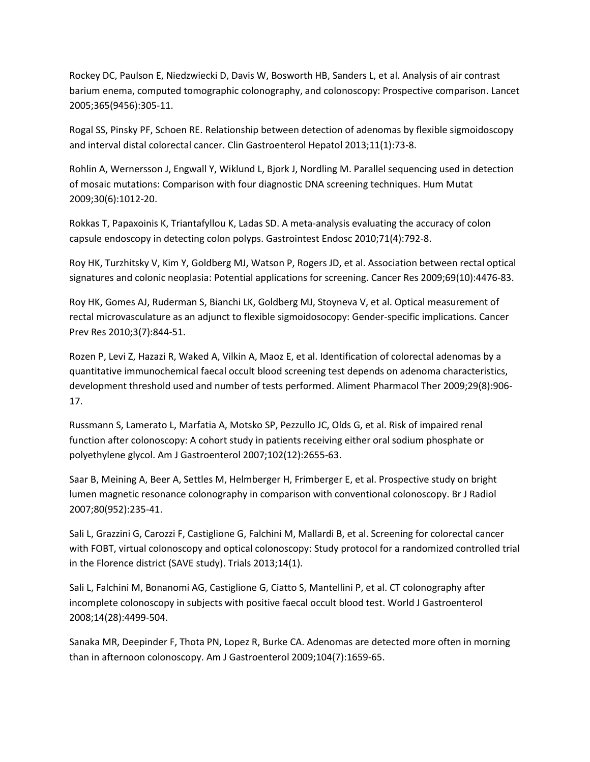Rockey DC, Paulson E, Niedzwiecki D, Davis W, Bosworth HB, Sanders L, et al. Analysis of air contrast barium enema, computed tomographic colonography, and colonoscopy: Prospective comparison. Lancet 2005;365(9456):305-11.

Rogal SS, Pinsky PF, Schoen RE. Relationship between detection of adenomas by flexible sigmoidoscopy and interval distal colorectal cancer. Clin Gastroenterol Hepatol 2013;11(1):73-8.

Rohlin A, Wernersson J, Engwall Y, Wiklund L, Bjork J, Nordling M. Parallel sequencing used in detection of mosaic mutations: Comparison with four diagnostic DNA screening techniques. Hum Mutat 2009;30(6):1012-20.

Rokkas T, Papaxoinis K, Triantafyllou K, Ladas SD. A meta-analysis evaluating the accuracy of colon capsule endoscopy in detecting colon polyps. Gastrointest Endosc 2010;71(4):792-8.

Roy HK, Turzhitsky V, Kim Y, Goldberg MJ, Watson P, Rogers JD, et al. Association between rectal optical signatures and colonic neoplasia: Potential applications for screening. Cancer Res 2009;69(10):4476-83.

Roy HK, Gomes AJ, Ruderman S, Bianchi LK, Goldberg MJ, Stoyneva V, et al. Optical measurement of rectal microvasculature as an adjunct to flexible sigmoidosocopy: Gender-specific implications. Cancer Prev Res 2010;3(7):844-51.

Rozen P, Levi Z, Hazazi R, Waked A, Vilkin A, Maoz E, et al. Identification of colorectal adenomas by a quantitative immunochemical faecal occult blood screening test depends on adenoma characteristics, development threshold used and number of tests performed. Aliment Pharmacol Ther 2009;29(8):906-17.

Russmann S, Lamerato L, Marfatia A, Motsko SP, Pezzullo JC, Olds G, et al. Risk of impaired renal function after colonoscopy: A cohort study in patients receiving either oral sodium phosphate or polyethylene glycol. Am J Gastroenterol 2007;102(12):2655-63.

Saar B, Meining A, Beer A, Settles M, Helmberger H, Frimberger E, et al. Prospective study on bright lumen magnetic resonance colonography in comparison with conventional colonoscopy. Br J Radiol 2007;80(952):235-41.

Sali L, Grazzini G, Carozzi F, Castiglione G, Falchini M, Mallardi B, et al. Screening for colorectal cancer with FOBT, virtual colonoscopy and optical colonoscopy: Study protocol for a randomized controlled trial in the Florence district (SAVE study). Trials 2013;14(1).

Sali L, Falchini M, Bonanomi AG, Castiglione G, Ciatto S, Mantellini P, et al. CT colonography after incomplete colonoscopy in subjects with positive faecal occult blood test. World J Gastroenterol 2008;14(28):4499-504.

Sanaka MR, Deepinder F, Thota PN, Lopez R, Burke CA. Adenomas are detected more often in morning than in afternoon colonoscopy. Am J Gastroenterol 2009;104(7):1659-65.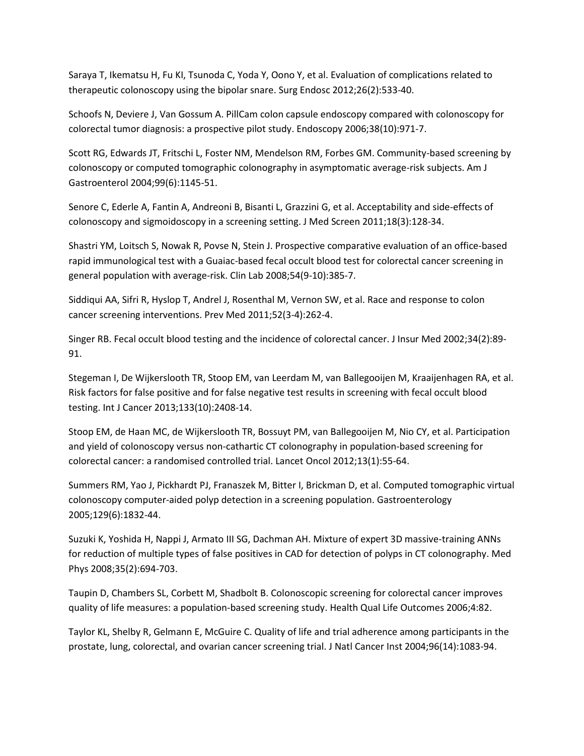Saraya T, Ikematsu H, Fu KI, Tsunoda C, Yoda Y, Oono Y, et al. Evaluation of complications related to therapeutic colonoscopy using the bipolar snare. Surg Endosc 2012;26(2):533-40.

Schoofs N, Deviere J, Van Gossum A. PillCam colon capsule endoscopy compared with colonoscopy for colorectal tumor diagnosis: a prospective pilot study. Endoscopy 2006;38(10):971-7.

Scott RG, Edwards JT, Fritschi L, Foster NM, Mendelson RM, Forbes GM. Community-based screening by colonoscopy or computed tomographic colonography in asymptomatic average-risk subjects. Am J Gastroenterol 2004;99(6):1145-51.

Senore C, Ederle A, Fantin A, Andreoni B, Bisanti L, Grazzini G, et al. Acceptability and side-effects of colonoscopy and sigmoidoscopy in a screening setting. J Med Screen 2011;18(3):128-34.

Shastri YM, Loitsch S, Nowak R, Povse N, Stein J. Prospective comparative evaluation of an office-based rapid immunological test with a Guaiac-based fecal occult blood test for colorectal cancer screening in general population with average-risk. Clin Lab 2008;54(9-10):385-7.

Siddiqui AA, Sifri R, Hyslop T, Andrel J, Rosenthal M, Vernon SW, et al. Race and response to colon cancer screening interventions. Prev Med 2011;52(3-4):262-4.

Singer RB. Fecal occult blood testing and the incidence of colorectal cancer. J Insur Med 2002;34(2):89-91.

Stegeman I, De Wijkerslooth TR, Stoop EM, van Leerdam M, van Ballegooijen M, Kraaijenhagen RA, et al. Risk factors for false positive and for false negative test results in screening with fecal occult blood testing. Int J Cancer 2013;133(10):2408-14.

Stoop EM, de Haan MC, de Wijkerslooth TR, Bossuyt PM, van Ballegooijen M, Nio CY, et al. Participation and yield of colonoscopy versus non-cathartic CT colonography in population-based screening for colorectal cancer: a randomised controlled trial. Lancet Oncol 2012;13(1):55-64.

Summers RM, Yao J, Pickhardt PJ, Franaszek M, Bitter I, Brickman D, et al. Computed tomographic virtual colonoscopy computer-aided polyp detection in a screening population. Gastroenterology 2005;129(6):1832-44.

Suzuki K, Yoshida H, Nappi J, Armato III SG, Dachman AH. Mixture of expert 3D massive-training ANNs for reduction of multiple types of false positives in CAD for detection of polyps in CT colonography. Med Phys 2008;35(2):694-703.

Taupin D, Chambers SL, Corbett M, Shadbolt B. Colonoscopic screening for colorectal cancer improves quality of life measures: a population-based screening study. Health Qual Life Outcomes 2006;4:82.

Taylor KL, Shelby R, Gelmann E, McGuire C. Quality of life and trial adherence among participants in the prostate, lung, colorectal, and ovarian cancer screening trial. J Natl Cancer Inst 2004;96(14):1083-94.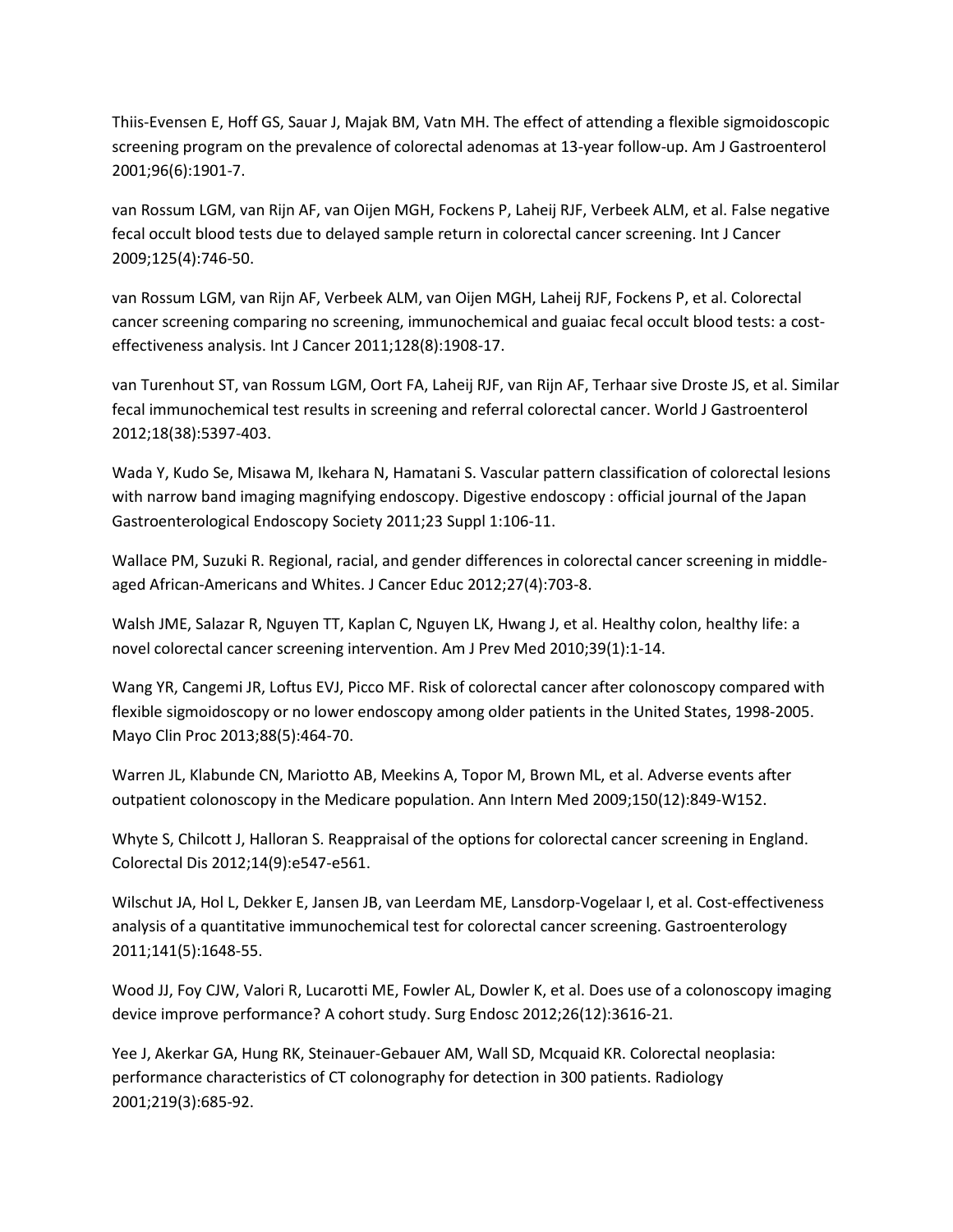Thiis-Evensen E, Hoff GS, Sauar J, Majak BM, Vatn MH. The effect of attending a flexible sigmoidoscopic screening program on the prevalence of colorectal adenomas at 13-year follow-up. Am J Gastroenterol 2001;96(6):1901-7.

van Rossum LGM, van Rijn AF, van Oijen MGH, Fockens P, Laheij RJF, Verbeek ALM, et al. False negative fecal occult blood tests due to delayed sample return in colorectal cancer screening. Int J Cancer 2009;125(4):746-50.

van Rossum LGM, van Rijn AF, Verbeek ALM, van Oijen MGH, Laheij RJF, Fockens P, et al. Colorectal cancer screening comparing no screening, immunochemical and guaiac fecal occult blood tests: a cost-effectiveness analysis. Int J Cancer 2011;128(8):1908-17.

van Turenhout ST, van Rossum LGM, Oort FA, Laheij RJF, van Rijn AF, Terhaar sive Droste JS, et al. Similar fecal immunochemical test results in screening and referral colorectal cancer. World J Gastroenterol 2012;18(38):5397-403.

Wada Y, Kudo Se, Misawa M, Ikehara N, Hamatani S. Vascular pattern classification of colorectal lesions with narrow band imaging magnifying endoscopy. Digestive endoscopy : official journal of the Japan Gastroenterological Endoscopy Society 2011;23 Suppl 1:106-11.

Wallace PM, Suzuki R. Regional, racial, and gender differences in colorectal cancer screening in middle-aged African-Americans and Whites. J Cancer Educ 2012;27(4):703-8.

Walsh JME, Salazar R, Nguyen TT, Kaplan C, Nguyen LK, Hwang J, et al. Healthy colon, healthy life: a novel colorectal cancer screening intervention. Am J Prev Med 2010;39(1):1-14.

Wang YR, Cangemi JR, Loftus EVJ, Picco MF. Risk of colorectal cancer after colonoscopy compared with flexible sigmoidoscopy or no lower endoscopy among older patients in the United States, 1998-2005. Mayo Clin Proc 2013;88(5):464-70.

Warren JL, Klabunde CN, Mariotto AB, Meekins A, Topor M, Brown ML, et al. Adverse events after outpatient colonoscopy in the Medicare population. Ann Intern Med 2009;150(12):849-W152.

Whyte S, Chilcott J, Halloran S. Reappraisal of the options for colorectal cancer screening in England. Colorectal Dis 2012;14(9):e547-e561.

Wilschut JA, Hol L, Dekker E, Jansen JB, van Leerdam ME, Lansdorp-Vogelaar I, et al. Cost-effectiveness analysis of a quantitative immunochemical test for colorectal cancer screening. Gastroenterology 2011;141(5):1648-55.

Wood JJ, Foy CJW, Valori R, Lucarotti ME, Fowler AL, Dowler K, et al. Does use of a colonoscopy imaging device improve performance? A cohort study. Surg Endosc 2012;26(12):3616-21.

Yee J, Akerkar GA, Hung RK, Steinauer-Gebauer AM, Wall SD, Mcquaid KR. Colorectal neoplasia: performance characteristics of CT colonography for detection in 300 patients. Radiology 2001;219(3):685-92.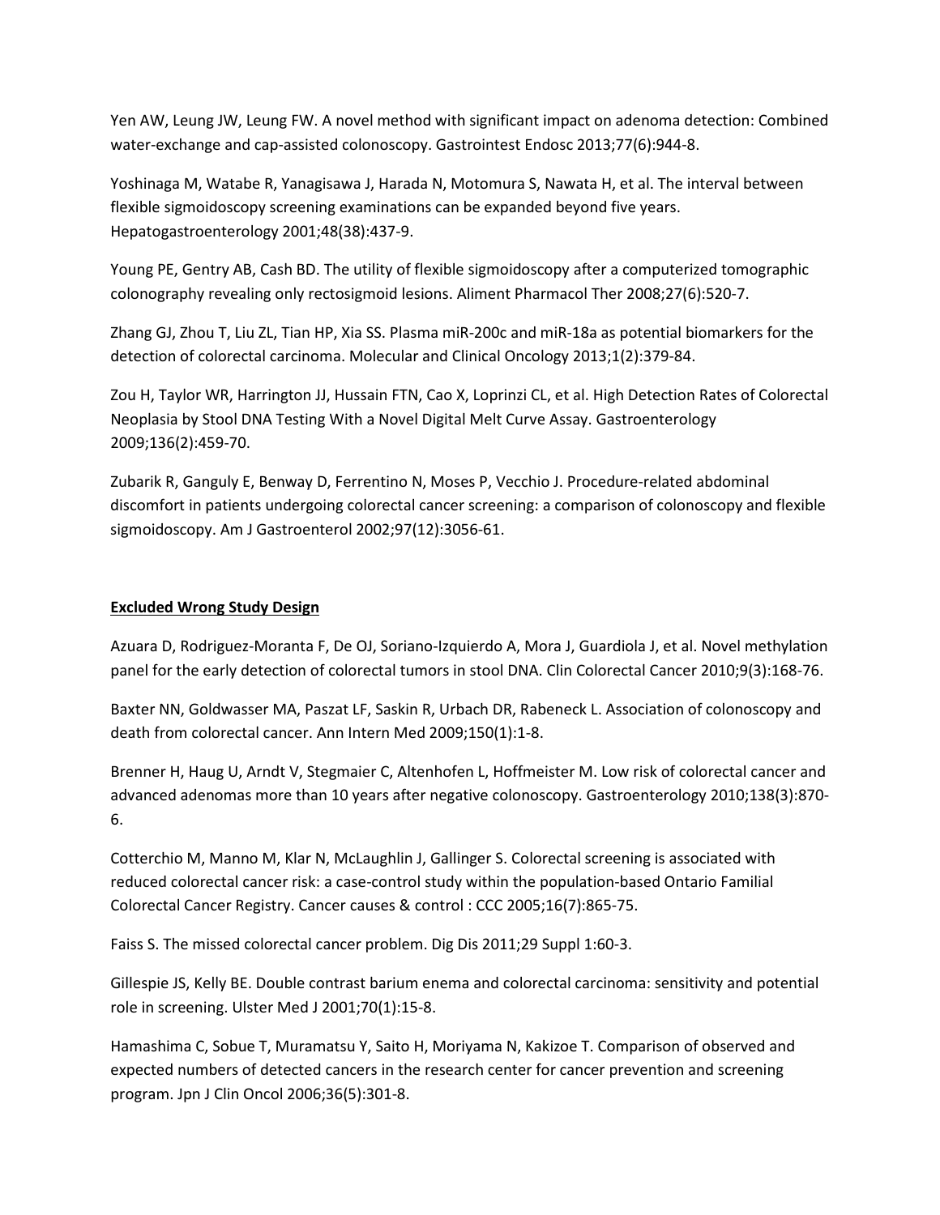Yen AW, Leung JW, Leung FW. A novel method with significant impact on adenoma detection: Combined water-exchange and cap-assisted colonoscopy. Gastrointest Endosc 2013;77(6):944-8.

Yoshinaga M, Watabe R, Yanagisawa J, Harada N, Motomura S, Nawata H, et al. The interval between flexible sigmoidoscopy screening examinations can be expanded beyond five years. Hepatogastroenterology 2001;48(38):437-9.

Young PE, Gentry AB, Cash BD. The utility of flexible sigmoidoscopy after a computerized tomographic colonography revealing only rectosigmoid lesions. Aliment Pharmacol Ther 2008;27(6):520-7.

Zhang GJ, Zhou T, Liu ZL, Tian HP, Xia SS. Plasma miR-200c and miR-18a as potential biomarkers for the detection of colorectal carcinoma. Molecular and Clinical Oncology 2013;1(2):379-84.

Zou H, Taylor WR, Harrington JJ, Hussain FTN, Cao X, Loprinzi CL, et al. High Detection Rates of Colorectal Neoplasia by Stool DNA Testing With a Novel Digital Melt Curve Assay. Gastroenterology 2009;136(2):459-70.

Zubarik R, Ganguly E, Benway D, Ferrentino N, Moses P, Vecchio J. Procedure-related abdominal discomfort in patients undergoing colorectal cancer screening: a comparison of colonoscopy and flexible sigmoidoscopy. Am J Gastroenterol 2002;97(12):3056-61.

**Excluded Wrong Study Design**

Azuara D, Rodriguez-Moranta F, De OJ, Soriano-Izquierdo A, Mora J, Guardiola J, et al. Novel methylation panel for the early detection of colorectal tumors in stool DNA. Clin Colorectal Cancer 2010;9(3):168-76.

Baxter NN, Goldwasser MA, Paszat LF, Saskin R, Urbach DR, Rabeneck L. Association of colonoscopy and death from colorectal cancer. Ann Intern Med 2009;150(1):1-8.

Brenner H, Haug U, Arndt V, Stegmaier C, Altenhofen L, Hoffmeister M. Low risk of colorectal cancer and advanced adenomas more than 10 years after negative colonoscopy. Gastroenterology 2010;138(3):870-6.

Cotterchio M, Manno M, Klar N, McLaughlin J, Gallinger S. Colorectal screening is associated with reduced colorectal cancer risk: a case-control study within the population-based Ontario Familial Colorectal Cancer Registry. Cancer causes & control : CCC 2005;16(7):865-75.

Faiss S. The missed colorectal cancer problem. Dig Dis 2011;29 Suppl 1:60-3.

Gillespie JS, Kelly BE. Double contrast barium enema and colorectal carcinoma: sensitivity and potential role in screening. Ulster Med J 2001;70(1):15-8.

Hamashima C, Sobue T, Muramatsu Y, Saito H, Moriyama N, Kakizoe T. Comparison of observed and expected numbers of detected cancers in the research center for cancer prevention and screening program. Jpn J Clin Oncol 2006;36(5):301-8.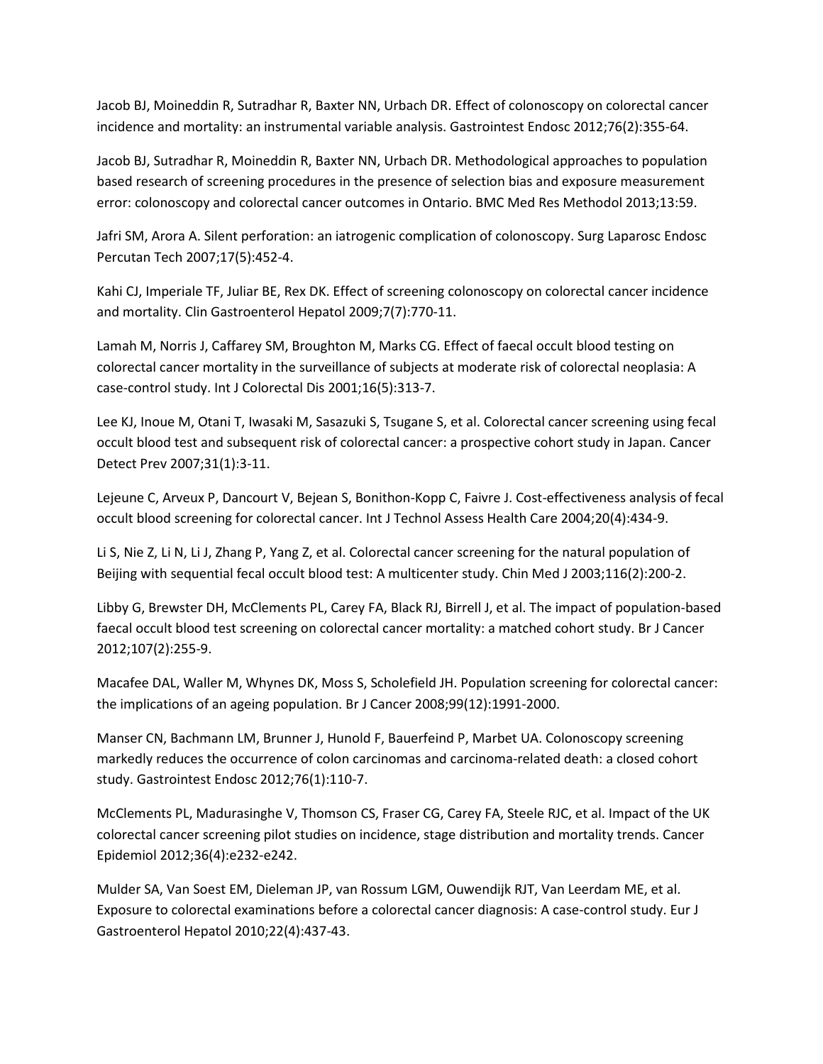Jacob BJ, Moineddin R, Sutradhar R, Baxter NN, Urbach DR. Effect of colonoscopy on colorectal cancer incidence and mortality: an instrumental variable analysis. Gastrointest Endosc 2012;76(2):355-64.

Jacob BJ, Sutradhar R, Moineddin R, Baxter NN, Urbach DR. Methodological approaches to population based research of screening procedures in the presence of selection bias and exposure measurement error: colonoscopy and colorectal cancer outcomes in Ontario. BMC Med Res Methodol 2013;13:59.

Jafri SM, Arora A. Silent perforation: an iatrogenic complication of colonoscopy. Surg Laparosc Endosc Percutan Tech 2007;17(5):452-4.

Kahi CJ, Imperiale TF, Juliar BE, Rex DK. Effect of screening colonoscopy on colorectal cancer incidence and mortality. Clin Gastroenterol Hepatol 2009;7(7):770-11.

Lamah M, Norris J, Caffarey SM, Broughton M, Marks CG. Effect of faecal occult blood testing on colorectal cancer mortality in the surveillance of subjects at moderate risk of colorectal neoplasia: A case-control study. Int J Colorectal Dis 2001;16(5):313-7.

Lee KJ, Inoue M, Otani T, Iwasaki M, Sasazuki S, Tsugane S, et al. Colorectal cancer screening using fecal occult blood test and subsequent risk of colorectal cancer: a prospective cohort study in Japan. Cancer Detect Prev 2007;31(1):3-11.

Lejeune C, Arveux P, Dancourt V, Bejean S, Bonithon-Kopp C, Faivre J. Cost-effectiveness analysis of fecal occult blood screening for colorectal cancer. Int J Technol Assess Health Care 2004;20(4):434-9.

Li S, Nie Z, Li N, Li J, Zhang P, Yang Z, et al. Colorectal cancer screening for the natural population of Beijing with sequential fecal occult blood test: A multicenter study. Chin Med J 2003;116(2):200-2.

Libby G, Brewster DH, McClements PL, Carey FA, Black RJ, Birrell J, et al. The impact of population-based faecal occult blood test screening on colorectal cancer mortality: a matched cohort study. Br J Cancer 2012;107(2):255-9.

Macafee DAL, Waller M, Whynes DK, Moss S, Scholefield JH. Population screening for colorectal cancer: the implications of an ageing population. Br J Cancer 2008;99(12):1991-2000.

Manser CN, Bachmann LM, Brunner J, Hunold F, Bauerfeind P, Marbet UA. Colonoscopy screening markedly reduces the occurrence of colon carcinomas and carcinoma-related death: a closed cohort study. Gastrointest Endosc 2012;76(1):110-7.

McClements PL, Madurasinghe V, Thomson CS, Fraser CG, Carey FA, Steele RJC, et al. Impact of the UK colorectal cancer screening pilot studies on incidence, stage distribution and mortality trends. Cancer Epidemiol 2012;36(4):e232-e242.

Mulder SA, Van Soest EM, Dieleman JP, van Rossum LGM, Ouwendijk RJT, Van Leerdam ME, et al. Exposure to colorectal examinations before a colorectal cancer diagnosis: A case-control study. Eur J Gastroenterol Hepatol 2010;22(4):437-43.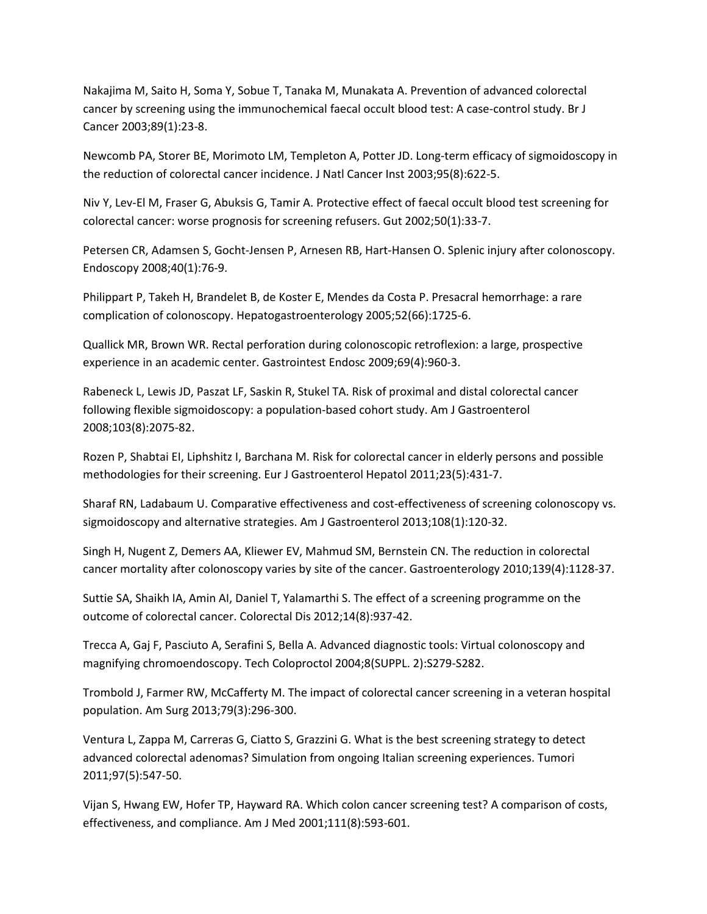Nakajima M, Saito H, Soma Y, Sobue T, Tanaka M, Munakata A. Prevention of advanced colorectal cancer by screening using the immunochemical faecal occult blood test: A case-control study. Br J Cancer 2003;89(1):23-8.

Newcomb PA, Storer BE, Morimoto LM, Templeton A, Potter JD. Long-term efficacy of sigmoidoscopy in the reduction of colorectal cancer incidence. J Natl Cancer Inst 2003;95(8):622-5.

Niv Y, Lev-El M, Fraser G, Abuksis G, Tamir A. Protective effect of faecal occult blood test screening for colorectal cancer: worse prognosis for screening refusers. Gut 2002;50(1):33-7.

Petersen CR, Adamsen S, Gocht-Jensen P, Arnesen RB, Hart-Hansen O. Splenic injury after colonoscopy. Endoscopy 2008;40(1):76-9.

Philippart P, Takeh H, Brandelet B, de Koster E, Mendes da Costa P. Presacral hemorrhage: a rare complication of colonoscopy. Hepatogastroenterology 2005;52(66):1725-6.

Quallick MR, Brown WR. Rectal perforation during colonoscopic retroflexion: a large, prospective experience in an academic center. Gastrointest Endosc 2009;69(4):960-3.

Rabeneck L, Lewis JD, Paszat LF, Saskin R, Stukel TA. Risk of proximal and distal colorectal cancer following flexible sigmoidoscopy: a population-based cohort study. Am J Gastroenterol 2008;103(8):2075-82.

Rozen P, Shabtai EI, Liphshitz I, Barchana M. Risk for colorectal cancer in elderly persons and possible methodologies for their screening. Eur J Gastroenterol Hepatol 2011;23(5):431-7.

Sharaf RN, Ladabaum U. Comparative effectiveness and cost-effectiveness of screening colonoscopy vs. sigmoidoscopy and alternative strategies. Am J Gastroenterol 2013;108(1):120-32.

Singh H, Nugent Z, Demers AA, Kliewer EV, Mahmud SM, Bernstein CN. The reduction in colorectal cancer mortality after colonoscopy varies by site of the cancer. Gastroenterology 2010;139(4):1128-37.

Suttie SA, Shaikh IA, Amin AI, Daniel T, Yalamarthi S. The effect of a screening programme on the outcome of colorectal cancer. Colorectal Dis 2012;14(8):937-42.

Trecca A, Gaj F, Pasciuto A, Serafini S, Bella A. Advanced diagnostic tools: Virtual colonoscopy and magnifying chromoendoscopy. Tech Coloproctol 2004;8(SUPPL. 2):S279-S282.

Trombold J, Farmer RW, McCafferty M. The impact of colorectal cancer screening in a veteran hospital population. Am Surg 2013;79(3):296-300.

Ventura L, Zappa M, Carreras G, Ciatto S, Grazzini G. What is the best screening strategy to detect advanced colorectal adenomas? Simulation from ongoing Italian screening experiences. Tumori 2011;97(5):547-50.

Vijan S, Hwang EW, Hofer TP, Hayward RA. Which colon cancer screening test? A comparison of costs, effectiveness, and compliance. Am J Med 2001;111(8):593-601.